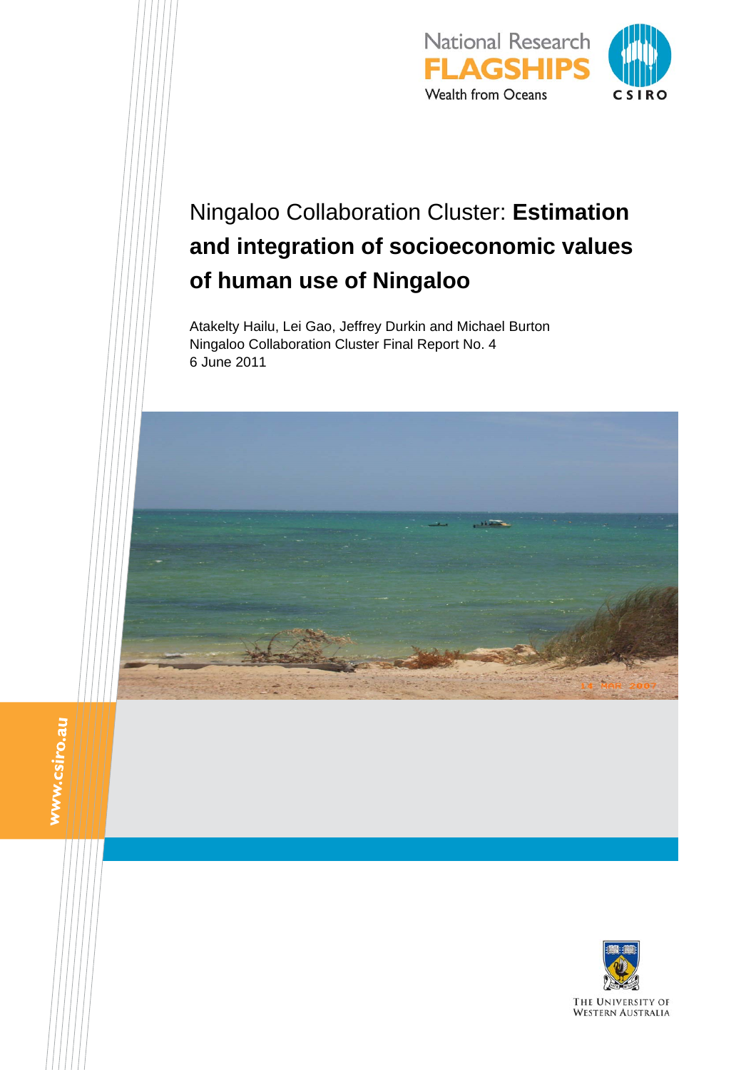National Research **FLAGSHIPS** Wealth from Oceans

CSIRO

# Ningaloo Collaboration Cluster: **Estimation and integration of socioeconomic values of human use of Ningaloo**

Atakelty Hailu, Lei Gao, Jeffrey Durkin and Michael Burton
Ningaloo Collaboration Cluster Final Report No. 4
6 June 2011

www.csiro.au

The University of Western Australia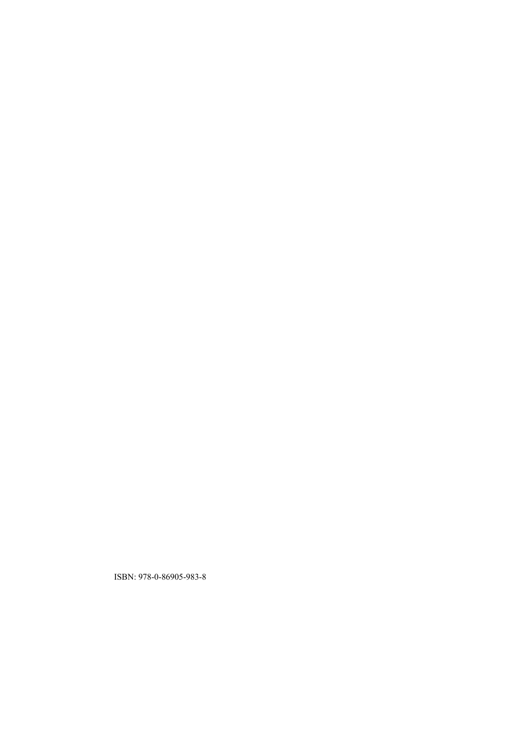ISBN: 978-0-86905-983-8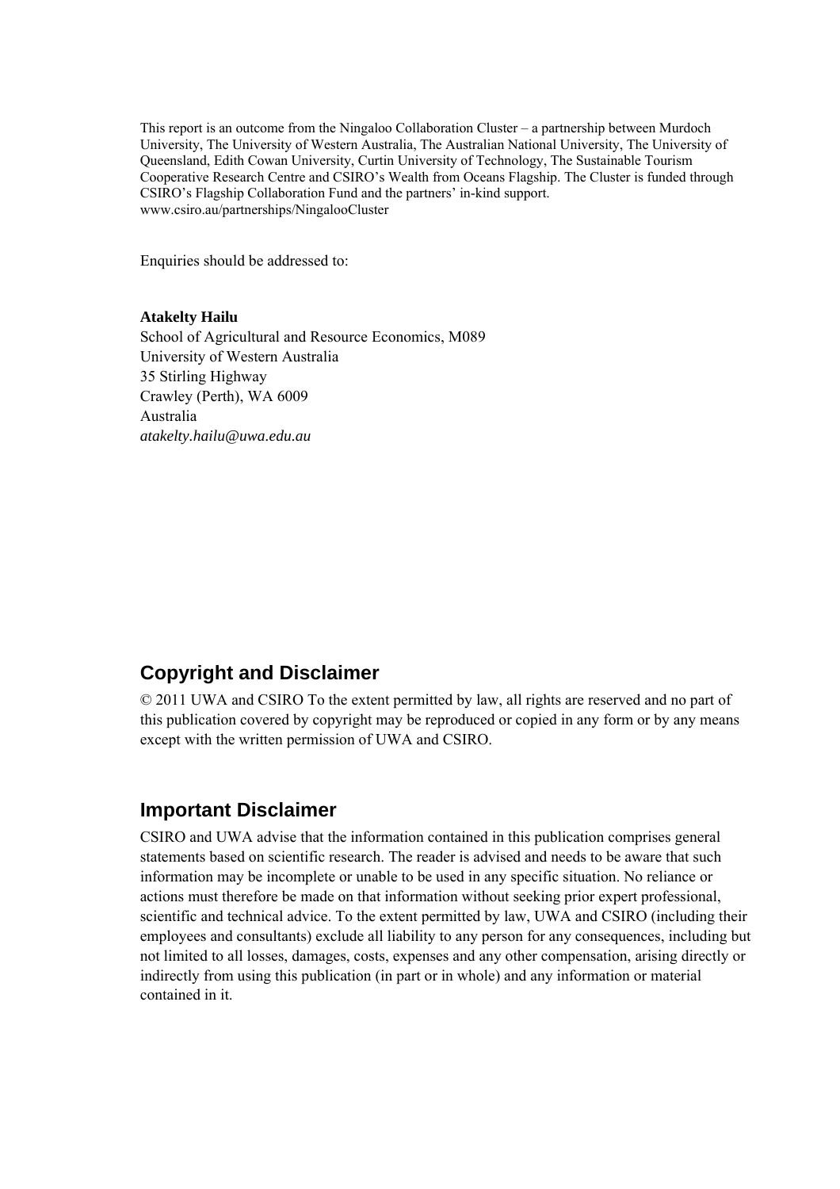This report is an outcome from the Ningaloo Collaboration Cluster – a partnership between Murdoch University, The University of Western Australia, The Australian National University, The University of Queensland, Edith Cowan University, Curtin University of Technology, The Sustainable Tourism Cooperative Research Centre and CSIRO's Wealth from Oceans Flagship. The Cluster is funded through CSIRO's Flagship Collaboration Fund and the partners' in-kind support.
www.csiro.au/partnerships/NingalooCluster

Enquiries should be addressed to:

**Atakelty Hailu**
School of Agricultural and Resource Economics, M089
University of Western Australia
35 Stirling Highway
Crawley (Perth), WA 6009
Australia
*atakelty.hailu@uwa.edu.au*

## Copyright and Disclaimer

© 2011 UWA and CSIRO To the extent permitted by law, all rights are reserved and no part of this publication covered by copyright may be reproduced or copied in any form or by any means except with the written permission of UWA and CSIRO.

## Important Disclaimer

CSIRO and UWA advise that the information contained in this publication comprises general statements based on scientific research. The reader is advised and needs to be aware that such information may be incomplete or unable to be used in any specific situation. No reliance or actions must therefore be made on that information without seeking prior expert professional, scientific and technical advice. To the extent permitted by law, UWA and CSIRO (including their employees and consultants) exclude all liability to any person for any consequences, including but not limited to all losses, damages, costs, expenses and any other compensation, arising directly or indirectly from using this publication (in part or in whole) and any information or material contained in it.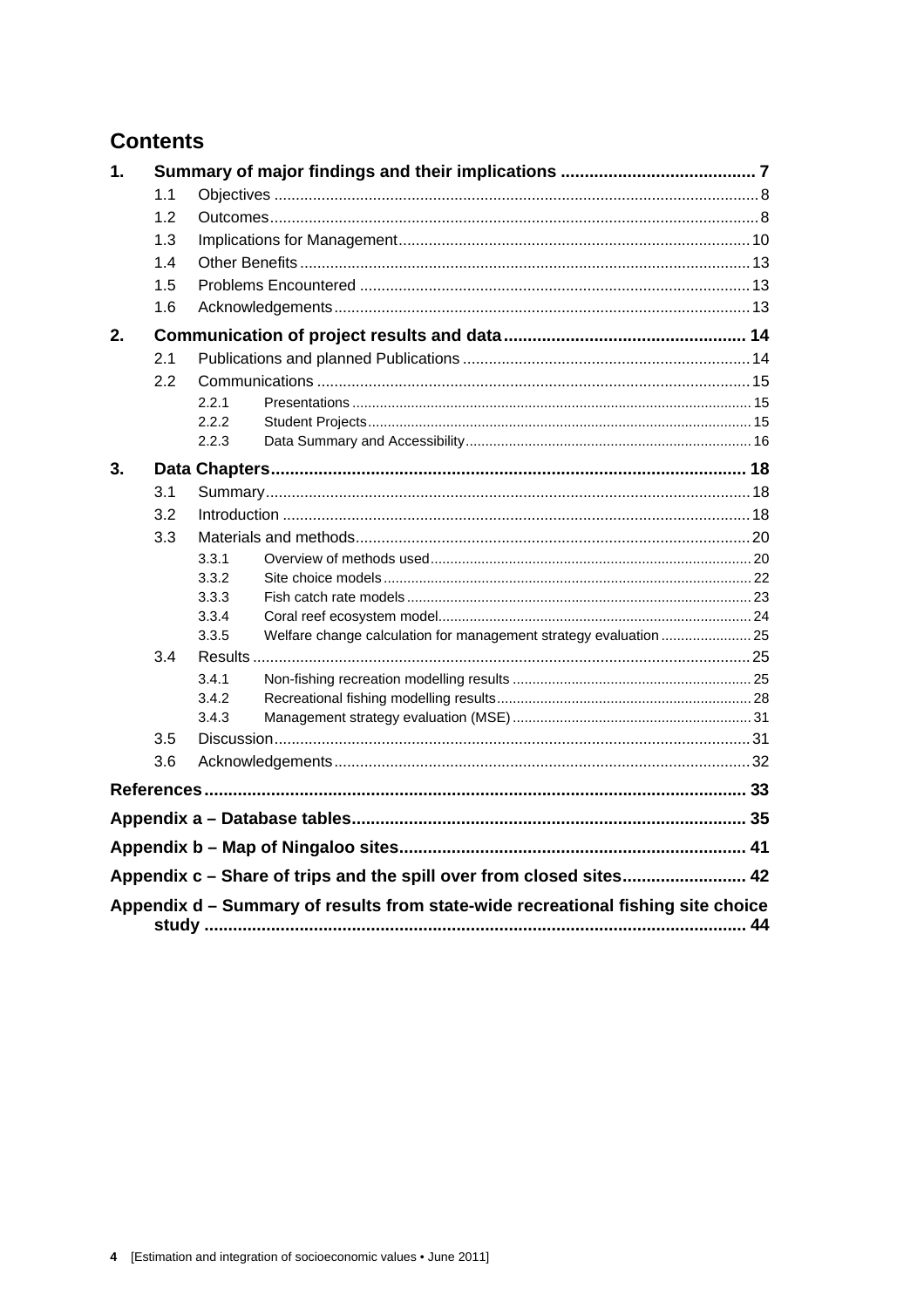# Contents

1. **Summary of major findings and their implications** ......................................... 7
   - 1.1 Objectives ................................................................................................ 8
   - 1.2 Outcomes................................................................................................. 8
   - 1.3 Implications for Management................................................................. 10
   - 1.4 Other Benefits ........................................................................................ 13
   - 1.5 Problems Encountered .......................................................................... 13
   - 1.6 Acknowledgements................................................................................ 13
2. **Communication of project results and data**................................................... 14
   - 2.1 Publications and planned Publications ................................................... 14
   - 2.2 Communications .................................................................................... 15
     - 2.2.1 Presentations .................................................................................... 15
     - 2.2.2 Student Projects................................................................................ 15
     - 2.2.3 Data Summary and Accessibility........................................................ 16
3. **Data Chapters**.................................................................................................... 18
   - 3.1 Summary................................................................................................ 18
   - 3.2 Introduction ............................................................................................ 18
   - 3.3 Materials and methods........................................................................... 20
     - 3.3.1 Overview of methods used................................................................. 20
     - 3.3.2 Site choice models............................................................................. 22
     - 3.3.3 Fish catch rate models....................................................................... 23
     - 3.3.4 Coral reef ecosystem model............................................................... 24
     - 3.3.5 Welfare change calculation for management strategy evaluation ....................... 25
   - 3.4 Results ................................................................................................... 25
     - 3.4.1 Non-fishing recreation modelling results ............................................ 25
     - 3.4.2 Recreational fishing modelling results................................................ 28
     - 3.4.3 Management strategy evaluation (MSE) ............................................ 31
   - 3.5 Discussion.............................................................................................. 31
   - 3.6 Acknowledgements................................................................................ 32

**References**................................................................................................................ 33

**Appendix a – Database tables**.................................................................................. 35

**Appendix b – Map of Ningaloo sites**......................................................................... 41

**Appendix c – Share of trips and the spill over from closed sites**.......................... 42

**Appendix d – Summary of results from state-wide recreational fishing site choice study** ................................................................................................................. 44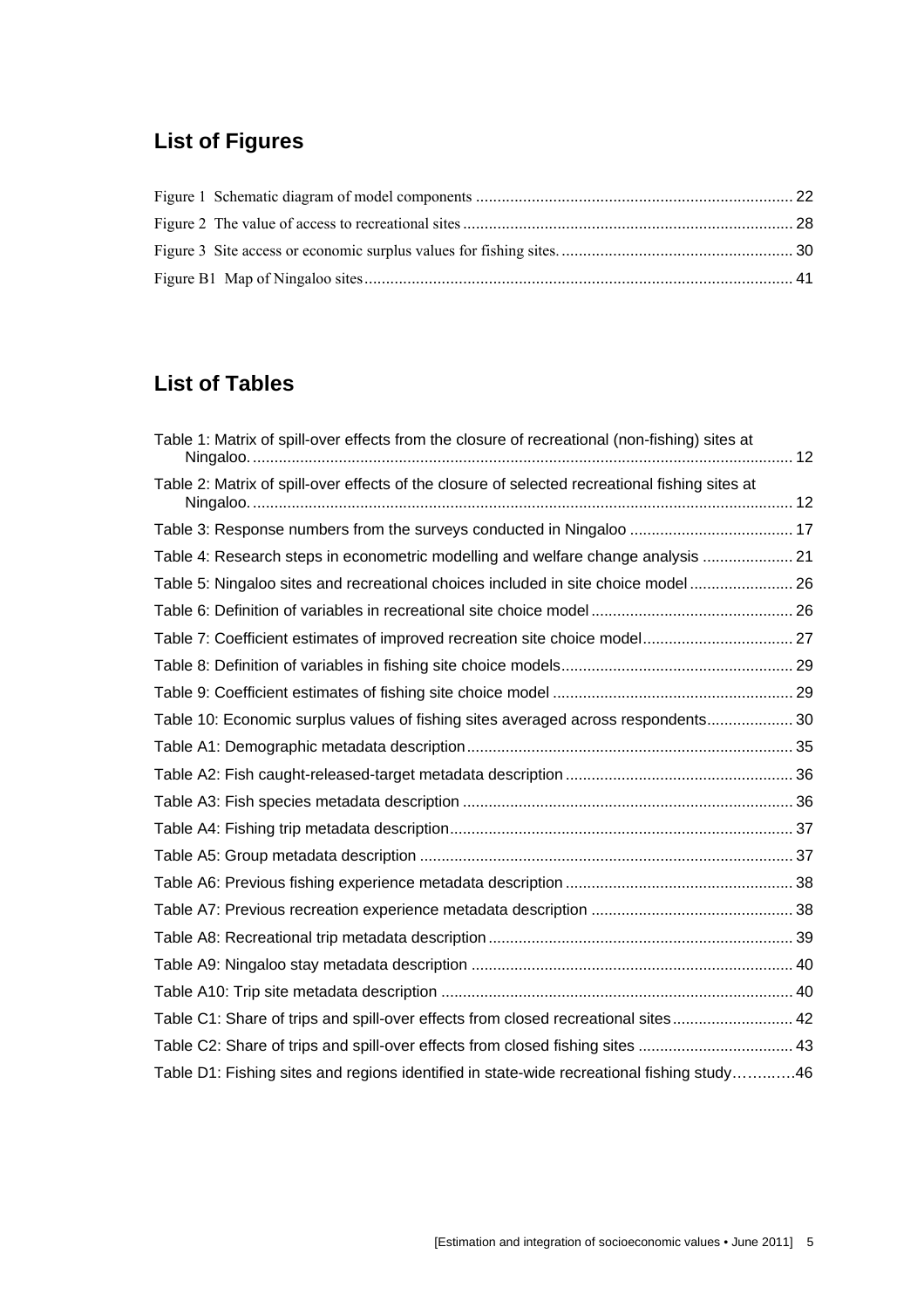## List of Figures

Figure 1 Schematic diagram of model components ........................................................................ 22

Figure 2 The value of access to recreational sites ........................................................................ 28

Figure 3 Site access or economic surplus values for fishing sites. ................................................ 30

Figure B1 Map of Ningaloo sites ................................................................................................. 41

## List of Tables

Table 1: Matrix of spill-over effects from the closure of recreational (non-fishing) sites at Ningaloo. ........................................................................................................................... 12

Table 2: Matrix of spill-over effects of the closure of selected recreational fishing sites at Ningaloo. ........................................................................................................................... 12

Table 3: Response numbers from the surveys conducted in Ningaloo ..................................... 17

Table 4: Research steps in econometric modelling and welfare change analysis ..................... 21

Table 5: Ningaloo sites and recreational choices included in site choice model ........................ 26

Table 6: Definition of variables in recreational site choice model .............................................. 26

Table 7: Coefficient estimates of improved recreation site choice model .................................. 27

Table 8: Definition of variables in fishing site choice models ..................................................... 29

Table 9: Coefficient estimates of fishing site choice model ........................................................ 29

Table 10: Economic surplus values of fishing sites averaged across respondents .................... 30

Table A1: Demographic metadata description ........................................................................... 35

Table A2: Fish caught-released-target metadata description .................................................... 36

Table A3: Fish species metadata description ............................................................................ 36

Table A4: Fishing trip metadata description ............................................................................... 37

Table A5: Group metadata description ...................................................................................... 37

Table A6: Previous fishing experience metadata description ..................................................... 38

Table A7: Previous recreation experience metadata description ............................................... 38

Table A8: Recreational trip metadata description ...................................................................... 39

Table A9: Ningaloo stay metadata description .......................................................................... 40

Table A10: Trip site metadata description ................................................................................. 40

Table C1: Share of trips and spill-over effects from closed recreational sites ............................ 42

Table C2: Share of trips and spill-over effects from closed fishing sites .................................... 43

Table D1: Fishing sites and regions identified in state-wide recreational fishing study…….……46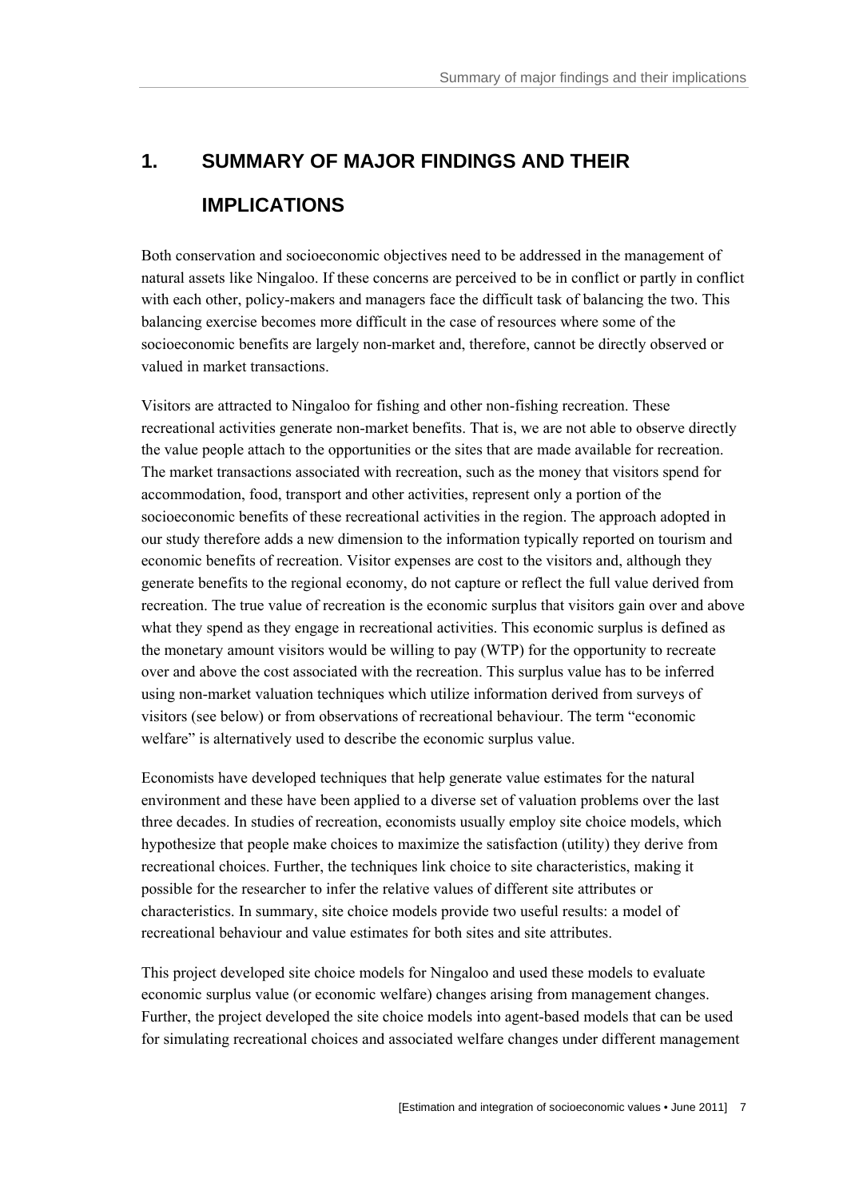# 1. SUMMARY OF MAJOR FINDINGS AND THEIR IMPLICATIONS

Both conservation and socioeconomic objectives need to be addressed in the management of natural assets like Ningaloo. If these concerns are perceived to be in conflict or partly in conflict with each other, policy-makers and managers face the difficult task of balancing the two. This balancing exercise becomes more difficult in the case of resources where some of the socioeconomic benefits are largely non-market and, therefore, cannot be directly observed or valued in market transactions.

Visitors are attracted to Ningaloo for fishing and other non-fishing recreation. These recreational activities generate non-market benefits. That is, we are not able to observe directly the value people attach to the opportunities or the sites that are made available for recreation. The market transactions associated with recreation, such as the money that visitors spend for accommodation, food, transport and other activities, represent only a portion of the socioeconomic benefits of these recreational activities in the region. The approach adopted in our study therefore adds a new dimension to the information typically reported on tourism and economic benefits of recreation. Visitor expenses are cost to the visitors and, although they generate benefits to the regional economy, do not capture or reflect the full value derived from recreation. The true value of recreation is the economic surplus that visitors gain over and above what they spend as they engage in recreational activities. This economic surplus is defined as the monetary amount visitors would be willing to pay (WTP) for the opportunity to recreate over and above the cost associated with the recreation. This surplus value has to be inferred using non-market valuation techniques which utilize information derived from surveys of visitors (see below) or from observations of recreational behaviour. The term "economic welfare" is alternatively used to describe the economic surplus value.

Economists have developed techniques that help generate value estimates for the natural environment and these have been applied to a diverse set of valuation problems over the last three decades. In studies of recreation, economists usually employ site choice models, which hypothesize that people make choices to maximize the satisfaction (utility) they derive from recreational choices. Further, the techniques link choice to site characteristics, making it possible for the researcher to infer the relative values of different site attributes or characteristics. In summary, site choice models provide two useful results: a model of recreational behaviour and value estimates for both sites and site attributes.

This project developed site choice models for Ningaloo and used these models to evaluate economic surplus value (or economic welfare) changes arising from management changes. Further, the project developed the site choice models into agent-based models that can be used for simulating recreational choices and associated welfare changes under different management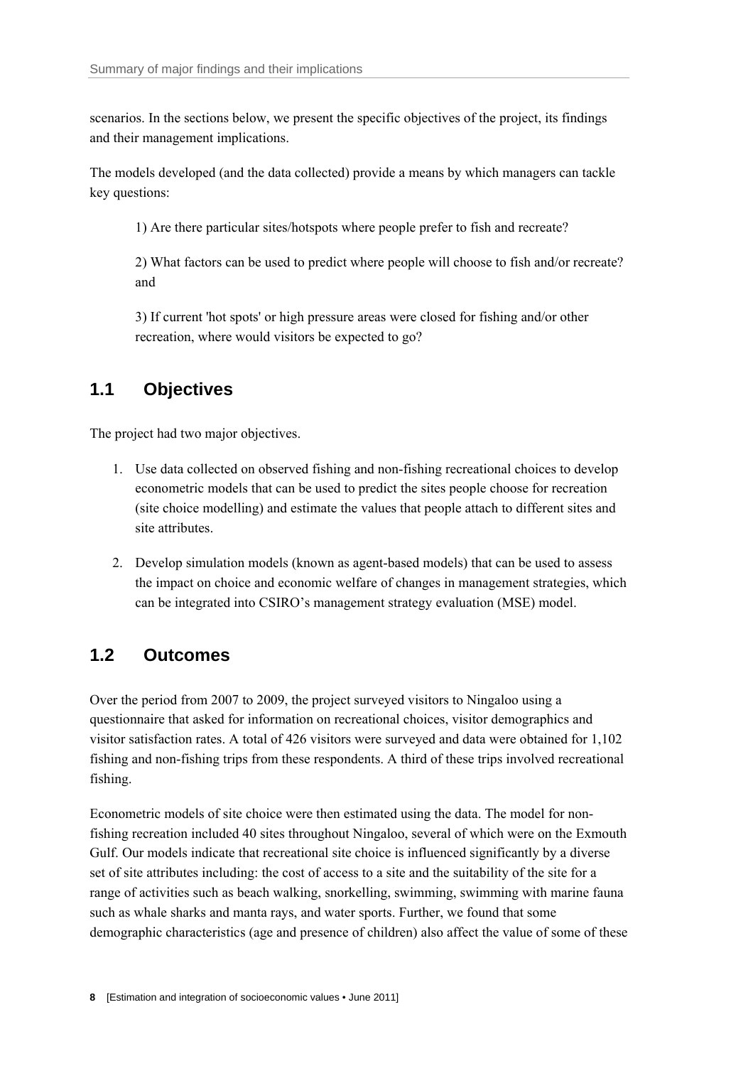scenarios. In the sections below, we present the specific objectives of the project, its findings and their management implications.

The models developed (and the data collected) provide a means by which managers can tackle key questions:

1) Are there particular sites/hotspots where people prefer to fish and recreate?

2) What factors can be used to predict where people will choose to fish and/or recreate? and

3) If current 'hot spots' or high pressure areas were closed for fishing and/or other recreation, where would visitors be expected to go?

## 1.1 Objectives

The project had two major objectives.

1. Use data collected on observed fishing and non-fishing recreational choices to develop econometric models that can be used to predict the sites people choose for recreation (site choice modelling) and estimate the values that people attach to different sites and site attributes.
2. Develop simulation models (known as agent-based models) that can be used to assess the impact on choice and economic welfare of changes in management strategies, which can be integrated into CSIRO's management strategy evaluation (MSE) model.

## 1.2 Outcomes

Over the period from 2007 to 2009, the project surveyed visitors to Ningaloo using a questionnaire that asked for information on recreational choices, visitor demographics and visitor satisfaction rates. A total of 426 visitors were surveyed and data were obtained for 1,102 fishing and non-fishing trips from these respondents. A third of these trips involved recreational fishing.

Econometric models of site choice were then estimated using the data. The model for non-fishing recreation included 40 sites throughout Ningaloo, several of which were on the Exmouth Gulf. Our models indicate that recreational site choice is influenced significantly by a diverse set of site attributes including: the cost of access to a site and the suitability of the site for a range of activities such as beach walking, snorkelling, swimming, swimming with marine fauna such as whale sharks and manta rays, and water sports. Further, we found that some demographic characteristics (age and presence of children) also affect the value of some of these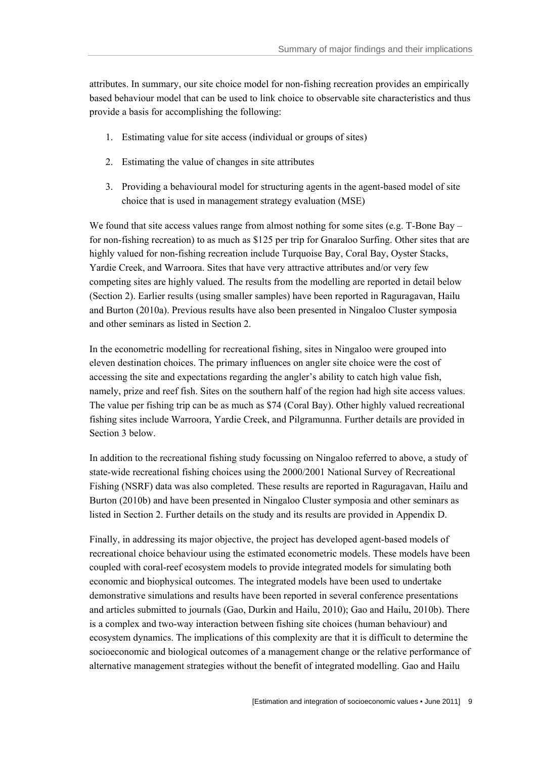attributes. In summary, our site choice model for non-fishing recreation provides an empirically based behaviour model that can be used to link choice to observable site characteristics and thus provide a basis for accomplishing the following:

1. Estimating value for site access (individual or groups of sites)
2. Estimating the value of changes in site attributes
3. Providing a behavioural model for structuring agents in the agent-based model of site choice that is used in management strategy evaluation (MSE)

We found that site access values range from almost nothing for some sites (e.g. T-Bone Bay – for non-fishing recreation) to as much as $125 per trip for Gnaraloo Surfing. Other sites that are highly valued for non-fishing recreation include Turquoise Bay, Coral Bay, Oyster Stacks, Yardie Creek, and Warroora. Sites that have very attractive attributes and/or very few competing sites are highly valued. The results from the modelling are reported in detail below (Section 2). Earlier results (using smaller samples) have been reported in Raguragavan, Hailu and Burton (2010a). Previous results have also been presented in Ningaloo Cluster symposia and other seminars as listed in Section 2.

In the econometric modelling for recreational fishing, sites in Ningaloo were grouped into eleven destination choices. The primary influences on angler site choice were the cost of accessing the site and expectations regarding the angler's ability to catch high value fish, namely, prize and reef fish. Sites on the southern half of the region had high site access values. The value per fishing trip can be as much as $74 (Coral Bay). Other highly valued recreational fishing sites include Warroora, Yardie Creek, and Pilgramunna. Further details are provided in Section 3 below.

In addition to the recreational fishing study focussing on Ningaloo referred to above, a study of state-wide recreational fishing choices using the 2000/2001 National Survey of Recreational Fishing (NSRF) data was also completed. These results are reported in Raguragavan, Hailu and Burton (2010b) and have been presented in Ningaloo Cluster symposia and other seminars as listed in Section 2. Further details on the study and its results are provided in Appendix D.

Finally, in addressing its major objective, the project has developed agent-based models of recreational choice behaviour using the estimated econometric models. These models have been coupled with coral-reef ecosystem models to provide integrated models for simulating both economic and biophysical outcomes. The integrated models have been used to undertake demonstrative simulations and results have been reported in several conference presentations and articles submitted to journals (Gao, Durkin and Hailu, 2010); Gao and Hailu, 2010b). There is a complex and two-way interaction between fishing site choices (human behaviour) and ecosystem dynamics. The implications of this complexity are that it is difficult to determine the socioeconomic and biological outcomes of a management change or the relative performance of alternative management strategies without the benefit of integrated modelling. Gao and Hailu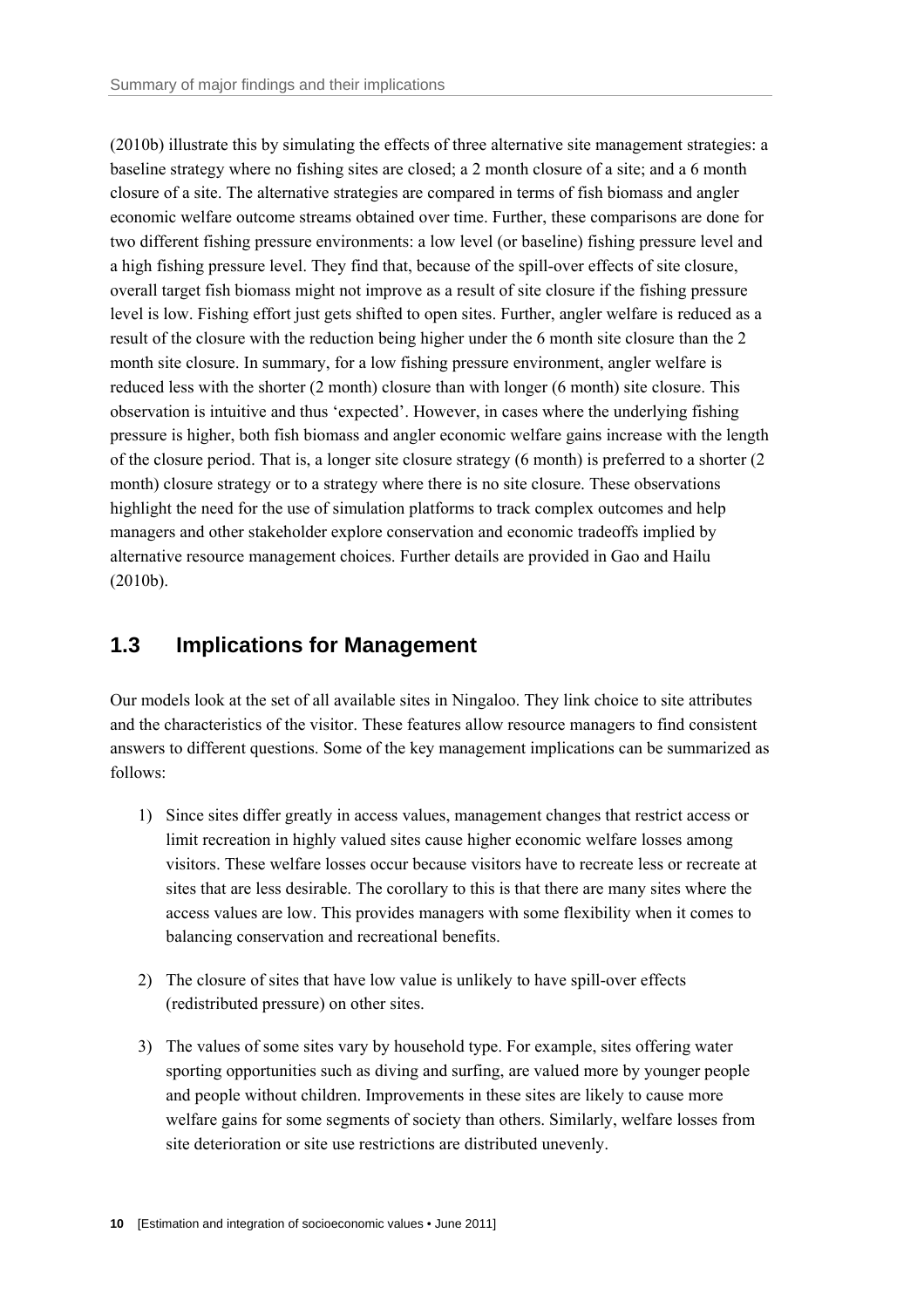(2010b) illustrate this by simulating the effects of three alternative site management strategies: a baseline strategy where no fishing sites are closed; a 2 month closure of a site; and a 6 month closure of a site. The alternative strategies are compared in terms of fish biomass and angler economic welfare outcome streams obtained over time. Further, these comparisons are done for two different fishing pressure environments: a low level (or baseline) fishing pressure level and a high fishing pressure level. They find that, because of the spill-over effects of site closure, overall target fish biomass might not improve as a result of site closure if the fishing pressure level is low. Fishing effort just gets shifted to open sites. Further, angler welfare is reduced as a result of the closure with the reduction being higher under the 6 month site closure than the 2 month site closure. In summary, for a low fishing pressure environment, angler welfare is reduced less with the shorter (2 month) closure than with longer (6 month) site closure. This observation is intuitive and thus 'expected'. However, in cases where the underlying fishing pressure is higher, both fish biomass and angler economic welfare gains increase with the length of the closure period. That is, a longer site closure strategy (6 month) is preferred to a shorter (2 month) closure strategy or to a strategy where there is no site closure. These observations highlight the need for the use of simulation platforms to track complex outcomes and help managers and other stakeholder explore conservation and economic tradeoffs implied by alternative resource management choices. Further details are provided in Gao and Hailu (2010b).

## 1.3 Implications for Management

Our models look at the set of all available sites in Ningaloo. They link choice to site attributes and the characteristics of the visitor. These features allow resource managers to find consistent answers to different questions. Some of the key management implications can be summarized as follows:

1) Since sites differ greatly in access values, management changes that restrict access or limit recreation in highly valued sites cause higher economic welfare losses among visitors. These welfare losses occur because visitors have to recreate less or recreate at sites that are less desirable. The corollary to this is that there are many sites where the access values are low. This provides managers with some flexibility when it comes to balancing conservation and recreational benefits.

2) The closure of sites that have low value is unlikely to have spill-over effects (redistributed pressure) on other sites.

3) The values of some sites vary by household type. For example, sites offering water sporting opportunities such as diving and surfing, are valued more by younger people and people without children. Improvements in these sites are likely to cause more welfare gains for some segments of society than others. Similarly, welfare losses from site deterioration or site use restrictions are distributed unevenly.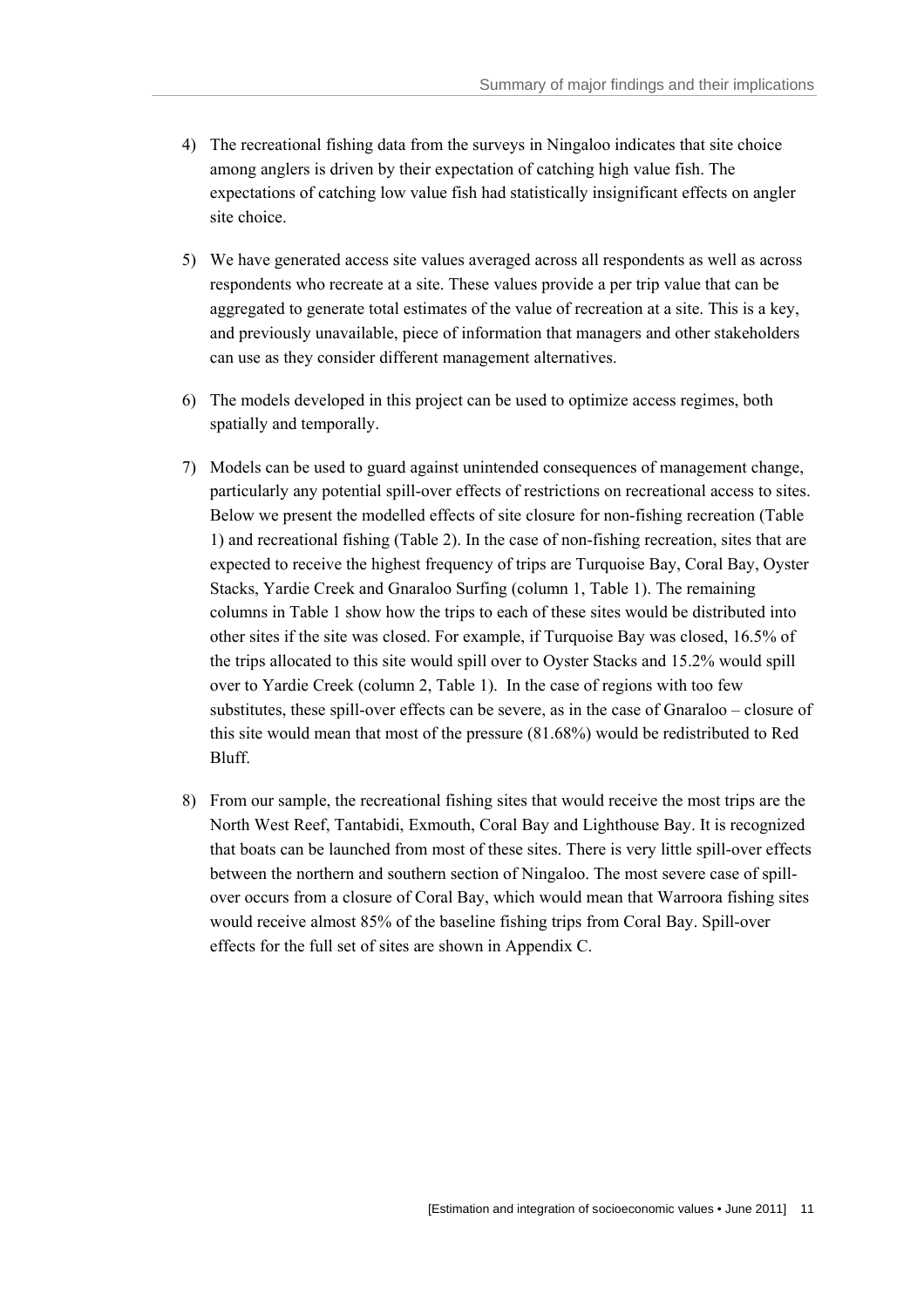4) The recreational fishing data from the surveys in Ningaloo indicates that site choice among anglers is driven by their expectation of catching high value fish. The expectations of catching low value fish had statistically insignificant effects on angler site choice.

5) We have generated access site values averaged across all respondents as well as across respondents who recreate at a site. These values provide a per trip value that can be aggregated to generate total estimates of the value of recreation at a site. This is a key, and previously unavailable, piece of information that managers and other stakeholders can use as they consider different management alternatives.

6) The models developed in this project can be used to optimize access regimes, both spatially and temporally.

7) Models can be used to guard against unintended consequences of management change, particularly any potential spill-over effects of restrictions on recreational access to sites. Below we present the modelled effects of site closure for non-fishing recreation (Table 1) and recreational fishing (Table 2). In the case of non-fishing recreation, sites that are expected to receive the highest frequency of trips are Turquoise Bay, Coral Bay, Oyster Stacks, Yardie Creek and Gnaraloo Surfing (column 1, Table 1). The remaining columns in Table 1 show how the trips to each of these sites would be distributed into other sites if the site was closed. For example, if Turquoise Bay was closed, 16.5% of the trips allocated to this site would spill over to Oyster Stacks and 15.2% would spill over to Yardie Creek (column 2, Table 1). In the case of regions with too few substitutes, these spill-over effects can be severe, as in the case of Gnaraloo – closure of this site would mean that most of the pressure (81.68%) would be redistributed to Red Bluff.

8) From our sample, the recreational fishing sites that would receive the most trips are the North West Reef, Tantabidi, Exmouth, Coral Bay and Lighthouse Bay. It is recognized that boats can be launched from most of these sites. There is very little spill-over effects between the northern and southern section of Ningaloo. The most severe case of spill-over occurs from a closure of Coral Bay, which would mean that Warroora fishing sites would receive almost 85% of the baseline fishing trips from Coral Bay. Spill-over effects for the full set of sites are shown in Appendix C.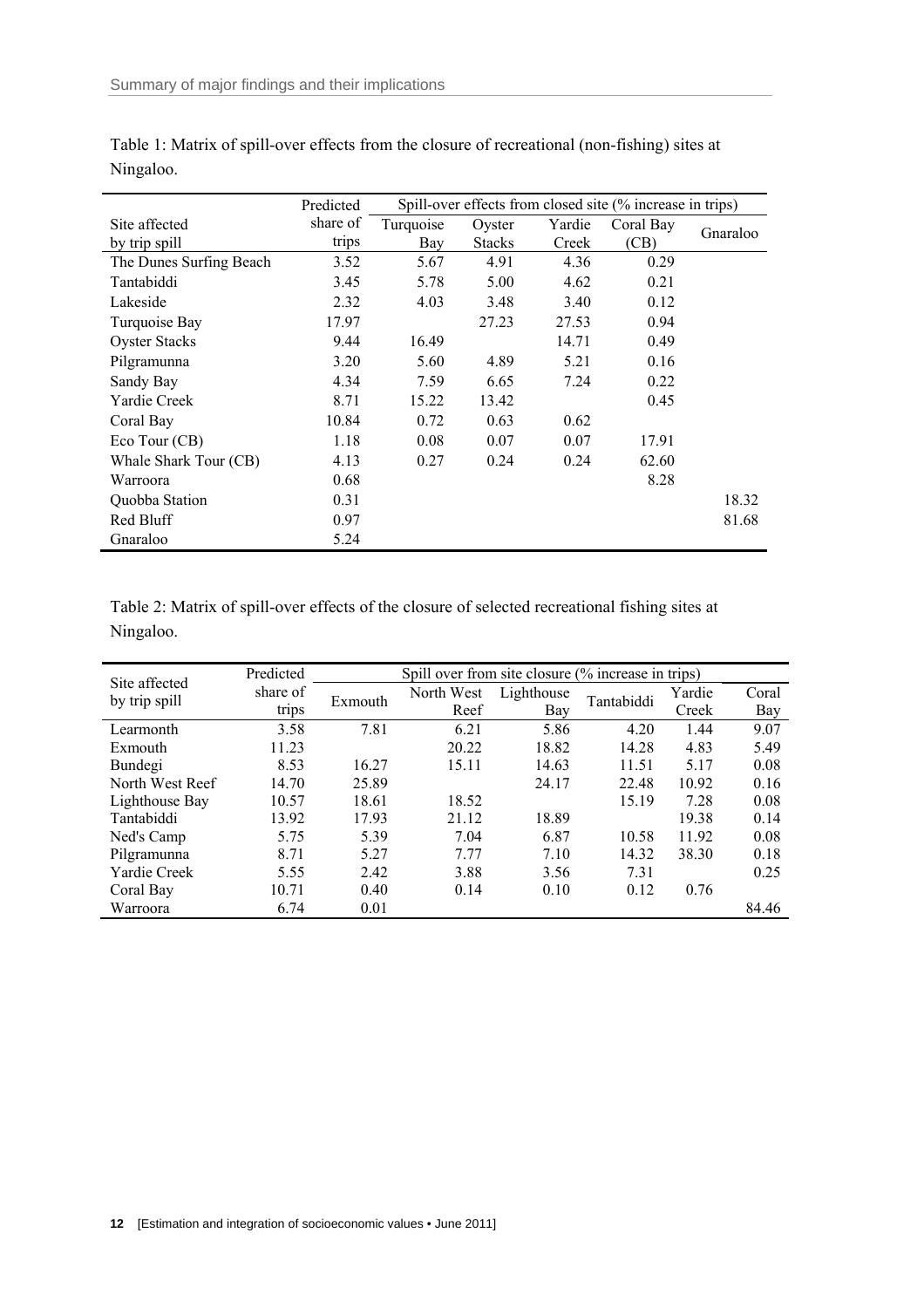Table 1: Matrix of spill-over effects from the closure of recreational (non-fishing) sites at Ningaloo.

| Site affected by trip spill | Predicted share of trips | Spill-over effects from closed site (% increase in trips) | | | | |
|---|---|---|---|---|---|---|
| | | Turquoise Bay | Oyster Stacks | Yardie Creek | Coral Bay (CB) | Gnaraloo |
| The Dunes Surfing Beach | 3.52 | 5.67 | 4.91 | 4.36 | 0.29 | |
| Tantabiddi | 3.45 | 5.78 | 5.00 | 4.62 | 0.21 | |
| Lakeside | 2.32 | 4.03 | 3.48 | 3.40 | 0.12 | |
| Turquoise Bay | 17.97 | | 27.23 | 27.53 | 0.94 | |
| Oyster Stacks | 9.44 | 16.49 | | 14.71 | 0.49 | |
| Pilgramunna | 3.20 | 5.60 | 4.89 | 5.21 | 0.16 | |
| Sandy Bay | 4.34 | 7.59 | 6.65 | 7.24 | 0.22 | |
| Yardie Creek | 8.71 | 15.22 | 13.42 | | 0.45 | |
| Coral Bay | 10.84 | 0.72 | 0.63 | 0.62 | | |
| Eco Tour (CB) | 1.18 | 0.08 | 0.07 | 0.07 | 17.91 | |
| Whale Shark Tour (CB) | 4.13 | 0.27 | 0.24 | 0.24 | 62.60 | |
| Warroora | 0.68 | | | | 8.28 | |
| Quobba Station | 0.31 | | | | | 18.32 |
| Red Bluff | 0.97 | | | | | 81.68 |
| Gnaraloo | 5.24 | | | | | |

Table 2: Matrix of spill-over effects of the closure of selected recreational fishing sites at Ningaloo.

| Site affected by trip spill | Predicted share of trips | Spill over from site closure (% increase in trips) | | | | | |
|---|---|---|---|---|---|---|---|
| | | Exmouth | North West Reef | Lighthouse Bay | Tantabiddi | Yardie Creek | Coral Bay |
| Learmonth | 3.58 | 7.81 | 6.21 | 5.86 | 4.20 | 1.44 | 9.07 |
| Exmouth | 11.23 | | 20.22 | 18.82 | 14.28 | 4.83 | 5.49 |
| Bundegi | 8.53 | 16.27 | 15.11 | 14.63 | 11.51 | 5.17 | 0.08 |
| North West Reef | 14.70 | 25.89 | | 24.17 | 22.48 | 10.92 | 0.16 |
| Lighthouse Bay | 10.57 | 18.61 | 18.52 | | 15.19 | 7.28 | 0.08 |
| Tantabiddi | 13.92 | 17.93 | 21.12 | 18.89 | | 19.38 | 0.14 |
| Ned's Camp | 5.75 | 5.39 | 7.04 | 6.87 | 10.58 | 11.92 | 0.08 |
| Pilgramunna | 8.71 | 5.27 | 7.77 | 7.10 | 14.32 | 38.30 | 0.18 |
| Yardie Creek | 5.55 | 2.42 | 3.88 | 3.56 | 7.31 | | 0.25 |
| Coral Bay | 10.71 | 0.40 | 0.14 | 0.10 | 0.12 | 0.76 | |
| Warroora | 6.74 | 0.01 | | | | | 84.46 |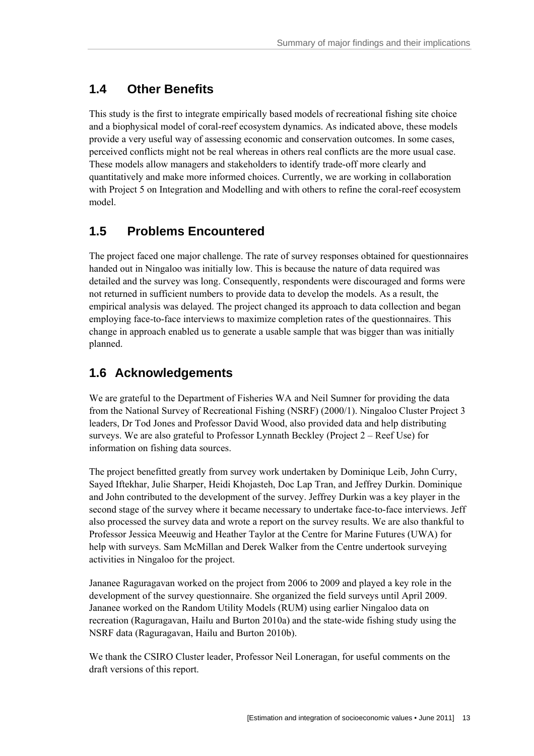## 1.4 Other Benefits

This study is the first to integrate empirically based models of recreational fishing site choice and a biophysical model of coral-reef ecosystem dynamics. As indicated above, these models provide a very useful way of assessing economic and conservation outcomes. In some cases, perceived conflicts might not be real whereas in others real conflicts are the more usual case. These models allow managers and stakeholders to identify trade-off more clearly and quantitatively and make more informed choices. Currently, we are working in collaboration with Project 5 on Integration and Modelling and with others to refine the coral-reef ecosystem model.

## 1.5 Problems Encountered

The project faced one major challenge. The rate of survey responses obtained for questionnaires handed out in Ningaloo was initially low. This is because the nature of data required was detailed and the survey was long. Consequently, respondents were discouraged and forms were not returned in sufficient numbers to provide data to develop the models. As a result, the empirical analysis was delayed. The project changed its approach to data collection and began employing face-to-face interviews to maximize completion rates of the questionnaires. This change in approach enabled us to generate a usable sample that was bigger than was initially planned.

## 1.6 Acknowledgements

We are grateful to the Department of Fisheries WA and Neil Sumner for providing the data from the National Survey of Recreational Fishing (NSRF) (2000/1). Ningaloo Cluster Project 3 leaders, Dr Tod Jones and Professor David Wood, also provided data and help distributing surveys. We are also grateful to Professor Lynnath Beckley (Project 2 – Reef Use) for information on fishing data sources.

The project benefitted greatly from survey work undertaken by Dominique Leib, John Curry, Sayed Iftekhar, Julie Sharper, Heidi Khojasteh, Doc Lap Tran, and Jeffrey Durkin. Dominique and John contributed to the development of the survey. Jeffrey Durkin was a key player in the second stage of the survey where it became necessary to undertake face-to-face interviews. Jeff also processed the survey data and wrote a report on the survey results. We are also thankful to Professor Jessica Meeuwig and Heather Taylor at the Centre for Marine Futures (UWA) for help with surveys. Sam McMillan and Derek Walker from the Centre undertook surveying activities in Ningaloo for the project.

Jananee Raguragavan worked on the project from 2006 to 2009 and played a key role in the development of the survey questionnaire. She organized the field surveys until April 2009. Jananee worked on the Random Utility Models (RUM) using earlier Ningaloo data on recreation (Raguragavan, Hailu and Burton 2010a) and the state-wide fishing study using the NSRF data (Raguragavan, Hailu and Burton 2010b).

We thank the CSIRO Cluster leader, Professor Neil Loneragan, for useful comments on the draft versions of this report.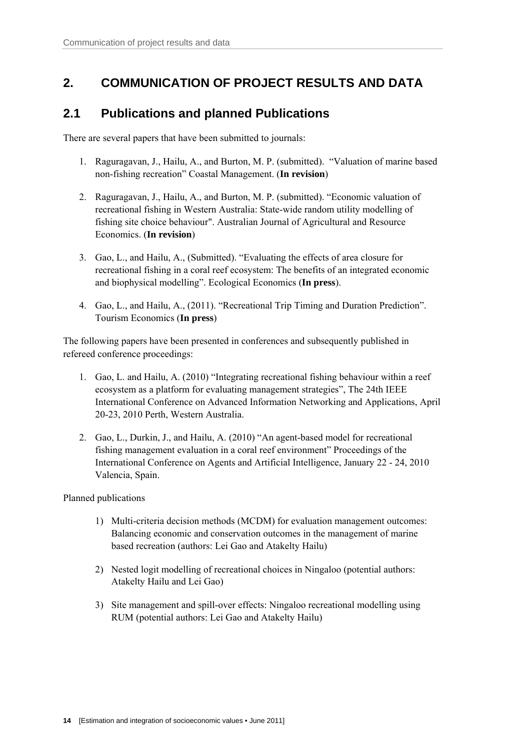# 2. COMMUNICATION OF PROJECT RESULTS AND DATA

## 2.1 Publications and planned Publications

There are several papers that have been submitted to journals:

1. Raguragavan, J., Hailu, A., and Burton, M. P. (submitted). "Valuation of marine based non-fishing recreation" Coastal Management. (**In revision**)
2. Raguragavan, J., Hailu, A., and Burton, M. P. (submitted). "Economic valuation of recreational fishing in Western Australia: State-wide random utility modelling of fishing site choice behaviour". Australian Journal of Agricultural and Resource Economics. (**In revision**)
3. Gao, L., and Hailu, A., (Submitted). "Evaluating the effects of area closure for recreational fishing in a coral reef ecosystem: The benefits of an integrated economic and biophysical modelling". Ecological Economics (**In press**).
4. Gao, L., and Hailu, A., (2011). "Recreational Trip Timing and Duration Prediction". Tourism Economics (**In press**)

The following papers have been presented in conferences and subsequently published in refereed conference proceedings:

1. Gao, L. and Hailu, A. (2010) "Integrating recreational fishing behaviour within a reef ecosystem as a platform for evaluating management strategies", The 24th IEEE International Conference on Advanced Information Networking and Applications, April 20-23, 2010 Perth, Western Australia.
2. Gao, L., Durkin, J., and Hailu, A. (2010) "An agent-based model for recreational fishing management evaluation in a coral reef environment" Proceedings of the International Conference on Agents and Artificial Intelligence, January 22 - 24, 2010 Valencia, Spain.

Planned publications

1) Multi-criteria decision methods (MCDM) for evaluation management outcomes: Balancing economic and conservation outcomes in the management of marine based recreation (authors: Lei Gao and Atakelty Hailu)

2) Nested logit modelling of recreational choices in Ningaloo (potential authors: Atakelty Hailu and Lei Gao)

3) Site management and spill-over effects: Ningaloo recreational modelling using RUM (potential authors: Lei Gao and Atakelty Hailu)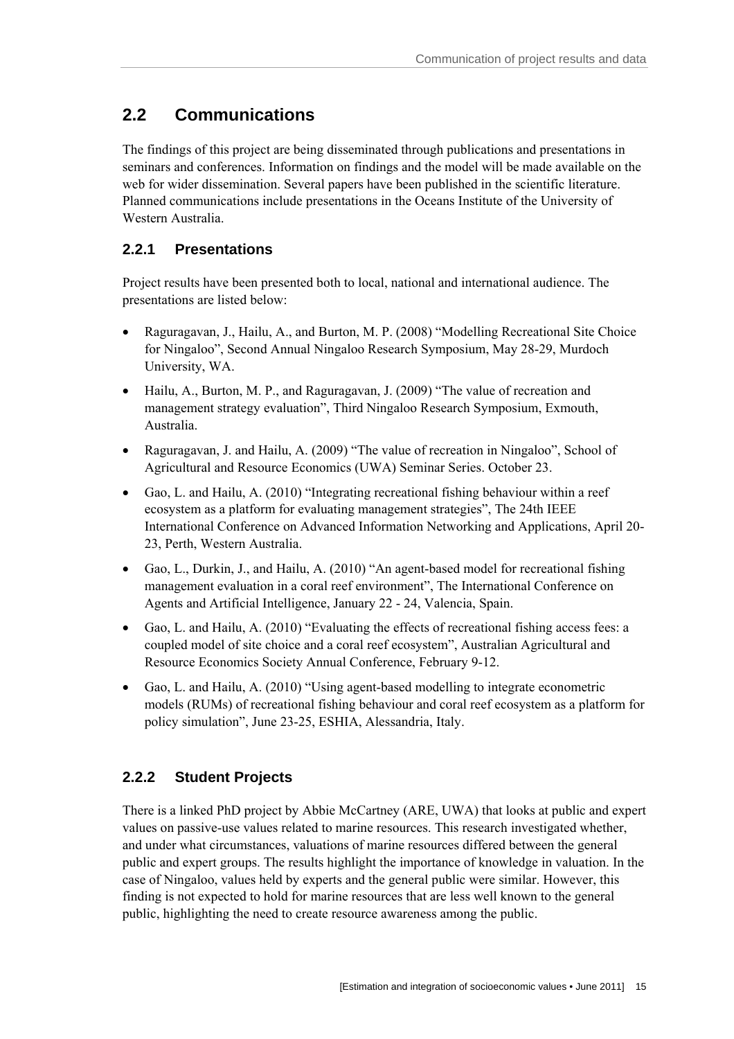## 2.2 Communications

The findings of this project are being disseminated through publications and presentations in seminars and conferences. Information on findings and the model will be made available on the web for wider dissemination. Several papers have been published in the scientific literature. Planned communications include presentations in the Oceans Institute of the University of Western Australia.

### 2.2.1 Presentations

Project results have been presented both to local, national and international audience. The presentations are listed below:

- Raguragavan, J., Hailu, A., and Burton, M. P. (2008) "Modelling Recreational Site Choice for Ningaloo", Second Annual Ningaloo Research Symposium, May 28-29, Murdoch University, WA.
- Hailu, A., Burton, M. P., and Raguragavan, J. (2009) "The value of recreation and management strategy evaluation", Third Ningaloo Research Symposium, Exmouth, Australia.
- Raguragavan, J. and Hailu, A. (2009) "The value of recreation in Ningaloo", School of Agricultural and Resource Economics (UWA) Seminar Series. October 23.
- Gao, L. and Hailu, A. (2010) "Integrating recreational fishing behaviour within a reef ecosystem as a platform for evaluating management strategies", The 24th IEEE International Conference on Advanced Information Networking and Applications, April 20-23, Perth, Western Australia.
- Gao, L., Durkin, J., and Hailu, A. (2010) "An agent-based model for recreational fishing management evaluation in a coral reef environment", The International Conference on Agents and Artificial Intelligence, January 22 - 24, Valencia, Spain.
- Gao, L. and Hailu, A. (2010) "Evaluating the effects of recreational fishing access fees: a coupled model of site choice and a coral reef ecosystem", Australian Agricultural and Resource Economics Society Annual Conference, February 9-12.
- Gao, L. and Hailu, A. (2010) "Using agent-based modelling to integrate econometric models (RUMs) of recreational fishing behaviour and coral reef ecosystem as a platform for policy simulation", June 23-25, ESHIA, Alessandria, Italy.

### 2.2.2 Student Projects

There is a linked PhD project by Abbie McCartney (ARE, UWA) that looks at public and expert values on passive-use values related to marine resources. This research investigated whether, and under what circumstances, valuations of marine resources differed between the general public and expert groups. The results highlight the importance of knowledge in valuation. In the case of Ningaloo, values held by experts and the general public were similar. However, this finding is not expected to hold for marine resources that are less well known to the general public, highlighting the need to create resource awareness among the public.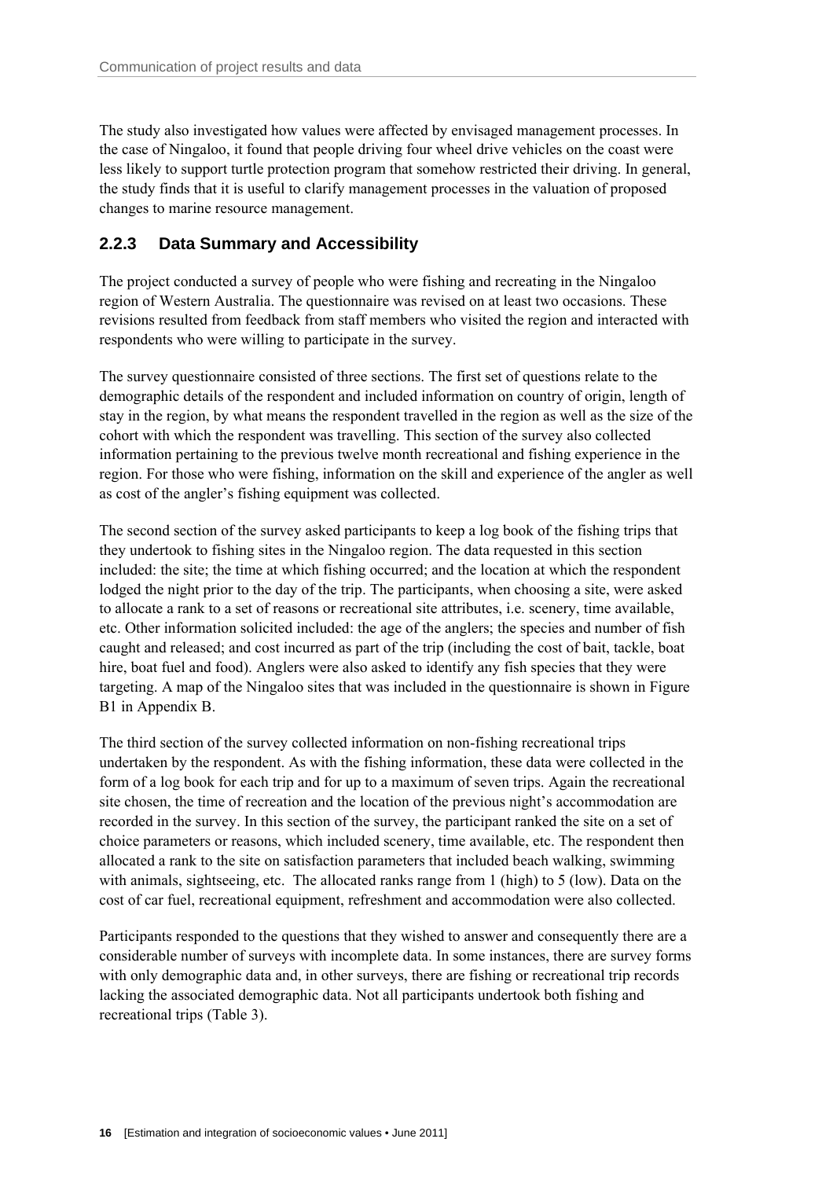The study also investigated how values were affected by envisaged management processes. In the case of Ningaloo, it found that people driving four wheel drive vehicles on the coast were less likely to support turtle protection program that somehow restricted their driving. In general, the study finds that it is useful to clarify management processes in the valuation of proposed changes to marine resource management.

### 2.2.3 Data Summary and Accessibility

The project conducted a survey of people who were fishing and recreating in the Ningaloo region of Western Australia. The questionnaire was revised on at least two occasions. These revisions resulted from feedback from staff members who visited the region and interacted with respondents who were willing to participate in the survey.

The survey questionnaire consisted of three sections. The first set of questions relate to the demographic details of the respondent and included information on country of origin, length of stay in the region, by what means the respondent travelled in the region as well as the size of the cohort with which the respondent was travelling. This section of the survey also collected information pertaining to the previous twelve month recreational and fishing experience in the region. For those who were fishing, information on the skill and experience of the angler as well as cost of the angler's fishing equipment was collected.

The second section of the survey asked participants to keep a log book of the fishing trips that they undertook to fishing sites in the Ningaloo region. The data requested in this section included: the site; the time at which fishing occurred; and the location at which the respondent lodged the night prior to the day of the trip. The participants, when choosing a site, were asked to allocate a rank to a set of reasons or recreational site attributes, i.e. scenery, time available, etc. Other information solicited included: the age of the anglers; the species and number of fish caught and released; and cost incurred as part of the trip (including the cost of bait, tackle, boat hire, boat fuel and food). Anglers were also asked to identify any fish species that they were targeting. A map of the Ningaloo sites that was included in the questionnaire is shown in Figure B1 in Appendix B.

The third section of the survey collected information on non-fishing recreational trips undertaken by the respondent. As with the fishing information, these data were collected in the form of a log book for each trip and for up to a maximum of seven trips. Again the recreational site chosen, the time of recreation and the location of the previous night's accommodation are recorded in the survey. In this section of the survey, the participant ranked the site on a set of choice parameters or reasons, which included scenery, time available, etc. The respondent then allocated a rank to the site on satisfaction parameters that included beach walking, swimming with animals, sightseeing, etc. The allocated ranks range from 1 (high) to 5 (low). Data on the cost of car fuel, recreational equipment, refreshment and accommodation were also collected.

Participants responded to the questions that they wished to answer and consequently there are a considerable number of surveys with incomplete data. In some instances, there are survey forms with only demographic data and, in other surveys, there are fishing or recreational trip records lacking the associated demographic data. Not all participants undertook both fishing and recreational trips (Table 3).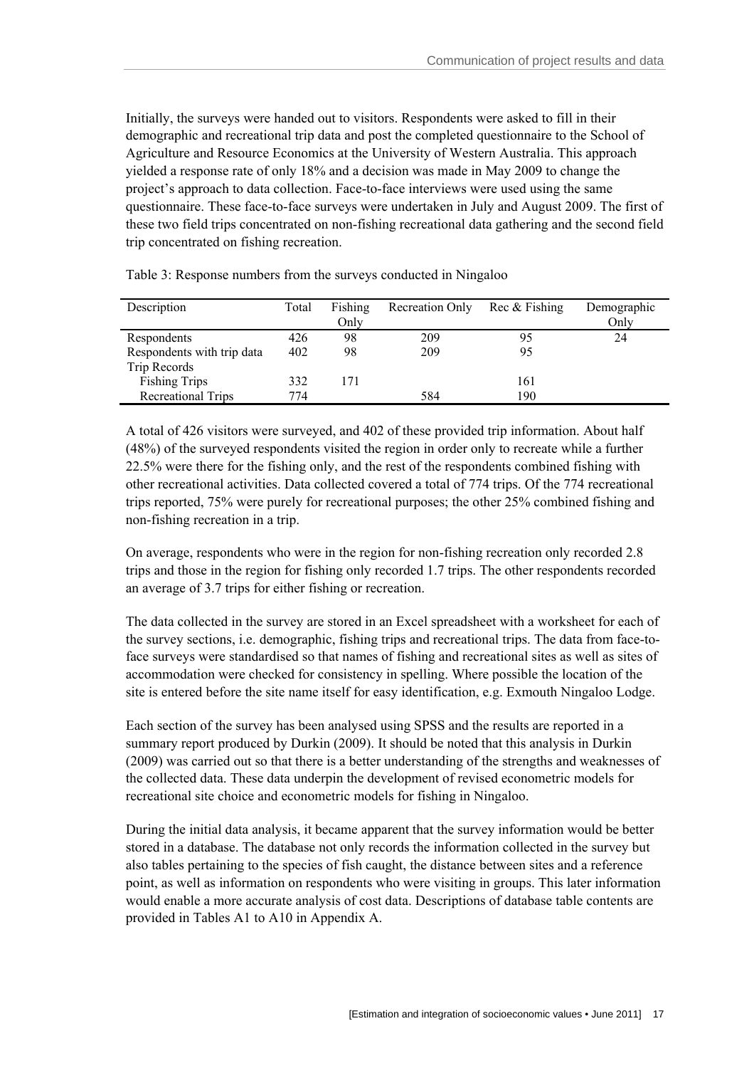Initially, the surveys were handed out to visitors. Respondents were asked to fill in their demographic and recreational trip data and post the completed questionnaire to the School of Agriculture and Resource Economics at the University of Western Australia. This approach yielded a response rate of only 18% and a decision was made in May 2009 to change the project's approach to data collection. Face-to-face interviews were used using the same questionnaire. These face-to-face surveys were undertaken in July and August 2009. The first of these two field trips concentrated on non-fishing recreational data gathering and the second field trip concentrated on fishing recreation.

Table 3: Response numbers from the surveys conducted in Ningaloo

| Description | Total | Fishing Only | Recreation Only | Rec & Fishing | Demographic Only |
|---|---|---|---|---|---|
| Respondents | 426 | 98 | 209 | 95 | 24 |
| Respondents with trip data | 402 | 98 | 209 | 95 | |
| Trip Records | | | | | |
| Fishing Trips | 332 | 171 | | 161 | |
| Recreational Trips | 774 | | 584 | 190 | |

A total of 426 visitors were surveyed, and 402 of these provided trip information. About half (48%) of the surveyed respondents visited the region in order only to recreate while a further 22.5% were there for the fishing only, and the rest of the respondents combined fishing with other recreational activities. Data collected covered a total of 774 trips. Of the 774 recreational trips reported, 75% were purely for recreational purposes; the other 25% combined fishing and non-fishing recreation in a trip.

On average, respondents who were in the region for non-fishing recreation only recorded 2.8 trips and those in the region for fishing only recorded 1.7 trips. The other respondents recorded an average of 3.7 trips for either fishing or recreation.

The data collected in the survey are stored in an Excel spreadsheet with a worksheet for each of the survey sections, i.e. demographic, fishing trips and recreational trips. The data from face-to-face surveys were standardised so that names of fishing and recreational sites as well as sites of accommodation were checked for consistency in spelling. Where possible the location of the site is entered before the site name itself for easy identification, e.g. Exmouth Ningaloo Lodge.

Each section of the survey has been analysed using SPSS and the results are reported in a summary report produced by Durkin (2009). It should be noted that this analysis in Durkin (2009) was carried out so that there is a better understanding of the strengths and weaknesses of the collected data. These data underpin the development of revised econometric models for recreational site choice and econometric models for fishing in Ningaloo.

During the initial data analysis, it became apparent that the survey information would be better stored in a database. The database not only records the information collected in the survey but also tables pertaining to the species of fish caught, the distance between sites and a reference point, as well as information on respondents who were visiting in groups. This later information would enable a more accurate analysis of cost data. Descriptions of database table contents are provided in Tables A1 to A10 in Appendix A.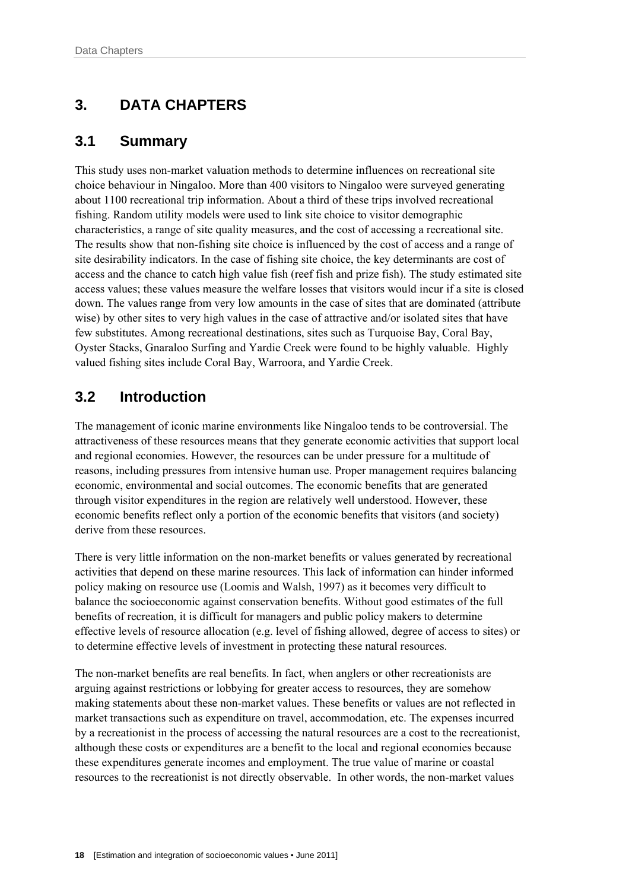# 3. DATA CHAPTERS

## 3.1 Summary

This study uses non-market valuation methods to determine influences on recreational site choice behaviour in Ningaloo. More than 400 visitors to Ningaloo were surveyed generating about 1100 recreational trip information. About a third of these trips involved recreational fishing. Random utility models were used to link site choice to visitor demographic characteristics, a range of site quality measures, and the cost of accessing a recreational site. The results show that non-fishing site choice is influenced by the cost of access and a range of site desirability indicators. In the case of fishing site choice, the key determinants are cost of access and the chance to catch high value fish (reef fish and prize fish). The study estimated site access values; these values measure the welfare losses that visitors would incur if a site is closed down. The values range from very low amounts in the case of sites that are dominated (attribute wise) by other sites to very high values in the case of attractive and/or isolated sites that have few substitutes. Among recreational destinations, sites such as Turquoise Bay, Coral Bay, Oyster Stacks, Gnaraloo Surfing and Yardie Creek were found to be highly valuable. Highly valued fishing sites include Coral Bay, Warroora, and Yardie Creek.

## 3.2 Introduction

The management of iconic marine environments like Ningaloo tends to be controversial. The attractiveness of these resources means that they generate economic activities that support local and regional economies. However, the resources can be under pressure for a multitude of reasons, including pressures from intensive human use. Proper management requires balancing economic, environmental and social outcomes. The economic benefits that are generated through visitor expenditures in the region are relatively well understood. However, these economic benefits reflect only a portion of the economic benefits that visitors (and society) derive from these resources.

There is very little information on the non-market benefits or values generated by recreational activities that depend on these marine resources. This lack of information can hinder informed policy making on resource use (Loomis and Walsh, 1997) as it becomes very difficult to balance the socioeconomic against conservation benefits. Without good estimates of the full benefits of recreation, it is difficult for managers and public policy makers to determine effective levels of resource allocation (e.g. level of fishing allowed, degree of access to sites) or to determine effective levels of investment in protecting these natural resources.

The non-market benefits are real benefits. In fact, when anglers or other recreationists are arguing against restrictions or lobbying for greater access to resources, they are somehow making statements about these non-market values. These benefits or values are not reflected in market transactions such as expenditure on travel, accommodation, etc. The expenses incurred by a recreationist in the process of accessing the natural resources are a cost to the recreationist, although these costs or expenditures are a benefit to the local and regional economies because these expenditures generate incomes and employment. The true value of marine or coastal resources to the recreationist is not directly observable. In other words, the non-market values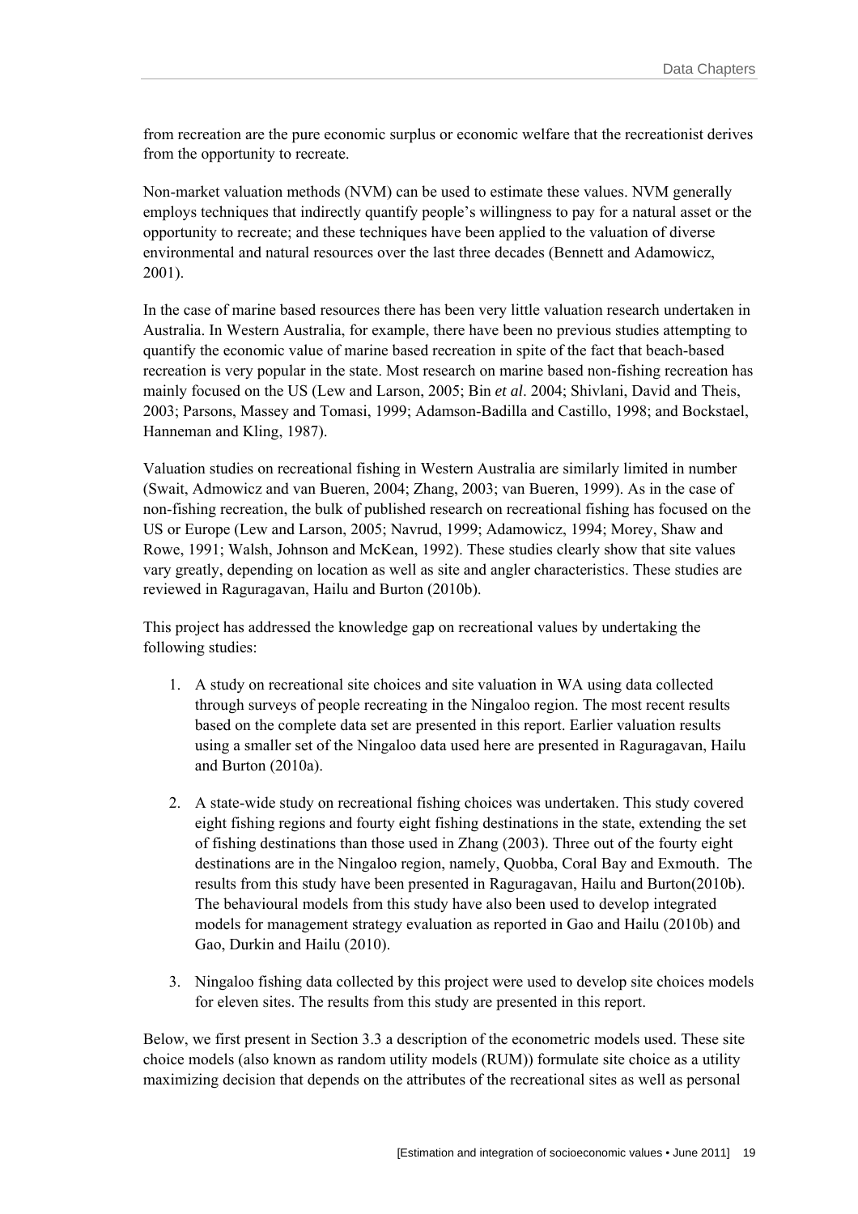from recreation are the pure economic surplus or economic welfare that the recreationist derives from the opportunity to recreate.

Non-market valuation methods (NVM) can be used to estimate these values. NVM generally employs techniques that indirectly quantify people's willingness to pay for a natural asset or the opportunity to recreate; and these techniques have been applied to the valuation of diverse environmental and natural resources over the last three decades (Bennett and Adamowicz, 2001).

In the case of marine based resources there has been very little valuation research undertaken in Australia. In Western Australia, for example, there have been no previous studies attempting to quantify the economic value of marine based recreation in spite of the fact that beach-based recreation is very popular in the state. Most research on marine based non-fishing recreation has mainly focused on the US (Lew and Larson, 2005; Bin *et al*. 2004; Shivlani, David and Theis, 2003; Parsons, Massey and Tomasi, 1999; Adamson-Badilla and Castillo, 1998; and Bockstael, Hanneman and Kling, 1987).

Valuation studies on recreational fishing in Western Australia are similarly limited in number (Swait, Admowicz and van Bueren, 2004; Zhang, 2003; van Bueren, 1999). As in the case of non-fishing recreation, the bulk of published research on recreational fishing has focused on the US or Europe (Lew and Larson, 2005; Navrud, 1999; Adamowicz, 1994; Morey, Shaw and Rowe, 1991; Walsh, Johnson and McKean, 1992). These studies clearly show that site values vary greatly, depending on location as well as site and angler characteristics. These studies are reviewed in Raguragavan, Hailu and Burton (2010b).

This project has addressed the knowledge gap on recreational values by undertaking the following studies:

1. A study on recreational site choices and site valuation in WA using data collected through surveys of people recreating in the Ningaloo region. The most recent results based on the complete data set are presented in this report. Earlier valuation results using a smaller set of the Ningaloo data used here are presented in Raguragavan, Hailu and Burton (2010a).

2. A state-wide study on recreational fishing choices was undertaken. This study covered eight fishing regions and fourty eight fishing destinations in the state, extending the set of fishing destinations than those used in Zhang (2003). Three out of the fourty eight destinations are in the Ningaloo region, namely, Quobba, Coral Bay and Exmouth. The results from this study have been presented in Raguragavan, Hailu and Burton(2010b). The behavioural models from this study have also been used to develop integrated models for management strategy evaluation as reported in Gao and Hailu (2010b) and Gao, Durkin and Hailu (2010).

3. Ningaloo fishing data collected by this project were used to develop site choices models for eleven sites. The results from this study are presented in this report.

Below, we first present in Section 3.3 a description of the econometric models used. These site choice models (also known as random utility models (RUM)) formulate site choice as a utility maximizing decision that depends on the attributes of the recreational sites as well as personal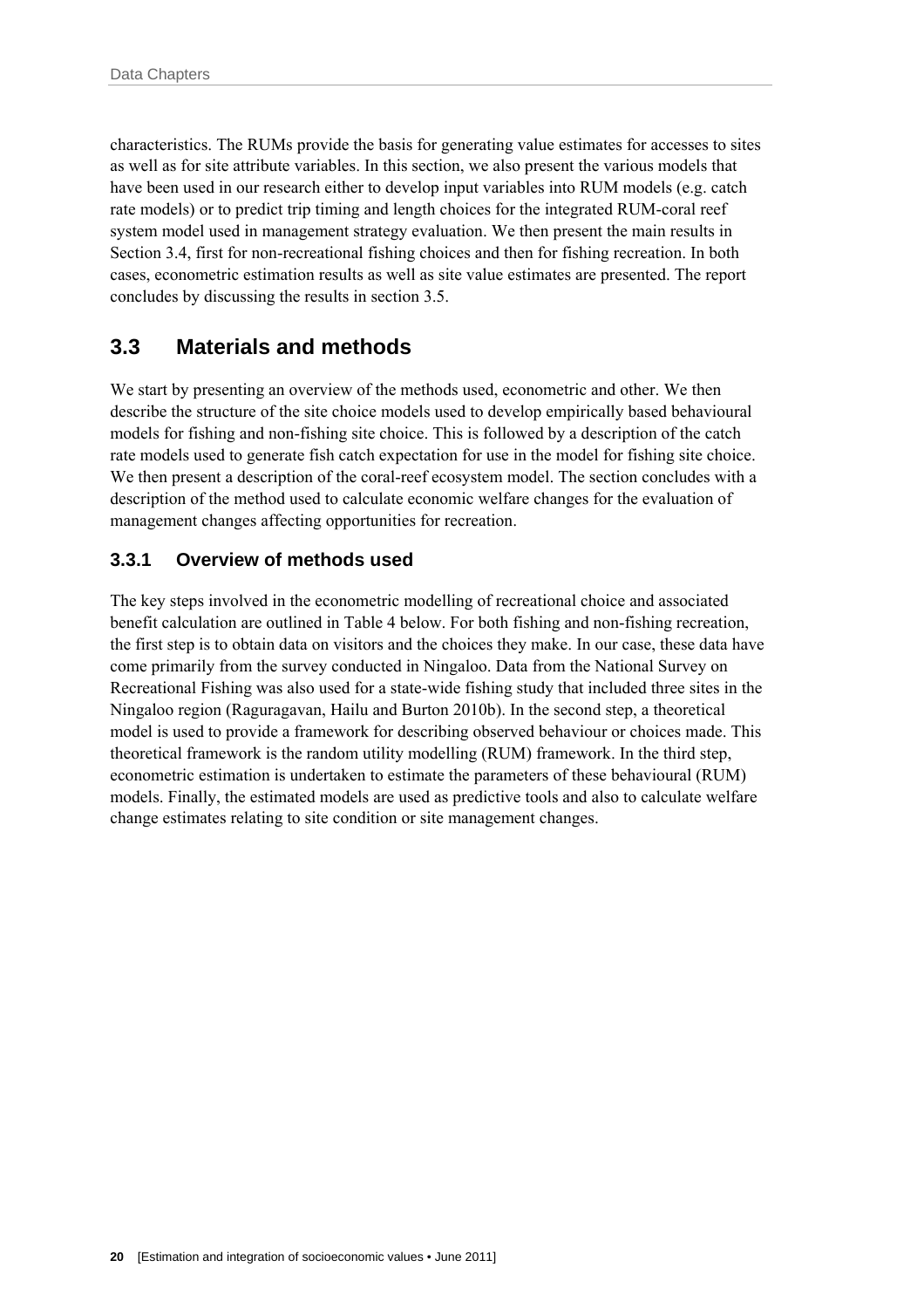characteristics. The RUMs provide the basis for generating value estimates for accesses to sites as well as for site attribute variables. In this section, we also present the various models that have been used in our research either to develop input variables into RUM models (e.g. catch rate models) or to predict trip timing and length choices for the integrated RUM-coral reef system model used in management strategy evaluation. We then present the main results in Section 3.4, first for non-recreational fishing choices and then for fishing recreation. In both cases, econometric estimation results as well as site value estimates are presented. The report concludes by discussing the results in section 3.5.

## 3.3 Materials and methods

We start by presenting an overview of the methods used, econometric and other. We then describe the structure of the site choice models used to develop empirically based behavioural models for fishing and non-fishing site choice. This is followed by a description of the catch rate models used to generate fish catch expectation for use in the model for fishing site choice. We then present a description of the coral-reef ecosystem model. The section concludes with a description of the method used to calculate economic welfare changes for the evaluation of management changes affecting opportunities for recreation.

### 3.3.1 Overview of methods used

The key steps involved in the econometric modelling of recreational choice and associated benefit calculation are outlined in Table 4 below. For both fishing and non-fishing recreation, the first step is to obtain data on visitors and the choices they make. In our case, these data have come primarily from the survey conducted in Ningaloo. Data from the National Survey on Recreational Fishing was also used for a state-wide fishing study that included three sites in the Ningaloo region (Raguragavan, Hailu and Burton 2010b). In the second step, a theoretical model is used to provide a framework for describing observed behaviour or choices made. This theoretical framework is the random utility modelling (RUM) framework. In the third step, econometric estimation is undertaken to estimate the parameters of these behavioural (RUM) models. Finally, the estimated models are used as predictive tools and also to calculate welfare change estimates relating to site condition or site management changes.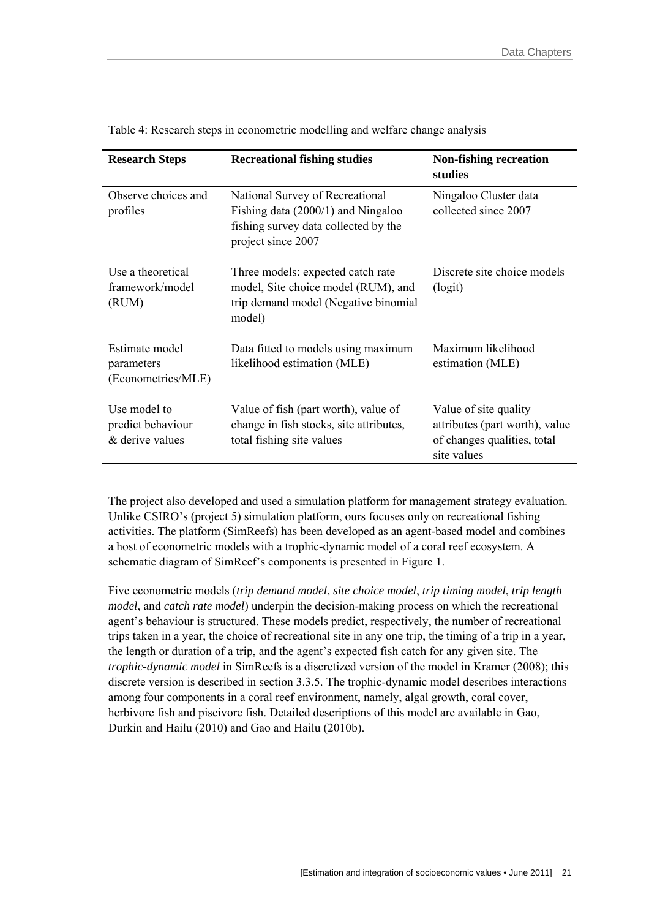Table 4: Research steps in econometric modelling and welfare change analysis

| Research Steps | Recreational fishing studies | Non-fishing recreation studies |
|---|---|---|
| Observe choices and profiles | National Survey of Recreational Fishing data (2000/1) and Ningaloo fishing survey data collected by the project since 2007 | Ningaloo Cluster data collected since 2007 |
| Use a theoretical framework/model (RUM) | Three models: expected catch rate model, Site choice model (RUM), and trip demand model (Negative binomial model) | Discrete site choice models (logit) |
| Estimate model parameters (Econometrics/MLE) | Data fitted to models using maximum likelihood estimation (MLE) | Maximum likelihood estimation (MLE) |
| Use model to predict behaviour & derive values | Value of fish (part worth), value of change in fish stocks, site attributes, total fishing site values | Value of site quality attributes (part worth), value of changes qualities, total site values |

The project also developed and used a simulation platform for management strategy evaluation. Unlike CSIRO's (project 5) simulation platform, ours focuses only on recreational fishing activities. The platform (SimReefs) has been developed as an agent-based model and combines a host of econometric models with a trophic-dynamic model of a coral reef ecosystem. A schematic diagram of SimReef's components is presented in Figure 1.

Five econometric models (*trip demand model*, *site choice model*, *trip timing model*, *trip length model*, and *catch rate model*) underpin the decision-making process on which the recreational agent's behaviour is structured. These models predict, respectively, the number of recreational trips taken in a year, the choice of recreational site in any one trip, the timing of a trip in a year, the length or duration of a trip, and the agent's expected fish catch for any given site. The *trophic-dynamic model* in SimReefs is a discretized version of the model in Kramer (2008); this discrete version is described in section 3.3.5. The trophic-dynamic model describes interactions among four components in a coral reef environment, namely, algal growth, coral cover, herbivore fish and piscivore fish. Detailed descriptions of this model are available in Gao, Durkin and Hailu (2010) and Gao and Hailu (2010b).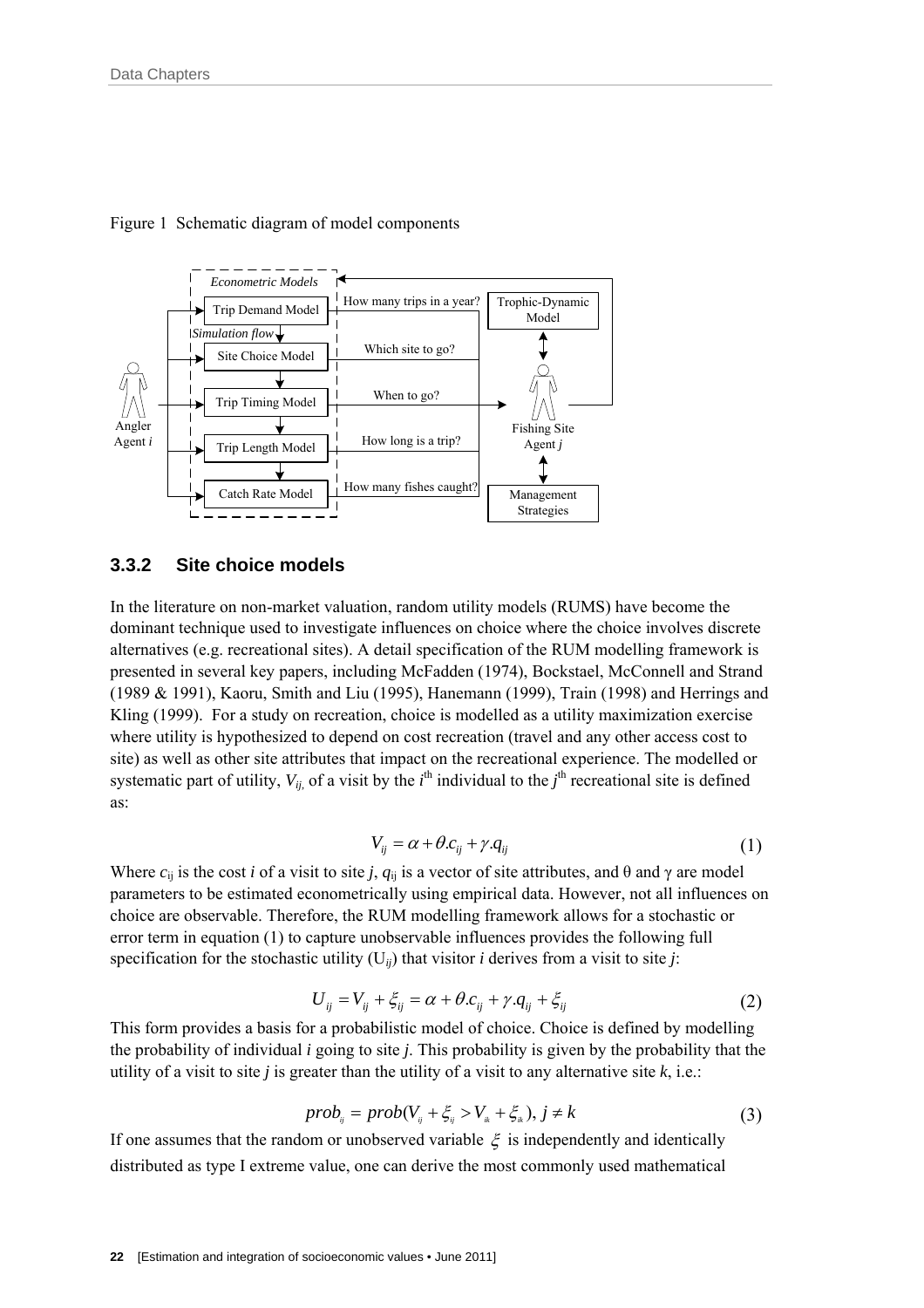Figure 1 Schematic diagram of model components

### 3.3.2 Site choice models

In the literature on non-market valuation, random utility models (RUMS) have become the dominant technique used to investigate influences on choice where the choice involves discrete alternatives (e.g. recreational sites). A detail specification of the RUM modelling framework is presented in several key papers, including McFadden (1974), Bockstael, McConnell and Strand (1989 & 1991), Kaoru, Smith and Liu (1995), Hanemann (1999), Train (1998) and Herrings and Kling (1999). For a study on recreation, choice is modelled as a utility maximization exercise where utility is hypothesized to depend on cost recreation (travel and any other access cost to site) as well as other site attributes that impact on the recreational experience. The modelled or systematic part of utility, $V_{ij}$, of a visit by the $i^{\text{th}}$ individual to the $j^{\text{th}}$ recreational site is defined as:

$$V_{ij} = \alpha + \theta . c_{ij} + \gamma . q_{ij} \tag{1}$$

Where $c_{ij}$ is the cost $i$ of a visit to site $j$, $q_{ij}$ is a vector of site attributes, and θ and γ are model parameters to be estimated econometrically using empirical data. However, not all influences on choice are observable. Therefore, the RUM modelling framework allows for a stochastic or error term in equation (1) to capture unobservable influences provides the following full specification for the stochastic utility ($U_{ij}$) that visitor $i$ derives from a visit to site $j$:

$$U_{ij} = V_{ij} + \xi_{ij} = \alpha + \theta . c_{ij} + \gamma . q_{ij} + \xi_{ij} \tag{2}$$

This form provides a basis for a probabilistic model of choice. Choice is defined by modelling the probability of individual $i$ going to site $j$. This probability is given by the probability that the utility of a visit to site $j$ is greater than the utility of a visit to any alternative site $k$, i.e.:

$$prob_{ij} = prob(V_{ij} + \xi_{ij} > V_{ik} + \xi_{ik}),\ j \neq k \tag{3}$$

If one assumes that the random or unobserved variable $\xi$ is independently and identically distributed as type I extreme value, one can derive the most commonly used mathematical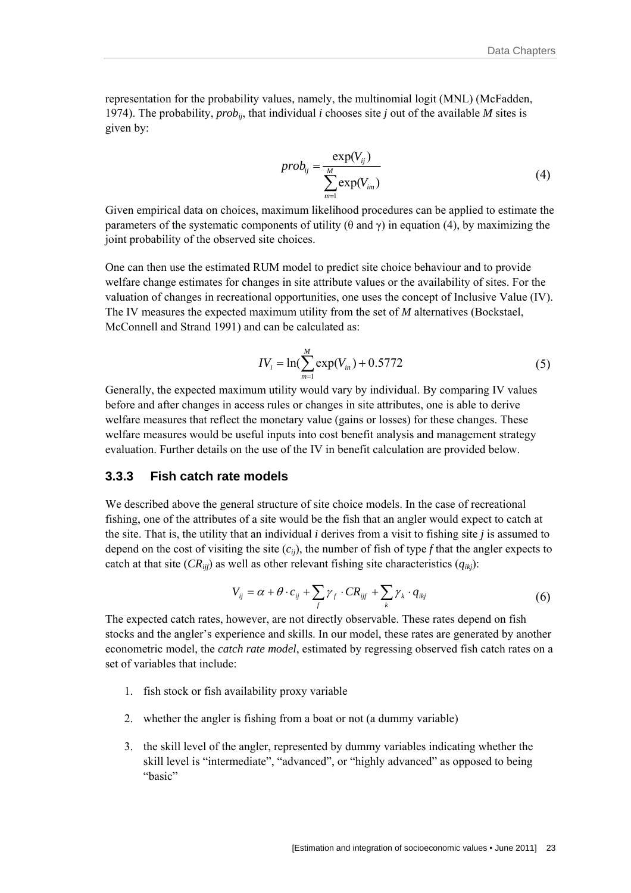representation for the probability values, namely, the multinomial logit (MNL) (McFadden, 1974). The probability, $prob_{ij}$, that individual *i* chooses site *j* out of the available *M* sites is given by:

$$prob_{ij} = \frac{\exp(V_{ij})}{\sum_{m=1}^{M} \exp(V_{im})} \tag{4}$$

Given empirical data on choices, maximum likelihood procedures can be applied to estimate the parameters of the systematic components of utility (θ and γ) in equation (4), by maximizing the joint probability of the observed site choices.

One can then use the estimated RUM model to predict site choice behaviour and to provide welfare change estimates for changes in site attribute values or the availability of sites. For the valuation of changes in recreational opportunities, one uses the concept of Inclusive Value (IV). The IV measures the expected maximum utility from the set of *M* alternatives (Bockstael, McConnell and Strand 1991) and can be calculated as:

$$IV_i = \ln\left(\sum_{m=1}^{M} \exp(V_{in})\right) + 0.5772 \tag{5}$$

Generally, the expected maximum utility would vary by individual. By comparing IV values before and after changes in access rules or changes in site attributes, one is able to derive welfare measures that reflect the monetary value (gains or losses) for these changes. These welfare measures would be useful inputs into cost benefit analysis and management strategy evaluation. Further details on the use of the IV in benefit calculation are provided below.

### 3.3.3 Fish catch rate models

We described above the general structure of site choice models. In the case of recreational fishing, one of the attributes of a site would be the fish that an angler would expect to catch at the site. That is, the utility that an individual *i* derives from a visit to fishing site *j* is assumed to depend on the cost of visiting the site ($c_{ij}$), the number of fish of type *f* that the angler expects to catch at that site ($CR_{ijf}$) as well as other relevant fishing site characteristics ($q_{ikj}$):

$$V_{ij} = \alpha + \theta \cdot c_{ij} + \sum_{f} \gamma_f \cdot CR_{ijf} + \sum_{k} \gamma_k \cdot q_{ikj} \tag{6}$$

The expected catch rates, however, are not directly observable. These rates depend on fish stocks and the angler's experience and skills. In our model, these rates are generated by another econometric model, the *catch rate model*, estimated by regressing observed fish catch rates on a set of variables that include:

1. fish stock or fish availability proxy variable
2. whether the angler is fishing from a boat or not (a dummy variable)
3. the skill level of the angler, represented by dummy variables indicating whether the skill level is "intermediate", "advanced", or "highly advanced" as opposed to being "basic"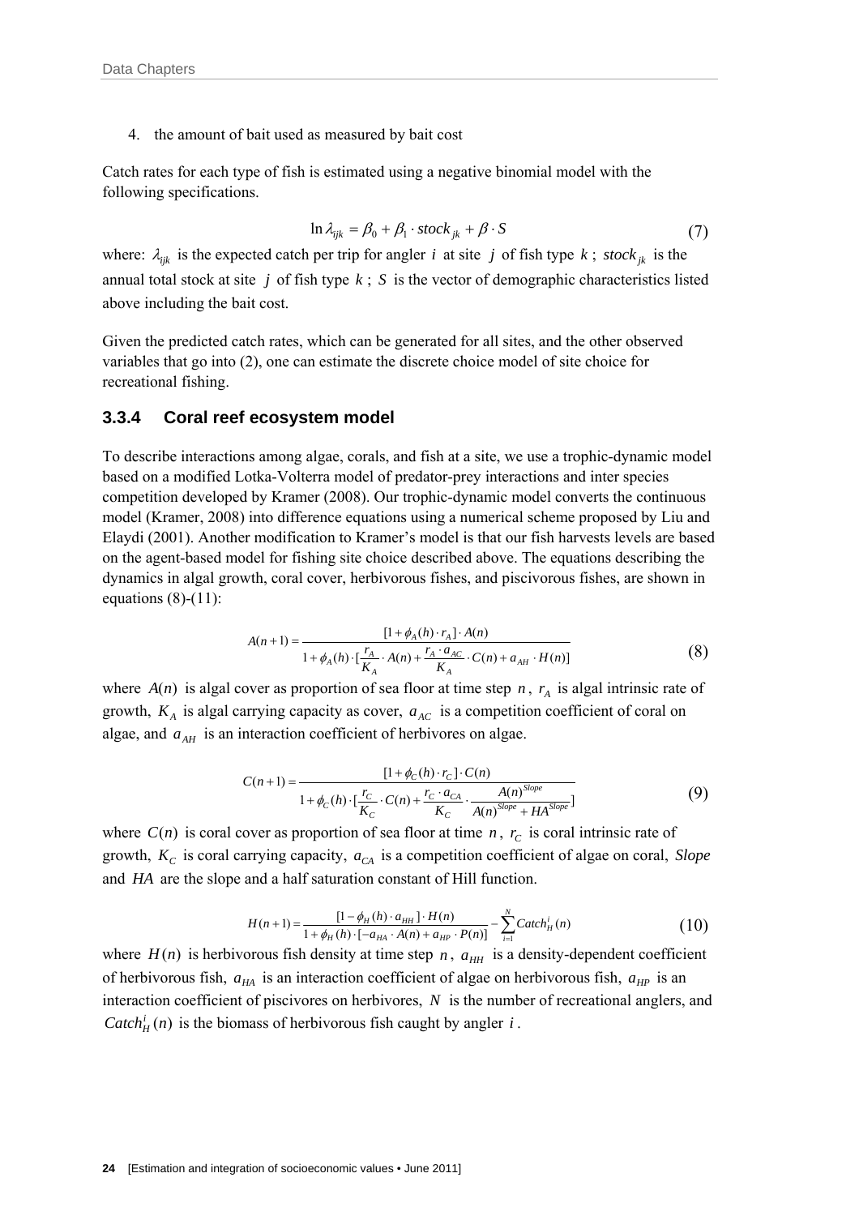4. the amount of bait used as measured by bait cost

Catch rates for each type of fish is estimated using a negative binomial model with the following specifications.

$$\ln \lambda_{ijk} = \beta_0 + \beta_1 \cdot stock_{jk} + \beta \cdot S \tag{7}$$

where: $\lambda_{ijk}$ is the expected catch per trip for angler $i$ at site $j$ of fish type $k$; $stock_{jk}$ is the annual total stock at site $j$ of fish type $k$; $S$ is the vector of demographic characteristics listed above including the bait cost.

Given the predicted catch rates, which can be generated for all sites, and the other observed variables that go into (2), one can estimate the discrete choice model of site choice for recreational fishing.

### 3.3.4 Coral reef ecosystem model

To describe interactions among algae, corals, and fish at a site, we use a trophic-dynamic model based on a modified Lotka-Volterra model of predator-prey interactions and inter species competition developed by Kramer (2008). Our trophic-dynamic model converts the continuous model (Kramer, 2008) into difference equations using a numerical scheme proposed by Liu and Elaydi (2001). Another modification to Kramer's model is that our fish harvests levels are based on the agent-based model for fishing site choice described above. The equations describing the dynamics in algal growth, coral cover, herbivorous fishes, and piscivorous fishes, are shown in equations (8)-(11):

$$A(n+1) = \frac{[1+\phi_A(h)\cdot r_A]\cdot A(n)}{1+\phi_A(h)\cdot[\frac{r_A}{K_A}\cdot A(n)+\frac{r_A \cdot a_{AC}}{K_A}\cdot C(n)+a_{AH}\cdot H(n)]} \tag{8}$$

where $A(n)$ is algal cover as proportion of sea floor at time step $n$, $r_A$ is algal intrinsic rate of growth, $K_A$ is algal carrying capacity as cover, $a_{AC}$ is a competition coefficient of coral on algae, and $a_{AH}$ is an interaction coefficient of herbivores on algae.

$$C(n+1) = \frac{[1+\phi_C(h)\cdot r_C]\cdot C(n)}{1+\phi_C(h)\cdot[\frac{r_C}{K_C}\cdot C(n)+\frac{r_C \cdot a_{CA}}{K_C}\cdot \frac{A(n)^{Slope}}{A(n)^{Slope}+HA^{Slope}}]} \tag{9}$$

where $C(n)$ is coral cover as proportion of sea floor at time $n$, $r_C$ is coral intrinsic rate of growth, $K_C$ is coral carrying capacity, $a_{CA}$ is a competition coefficient of algae on coral, $Slope$ and $HA$ are the slope and a half saturation constant of Hill function.

$$H(n+1) = \frac{[1-\phi_H(h)\cdot a_{HH}]\cdot H(n)}{1+\phi_H(h)\cdot[-a_{HA}\cdot A(n)+a_{HP}\cdot P(n)]} - \sum_{i=1}^{N} Catch_H^i(n) \tag{10}$$

where $H(n)$ is herbivorous fish density at time step $n$, $a_{HH}$ is a density-dependent coefficient of herbivorous fish, $a_{HA}$ is an interaction coefficient of algae on herbivorous fish, $a_{HP}$ is an interaction coefficient of piscivores on herbivores, $N$ is the number of recreational anglers, and $Catch_H^i(n)$ is the biomass of herbivorous fish caught by angler $i$.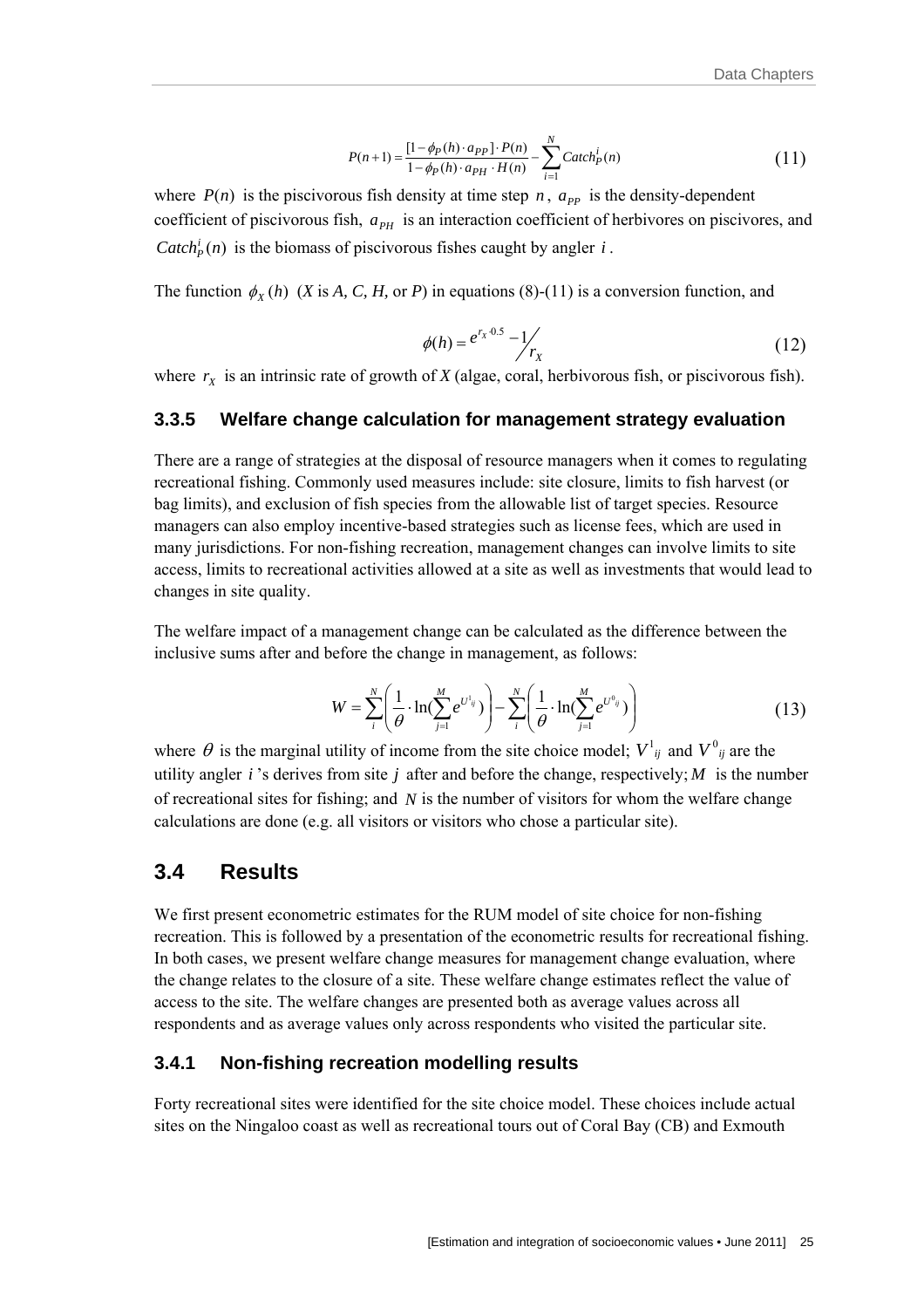$$P(n+1) = \frac{[1-\phi_P(h)\cdot a_{PP}]\cdot P(n)}{1-\phi_P(h)\cdot a_{PH}\cdot H(n)} - \sum_{i=1}^{N} Catch_P^i(n) \tag{11}$$

where $P(n)$ is the piscivorous fish density at time step $n$, $a_{PP}$ is the density-dependent coefficient of piscivorous fish, $a_{PH}$ is an interaction coefficient of herbivores on piscivores, and $Catch_P^i(n)$ is the biomass of piscivorous fishes caught by angler $i$.

The function $\phi_X(h)$ (*X* is *A, C, H,* or *P*) in equations (8)-(11) is a conversion function, and

$$\phi(h) = e^{r_X \cdot 0.5} - 1 \Big/ r_X \tag{12}$$

where $r_X$ is an intrinsic rate of growth of *X* (algae, coral, herbivorous fish, or piscivorous fish).

### 3.3.5 Welfare change calculation for management strategy evaluation

There are a range of strategies at the disposal of resource managers when it comes to regulating recreational fishing. Commonly used measures include: site closure, limits to fish harvest (or bag limits), and exclusion of fish species from the allowable list of target species. Resource managers can also employ incentive-based strategies such as license fees, which are used in many jurisdictions. For non-fishing recreation, management changes can involve limits to site access, limits to recreational activities allowed at a site as well as investments that would lead to changes in site quality.

The welfare impact of a management change can be calculated as the difference between the inclusive sums after and before the change in management, as follows:

$$W = \sum_{i}^{N}\left(\frac{1}{\theta}\cdot\ln\left(\sum_{j=1}^{M} e^{U^1_{ij}}\right)\right) - \sum_{i}^{N}\left(\frac{1}{\theta}\cdot\ln\left(\sum_{j=1}^{M} e^{U^0_{ij}}\right)\right) \tag{13}$$

where $\theta$ is the marginal utility of income from the site choice model; $V^1_{ij}$ and $V^0_{ij}$ are the utility angler $i$'s derives from site $j$ after and before the change, respectively; $M$ is the number of recreational sites for fishing; and $N$ is the number of visitors for whom the welfare change calculations are done (e.g. all visitors or visitors who chose a particular site).

## 3.4 Results

We first present econometric estimates for the RUM model of site choice for non-fishing recreation. This is followed by a presentation of the econometric results for recreational fishing. In both cases, we present welfare change measures for management change evaluation, where the change relates to the closure of a site. These welfare change estimates reflect the value of access to the site. The welfare changes are presented both as average values across all respondents and as average values only across respondents who visited the particular site.

### 3.4.1 Non-fishing recreation modelling results

Forty recreational sites were identified for the site choice model. These choices include actual sites on the Ningaloo coast as well as recreational tours out of Coral Bay (CB) and Exmouth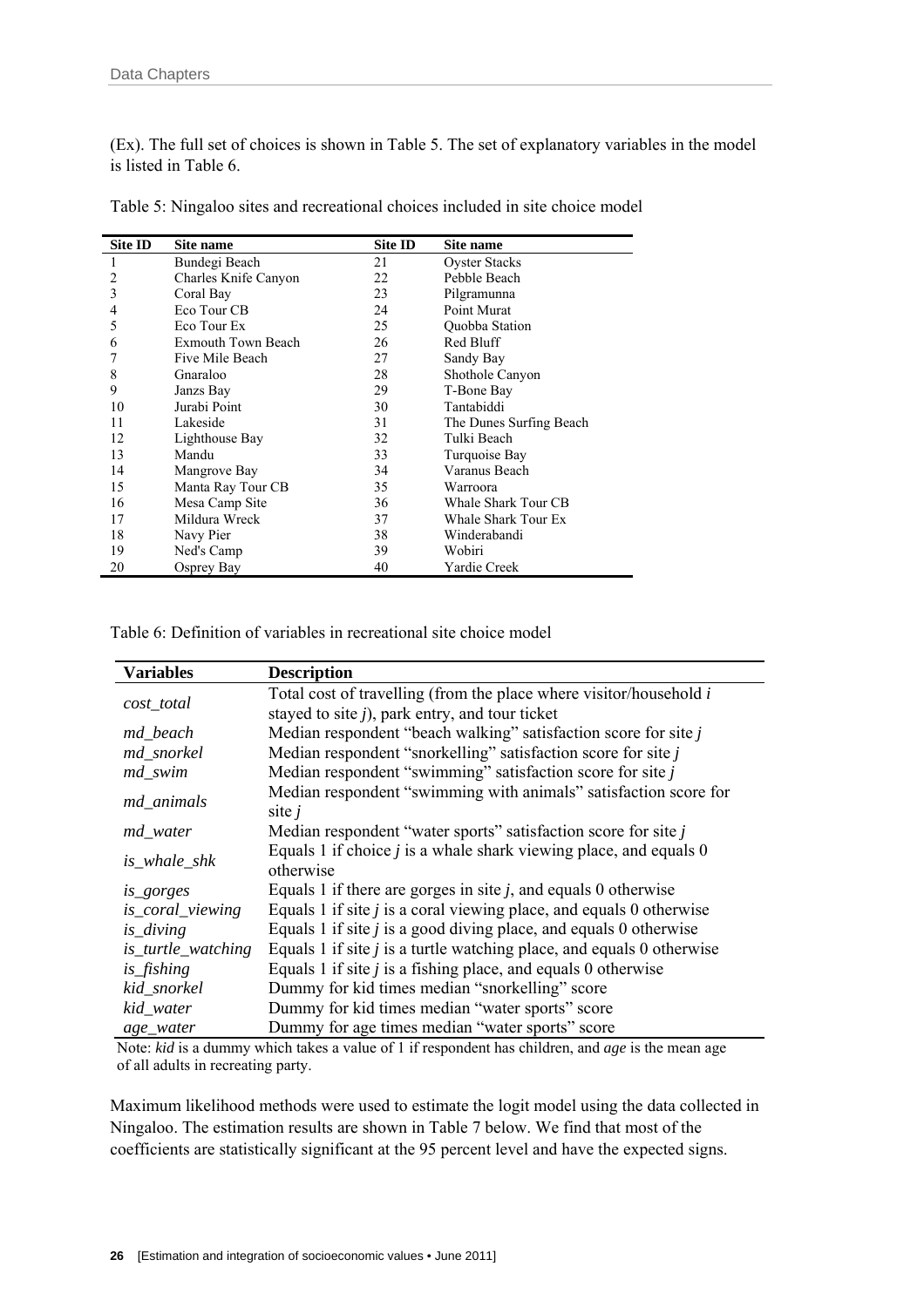(Ex). The full set of choices is shown in Table 5. The set of explanatory variables in the model is listed in Table 6.

Table 5: Ningaloo sites and recreational choices included in site choice model

| Site ID | Site name | Site ID | Site name |
|---|---|---|---|
| 1 | Bundegi Beach | 21 | Oyster Stacks |
| 2 | Charles Knife Canyon | 22 | Pebble Beach |
| 3 | Coral Bay | 23 | Pilgramunna |
| 4 | Eco Tour CB | 24 | Point Murat |
| 5 | Eco Tour Ex | 25 | Quobba Station |
| 6 | Exmouth Town Beach | 26 | Red Bluff |
| 7 | Five Mile Beach | 27 | Sandy Bay |
| 8 | Gnaraloo | 28 | Shothole Canyon |
| 9 | Janzs Bay | 29 | T-Bone Bay |
| 10 | Jurabi Point | 30 | Tantabiddi |
| 11 | Lakeside | 31 | The Dunes Surfing Beach |
| 12 | Lighthouse Bay | 32 | Tulki Beach |
| 13 | Mandu | 33 | Turquoise Bay |
| 14 | Mangrove Bay | 34 | Varanus Beach |
| 15 | Manta Ray Tour CB | 35 | Warroora |
| 16 | Mesa Camp Site | 36 | Whale Shark Tour CB |
| 17 | Mildura Wreck | 37 | Whale Shark Tour Ex |
| 18 | Navy Pier | 38 | Winderabandi |
| 19 | Ned's Camp | 39 | Wobiri |
| 20 | Osprey Bay | 40 | Yardie Creek |

Table 6: Definition of variables in recreational site choice model

| Variables | Description |
|---|---|
| *cost_total* | Total cost of travelling (from the place where visitor/household $i$ stayed to site $j$), park entry, and tour ticket |
| *md_beach* | Median respondent "beach walking" satisfaction score for site $j$ |
| *md_snorkel* | Median respondent "snorkelling" satisfaction score for site $j$ |
| *md_swim* | Median respondent "swimming" satisfaction score for site $j$ |
| *md_animals* | Median respondent "swimming with animals" satisfaction score for site $j$ |
| *md_water* | Median respondent "water sports" satisfaction score for site $j$ |
| *is_whale_shk* | Equals 1 if choice $j$ is a whale shark viewing place, and equals 0 otherwise |
| *is_gorges* | Equals 1 if there are gorges in site $j$, and equals 0 otherwise |
| *is_coral_viewing* | Equals 1 if site $j$ is a coral viewing place, and equals 0 otherwise |
| *is_diving* | Equals 1 if site $j$ is a good diving place, and equals 0 otherwise |
| *is_turtle_watching* | Equals 1 if site $j$ is a turtle watching place, and equals 0 otherwise |
| *is_fishing* | Equals 1 if site $j$ is a fishing place, and equals 0 otherwise |
| *kid_snorkel* | Dummy for kid times median "snorkelling" score |
| *kid_water* | Dummy for kid times median "water sports" score |
| *age_water* | Dummy for age times median "water sports" score |

Note: *kid* is a dummy which takes a value of 1 if respondent has children, and *age* is the mean age of all adults in recreating party.

Maximum likelihood methods were used to estimate the logit model using the data collected in Ningaloo. The estimation results are shown in Table 7 below. We find that most of the coefficients are statistically significant at the 95 percent level and have the expected signs.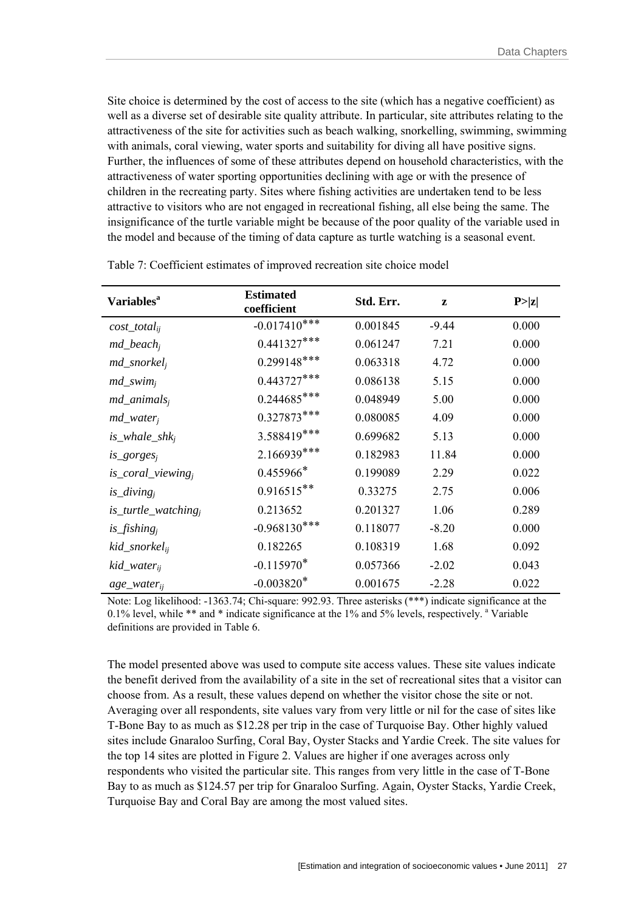Site choice is determined by the cost of access to the site (which has a negative coefficient) as well as a diverse set of desirable site quality attribute. In particular, site attributes relating to the attractiveness of the site for activities such as beach walking, snorkelling, swimming, swimming with animals, coral viewing, water sports and suitability for diving all have positive signs. Further, the influences of some of these attributes depend on household characteristics, with the attractiveness of water sporting opportunities declining with age or with the presence of children in the recreating party. Sites where fishing activities are undertaken tend to be less attractive to visitors who are not engaged in recreational fishing, all else being the same. The insignificance of the turtle variable might be because of the poor quality of the variable used in the model and because of the timing of data capture as turtle watching is a seasonal event.

Table 7: Coefficient estimates of improved recreation site choice model

| Variables[a] | Estimated coefficient | Std. Err. | z | P>\|z\| |
|---|---|---|---|---|
| $cost\_total_{ij}$ | -0.017410*** | 0.001845 | -9.44 | 0.000 |
| $md\_beach_j$ | 0.441327*** | 0.061247 | 7.21 | 0.000 |
| $md\_snorkel_j$ | 0.299148*** | 0.063318 | 4.72 | 0.000 |
| $md\_swim_j$ | 0.443727*** | 0.086138 | 5.15 | 0.000 |
| $md\_animals_j$ | 0.244685*** | 0.048949 | 5.00 | 0.000 |
| $md\_water_j$ | 0.327873*** | 0.080085 | 4.09 | 0.000 |
| $is\_whale\_shk_j$ | 3.588419*** | 0.699682 | 5.13 | 0.000 |
| $is\_gorges_j$ | 2.166939*** | 0.182983 | 11.84 | 0.000 |
| $is\_coral\_viewing_j$ | 0.455966* | 0.199089 | 2.29 | 0.022 |
| $is\_diving_j$ | 0.916515** | 0.33275 | 2.75 | 0.006 |
| $is\_turtle\_watching_j$ | 0.213652 | 0.201327 | 1.06 | 0.289 |
| $is\_fishing_j$ | -0.968130*** | 0.118077 | -8.20 | 0.000 |
| $kid\_snorkel_{ij}$ | 0.182265 | 0.108319 | 1.68 | 0.092 |
| $kid\_water_{ij}$ | -0.115970* | 0.057366 | -2.02 | 0.043 |
| $age\_water_{ij}$ | -0.003820* | 0.001675 | -2.28 | 0.022 |

Note: Log likelihood: -1363.74; Chi-square: 992.93. Three asterisks (***) indicate significance at the 0.1% level, while ** and * indicate significance at the 1% and 5% levels, respectively. [a] Variable definitions are provided in Table 6.

The model presented above was used to compute site access values. These site values indicate the benefit derived from the availability of a site in the set of recreational sites that a visitor can choose from. As a result, these values depend on whether the visitor chose the site or not. Averaging over all respondents, site values vary from very little or nil for the case of sites like T-Bone Bay to as much as $12.28 per trip in the case of Turquoise Bay. Other highly valued sites include Gnaraloo Surfing, Coral Bay, Oyster Stacks and Yardie Creek. The site values for the top 14 sites are plotted in Figure 2. Values are higher if one averages across only respondents who visited the particular site. This ranges from very little in the case of T-Bone Bay to as much as $124.57 per trip for Gnaraloo Surfing. Again, Oyster Stacks, Yardie Creek, Turquoise Bay and Coral Bay are among the most valued sites.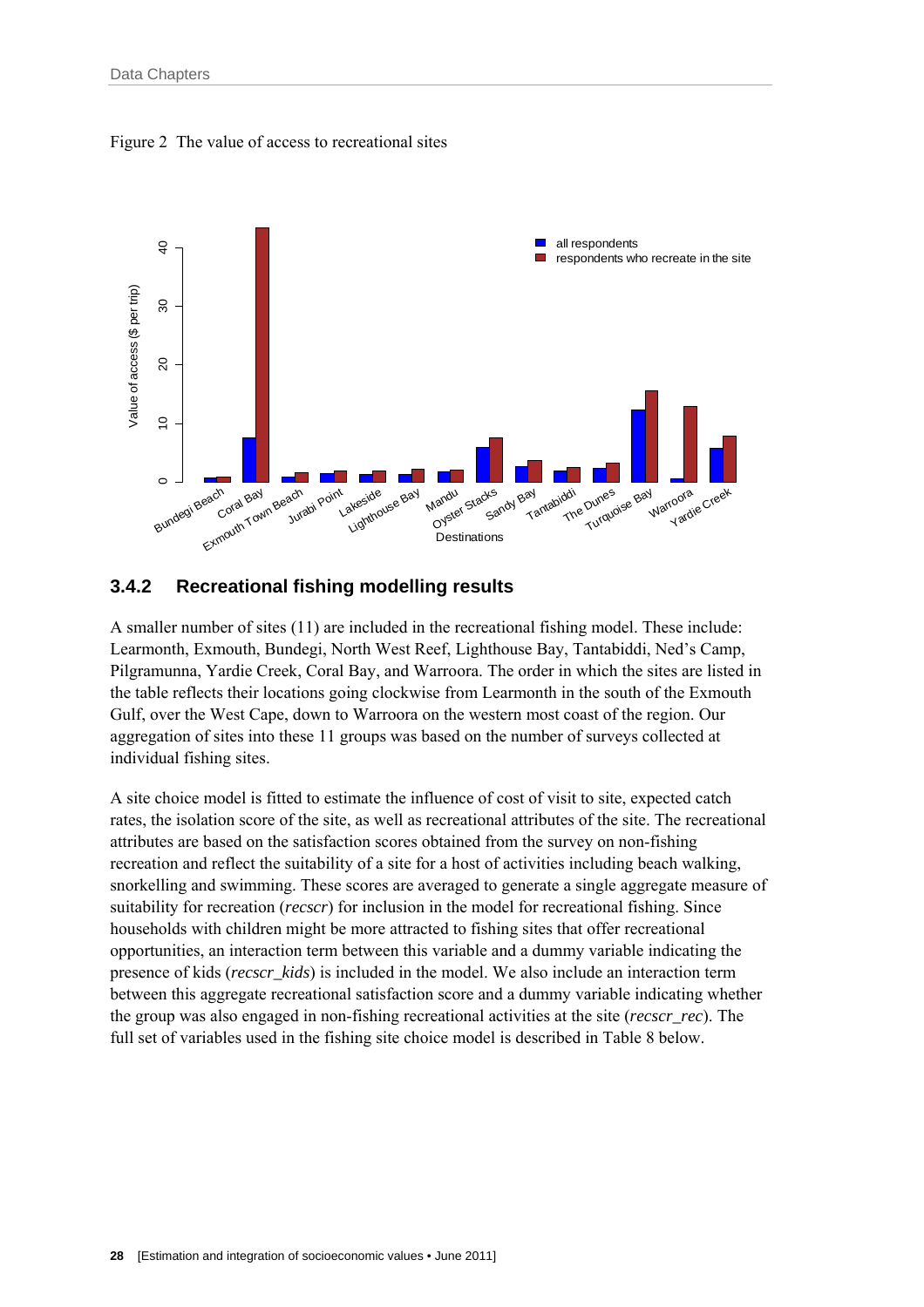Figure 2 The value of access to recreational sites

### 3.4.2 Recreational fishing modelling results

A smaller number of sites (11) are included in the recreational fishing model. These include: Learmonth, Exmouth, Bundegi, North West Reef, Lighthouse Bay, Tantabiddi, Ned's Camp, Pilgramunna, Yardie Creek, Coral Bay, and Warroora. The order in which the sites are listed in the table reflects their locations going clockwise from Learmonth in the south of the Exmouth Gulf, over the West Cape, down to Warroora on the western most coast of the region. Our aggregation of sites into these 11 groups was based on the number of surveys collected at individual fishing sites.

A site choice model is fitted to estimate the influence of cost of visit to site, expected catch rates, the isolation score of the site, as well as recreational attributes of the site. The recreational attributes are based on the satisfaction scores obtained from the survey on non-fishing recreation and reflect the suitability of a site for a host of activities including beach walking, snorkelling and swimming. These scores are averaged to generate a single aggregate measure of suitability for recreation (*recscr*) for inclusion in the model for recreational fishing. Since households with children might be more attracted to fishing sites that offer recreational opportunities, an interaction term between this variable and a dummy variable indicating the presence of kids (*recscr_kids*) is included in the model. We also include an interaction term between this aggregate recreational satisfaction score and a dummy variable indicating whether the group was also engaged in non-fishing recreational activities at the site (*recscr_rec*). The full set of variables used in the fishing site choice model is described in Table 8 below.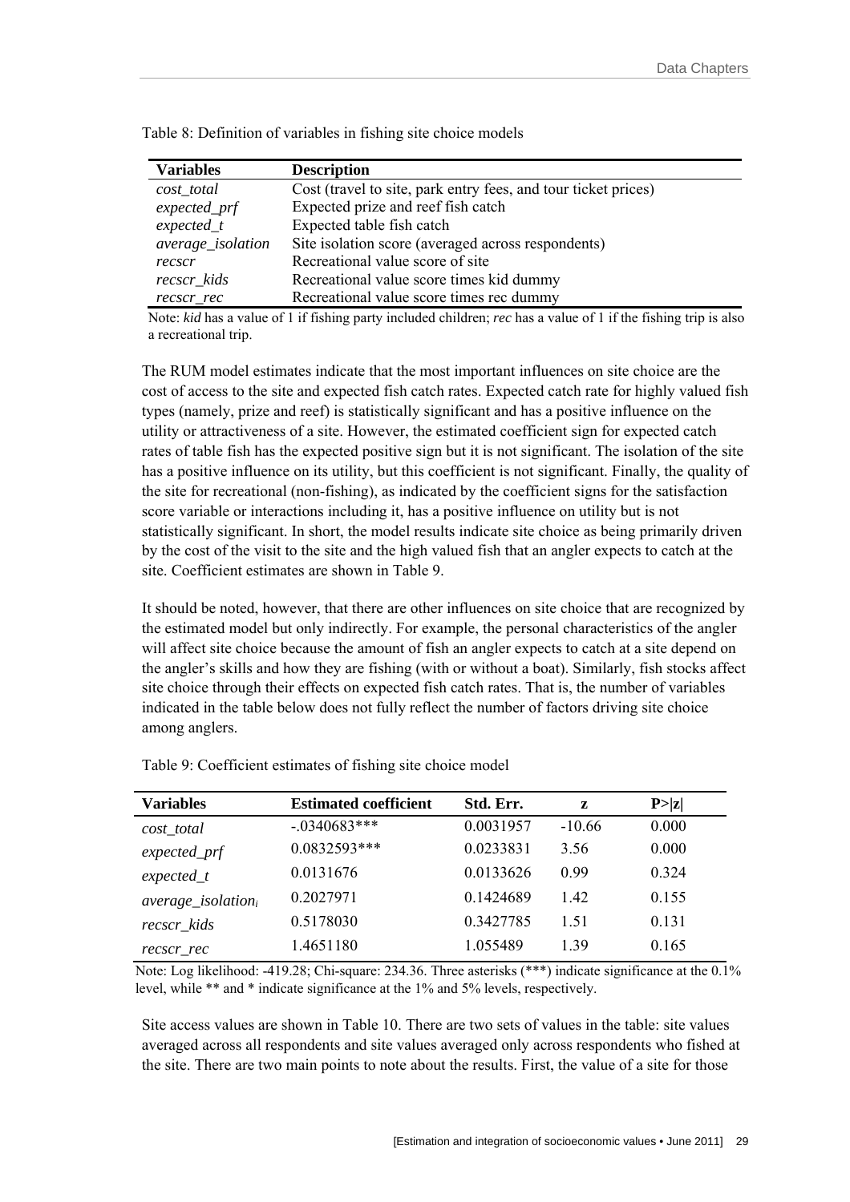Table 8: Definition of variables in fishing site choice models

| Variables | Description |
|---|---|
| *cost_total* | Cost (travel to site, park entry fees, and tour ticket prices) |
| *expected_prf* | Expected prize and reef fish catch |
| *expected_t* | Expected table fish catch |
| *average_isolation* | Site isolation score (averaged across respondents) |
| *recscr* | Recreational value score of site |
| *recscr_kids* | Recreational value score times kid dummy |
| *recscr_rec* | Recreational value score times rec dummy |

Note: *kid* has a value of 1 if fishing party included children; *rec* has a value of 1 if the fishing trip is also a recreational trip.

The RUM model estimates indicate that the most important influences on site choice are the cost of access to the site and expected fish catch rates. Expected catch rate for highly valued fish types (namely, prize and reef) is statistically significant and has a positive influence on the utility or attractiveness of a site. However, the estimated coefficient sign for expected catch rates of table fish has the expected positive sign but it is not significant. The isolation of the site has a positive influence on its utility, but this coefficient is not significant. Finally, the quality of the site for recreational (non-fishing), as indicated by the coefficient signs for the satisfaction score variable or interactions including it, has a positive influence on utility but is not statistically significant. In short, the model results indicate site choice as being primarily driven by the cost of the visit to the site and the high valued fish that an angler expects to catch at the site. Coefficient estimates are shown in Table 9.

It should be noted, however, that there are other influences on site choice that are recognized by the estimated model but only indirectly. For example, the personal characteristics of the angler will affect site choice because the amount of fish an angler expects to catch at a site depend on the angler's skills and how they are fishing (with or without a boat). Similarly, fish stocks affect site choice through their effects on expected fish catch rates. That is, the number of variables indicated in the table below does not fully reflect the number of factors driving site choice among anglers.

Table 9: Coefficient estimates of fishing site choice model

| Variables | Estimated coefficient | Std. Err. | z | P>\|z\| |
|---|---|---|---|---|
| *cost_total* | -.0340683*** | 0.0031957 | -10.66 | 0.000 |
| *expected_prf* | 0.0832593*** | 0.0233831 | 3.56 | 0.000 |
| *expected_t* | 0.0131676 | 0.0133626 | 0.99 | 0.324 |
| *average_isolation$_i$* | 0.2027971 | 0.1424689 | 1.42 | 0.155 |
| *recscr_kids* | 0.5178030 | 0.3427785 | 1.51 | 0.131 |
| *recscr_rec* | 1.4651180 | 1.055489 | 1.39 | 0.165 |

Note: Log likelihood: -419.28; Chi-square: 234.36. Three asterisks (***) indicate significance at the 0.1% level, while ** and * indicate significance at the 1% and 5% levels, respectively.

Site access values are shown in Table 10. There are two sets of values in the table: site values averaged across all respondents and site values averaged only across respondents who fished at the site. There are two main points to note about the results. First, the value of a site for those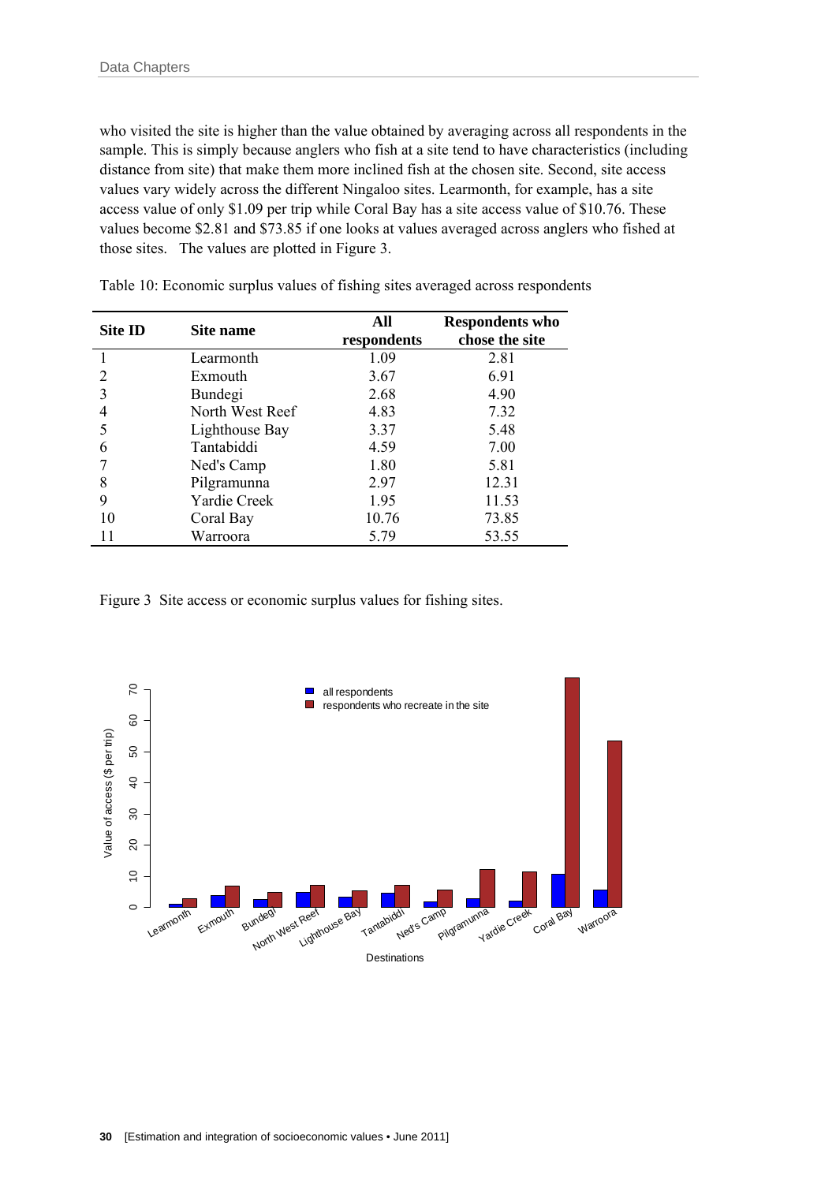who visited the site is higher than the value obtained by averaging across all respondents in the sample. This is simply because anglers who fish at a site tend to have characteristics (including distance from site) that make them more inclined fish at the chosen site. Second, site access values vary widely across the different Ningaloo sites. Learmonth, for example, has a site access value of only $1.09 per trip while Coral Bay has a site access value of $10.76. These values become $2.81 and $73.85 if one looks at values averaged across anglers who fished at those sites. The values are plotted in Figure 3.

Table 10: Economic surplus values of fishing sites averaged across respondents

| Site ID | Site name | All respondents | Respondents who chose the site |
|---|---|---|---|
| 1 | Learmonth | 1.09 | 2.81 |
| 2 | Exmouth | 3.67 | 6.91 |
| 3 | Bundegi | 2.68 | 4.90 |
| 4 | North West Reef | 4.83 | 7.32 |
| 5 | Lighthouse Bay | 3.37 | 5.48 |
| 6 | Tantabiddi | 4.59 | 7.00 |
| 7 | Ned's Camp | 1.80 | 5.81 |
| 8 | Pilgramunna | 2.97 | 12.31 |
| 9 | Yardie Creek | 1.95 | 11.53 |
| 10 | Coral Bay | 10.76 | 73.85 |
| 11 | Warroora | 5.79 | 53.55 |

Figure 3 Site access or economic surplus values for fishing sites.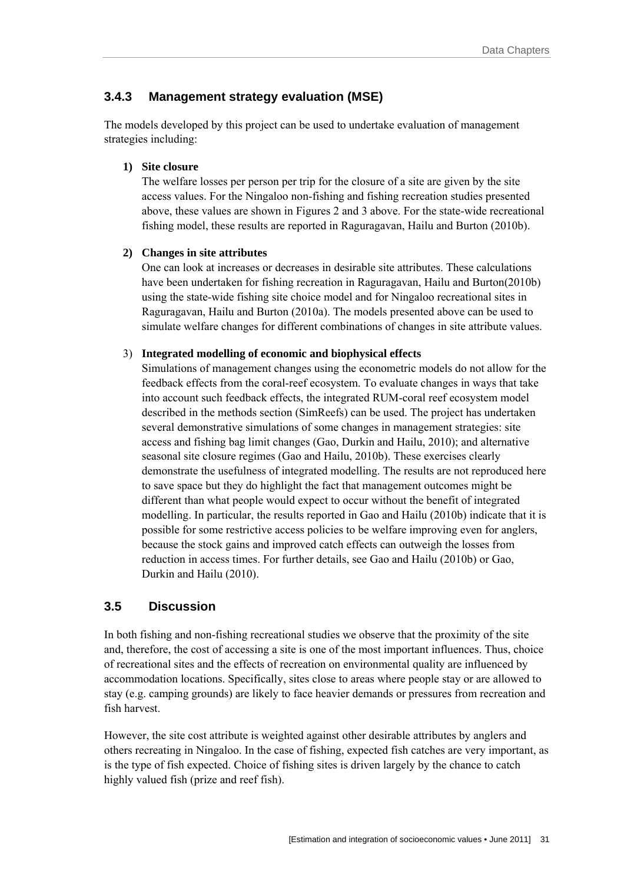### 3.4.3 Management strategy evaluation (MSE)

The models developed by this project can be used to undertake evaluation of management strategies including:

1) **Site closure**

   The welfare losses per person per trip for the closure of a site are given by the site access values. For the Ningaloo non-fishing and fishing recreation studies presented above, these values are shown in Figures 2 and 3 above. For the state-wide recreational fishing model, these results are reported in Raguragavan, Hailu and Burton (2010b).

2) **Changes in site attributes**

   One can look at increases or decreases in desirable site attributes. These calculations have been undertaken for fishing recreation in Raguragavan, Hailu and Burton(2010b) using the state-wide fishing site choice model and for Ningaloo recreational sites in Raguragavan, Hailu and Burton (2010a). The models presented above can be used to simulate welfare changes for different combinations of changes in site attribute values.

3) **Integrated modelling of economic and biophysical effects**

   Simulations of management changes using the econometric models do not allow for the feedback effects from the coral-reef ecosystem. To evaluate changes in ways that take into account such feedback effects, the integrated RUM-coral reef ecosystem model described in the methods section (SimReefs) can be used. The project has undertaken several demonstrative simulations of some changes in management strategies: site access and fishing bag limit changes (Gao, Durkin and Hailu, 2010); and alternative seasonal site closure regimes (Gao and Hailu, 2010b). These exercises clearly demonstrate the usefulness of integrated modelling. The results are not reproduced here to save space but they do highlight the fact that management outcomes might be different than what people would expect to occur without the benefit of integrated modelling. In particular, the results reported in Gao and Hailu (2010b) indicate that it is possible for some restrictive access policies to be welfare improving even for anglers, because the stock gains and improved catch effects can outweigh the losses from reduction in access times. For further details, see Gao and Hailu (2010b) or Gao, Durkin and Hailu (2010).

## 3.5 Discussion

In both fishing and non-fishing recreational studies we observe that the proximity of the site and, therefore, the cost of accessing a site is one of the most important influences. Thus, choice of recreational sites and the effects of recreation on environmental quality are influenced by accommodation locations. Specifically, sites close to areas where people stay or are allowed to stay (e.g. camping grounds) are likely to face heavier demands or pressures from recreation and fish harvest.

However, the site cost attribute is weighted against other desirable attributes by anglers and others recreating in Ningaloo. In the case of fishing, expected fish catches are very important, as is the type of fish expected. Choice of fishing sites is driven largely by the chance to catch highly valued fish (prize and reef fish).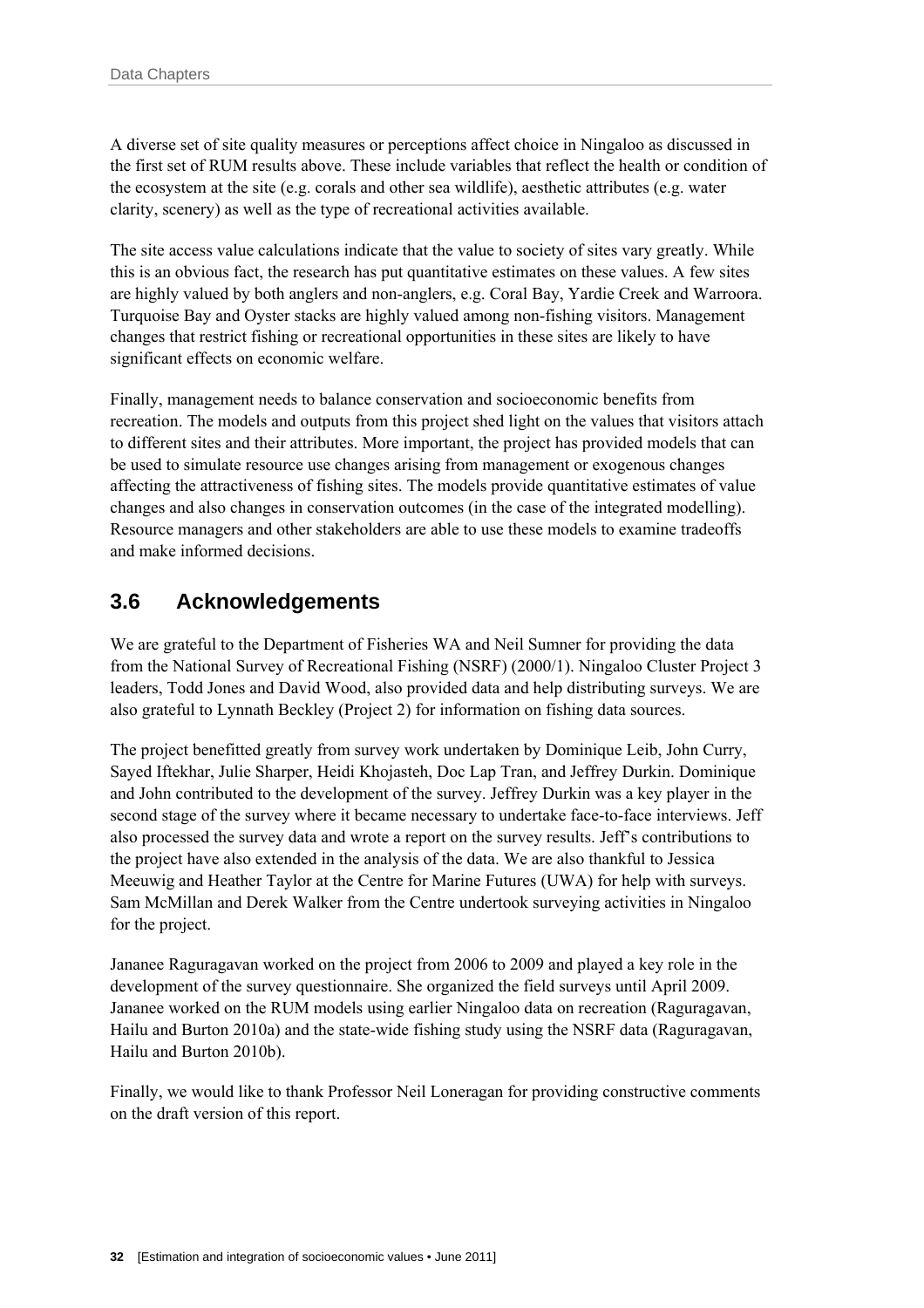A diverse set of site quality measures or perceptions affect choice in Ningaloo as discussed in the first set of RUM results above. These include variables that reflect the health or condition of the ecosystem at the site (e.g. corals and other sea wildlife), aesthetic attributes (e.g. water clarity, scenery) as well as the type of recreational activities available.

The site access value calculations indicate that the value to society of sites vary greatly. While this is an obvious fact, the research has put quantitative estimates on these values. A few sites are highly valued by both anglers and non-anglers, e.g. Coral Bay, Yardie Creek and Warroora. Turquoise Bay and Oyster stacks are highly valued among non-fishing visitors. Management changes that restrict fishing or recreational opportunities in these sites are likely to have significant effects on economic welfare.

Finally, management needs to balance conservation and socioeconomic benefits from recreation. The models and outputs from this project shed light on the values that visitors attach to different sites and their attributes. More important, the project has provided models that can be used to simulate resource use changes arising from management or exogenous changes affecting the attractiveness of fishing sites. The models provide quantitative estimates of value changes and also changes in conservation outcomes (in the case of the integrated modelling). Resource managers and other stakeholders are able to use these models to examine tradeoffs and make informed decisions.

## 3.6 Acknowledgements

We are grateful to the Department of Fisheries WA and Neil Sumner for providing the data from the National Survey of Recreational Fishing (NSRF) (2000/1). Ningaloo Cluster Project 3 leaders, Todd Jones and David Wood, also provided data and help distributing surveys. We are also grateful to Lynnath Beckley (Project 2) for information on fishing data sources.

The project benefitted greatly from survey work undertaken by Dominique Leib, John Curry, Sayed Iftekhar, Julie Sharper, Heidi Khojasteh, Doc Lap Tran, and Jeffrey Durkin. Dominique and John contributed to the development of the survey. Jeffrey Durkin was a key player in the second stage of the survey where it became necessary to undertake face-to-face interviews. Jeff also processed the survey data and wrote a report on the survey results. Jeff's contributions to the project have also extended in the analysis of the data. We are also thankful to Jessica Meeuwig and Heather Taylor at the Centre for Marine Futures (UWA) for help with surveys. Sam McMillan and Derek Walker from the Centre undertook surveying activities in Ningaloo for the project.

Jananee Raguragavan worked on the project from 2006 to 2009 and played a key role in the development of the survey questionnaire. She organized the field surveys until April 2009. Jananee worked on the RUM models using earlier Ningaloo data on recreation (Raguragavan, Hailu and Burton 2010a) and the state-wide fishing study using the NSRF data (Raguragavan, Hailu and Burton 2010b).

Finally, we would like to thank Professor Neil Loneragan for providing constructive comments on the draft version of this report.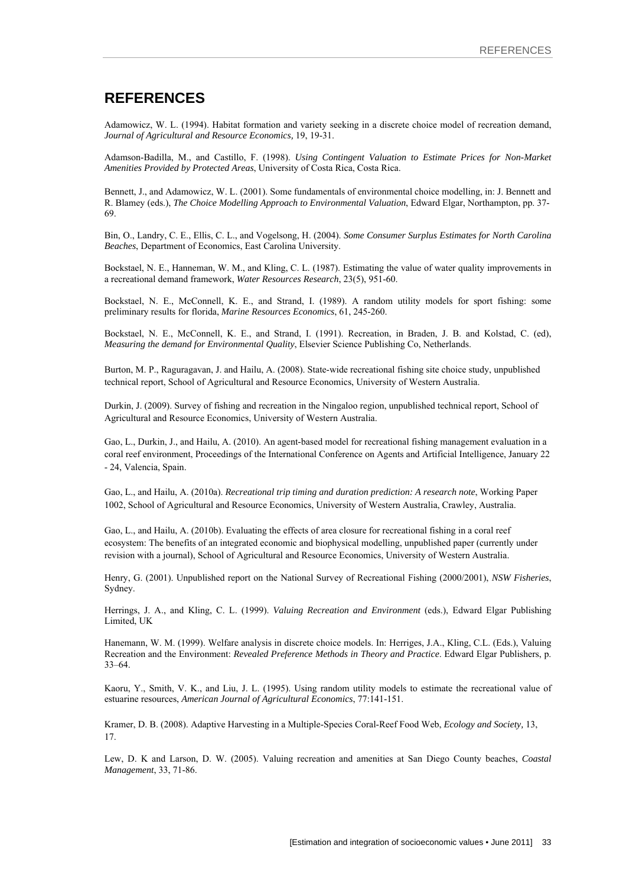# REFERENCES

Adamowicz, W. L. (1994). Habitat formation and variety seeking in a discrete choice model of recreation demand, *Journal of Agricultural and Resource Economics,* 19, 19-31.

Adamson-Badilla, M., and Castillo, F. (1998). *Using Contingent Valuation to Estimate Prices for Non-Market Amenities Provided by Protected Areas*, University of Costa Rica, Costa Rica.

Bennett, J., and Adamowicz, W. L. (2001). Some fundamentals of environmental choice modelling, in: J. Bennett and R. Blamey (eds.), *The Choice Modelling Approach to Environmental Valuation*, Edward Elgar, Northampton, pp. 37-69.

Bin, O., Landry, C. E., Ellis, C. L., and Vogelsong, H. (2004). *Some Consumer Surplus Estimates for North Carolina Beaches*, Department of Economics, East Carolina University.

Bockstael, N. E., Hanneman, W. M., and Kling, C. L. (1987). Estimating the value of water quality improvements in a recreational demand framework, *Water Resources Research*, 23(5), 951-60.

Bockstael, N. E., McConnell, K. E., and Strand, I. (1989). A random utility models for sport fishing: some preliminary results for florida, *Marine Resources Economics*, 61, 245-260.

Bockstael, N. E., McConnell, K. E., and Strand, I. (1991). Recreation, in Braden, J. B. and Kolstad, C. (ed), *Measuring the demand for Environmental Quality*, Elsevier Science Publishing Co, Netherlands.

Burton, M. P., Raguragavan, J. and Hailu, A. (2008). State-wide recreational fishing site choice study, unpublished technical report, School of Agricultural and Resource Economics, University of Western Australia.

Durkin, J. (2009). Survey of fishing and recreation in the Ningaloo region, unpublished technical report, School of Agricultural and Resource Economics, University of Western Australia.

Gao, L., Durkin, J., and Hailu, A. (2010). An agent-based model for recreational fishing management evaluation in a coral reef environment, Proceedings of the International Conference on Agents and Artificial Intelligence, January 22 - 24, Valencia, Spain.

Gao, L., and Hailu, A. (2010a). *Recreational trip timing and duration prediction: A research note*, Working Paper 1002, School of Agricultural and Resource Economics, University of Western Australia, Crawley, Australia.

Gao, L., and Hailu, A. (2010b). Evaluating the effects of area closure for recreational fishing in a coral reef ecosystem: The benefits of an integrated economic and biophysical modelling, unpublished paper (currently under revision with a journal), School of Agricultural and Resource Economics, University of Western Australia.

Henry, G. (2001). Unpublished report on the National Survey of Recreational Fishing (2000/2001), *NSW Fisheries*, Sydney.

Herrings, J. A., and Kling, C. L. (1999). *Valuing Recreation and Environment* (eds.), Edward Elgar Publishing Limited, UK

Hanemann, W. M. (1999). Welfare analysis in discrete choice models. In: Herriges, J.A., Kling, C.L. (Eds.), Valuing Recreation and the Environment: *Revealed Preference Methods in Theory and Practice*. Edward Elgar Publishers, p. 33–64.

Kaoru, Y., Smith, V. K., and Liu, J. L. (1995). Using random utility models to estimate the recreational value of estuarine resources, *American Journal of Agricultural Economics*, 77:141-151.

Kramer, D. B. (2008). Adaptive Harvesting in a Multiple-Species Coral-Reef Food Web, *Ecology and Society,* 13, 17.

Lew, D. K and Larson, D. W. (2005). Valuing recreation and amenities at San Diego County beaches, *Coastal Management*, 33, 71-86.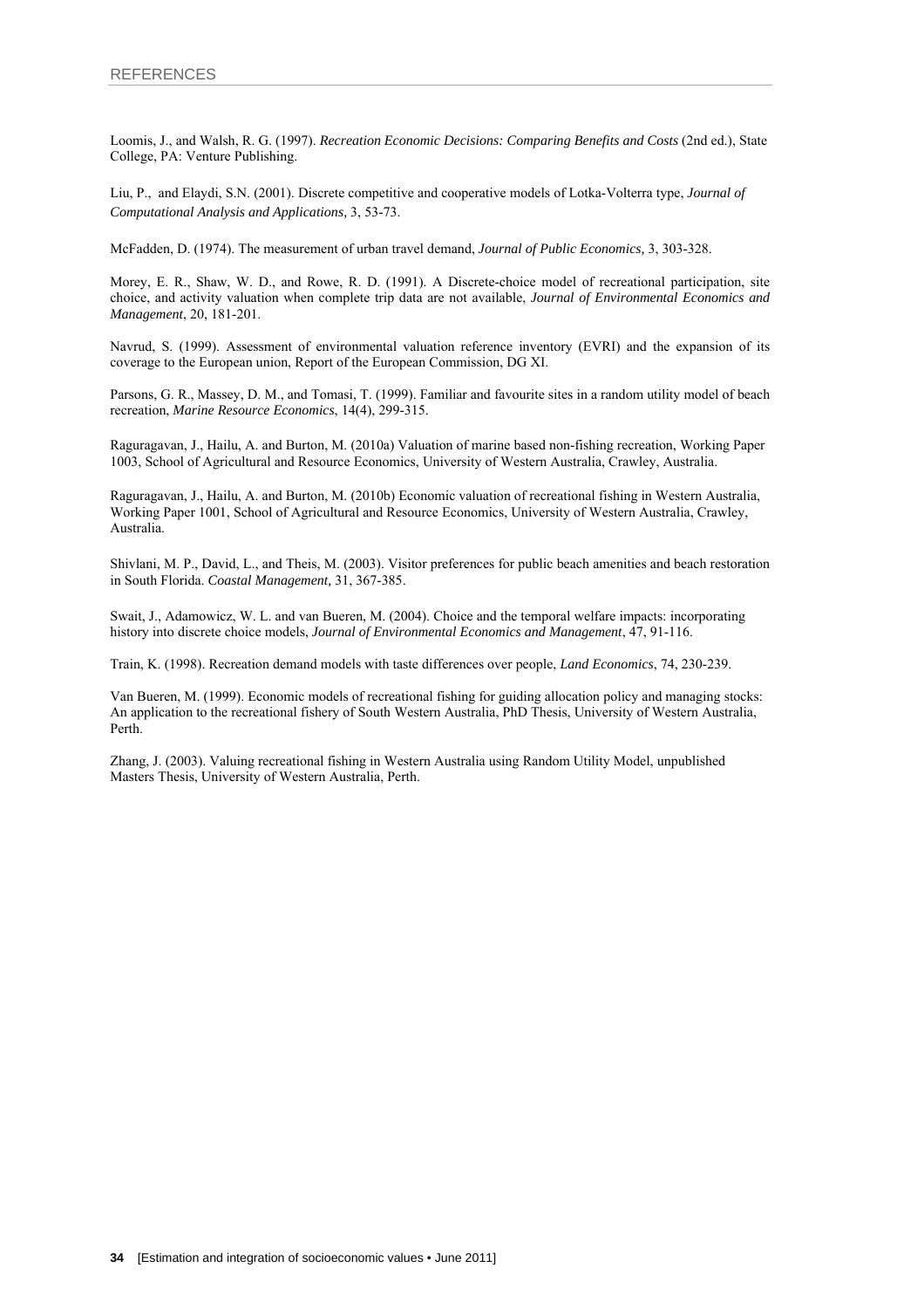Loomis, J., and Walsh, R. G. (1997). *Recreation Economic Decisions: Comparing Benefits and Costs* (2nd ed.), State College, PA: Venture Publishing.

Liu, P., and Elaydi, S.N. (2001). Discrete competitive and cooperative models of Lotka-Volterra type, *Journal of Computational Analysis and Applications,* 3, 53-73.

McFadden, D. (1974). The measurement of urban travel demand, *Journal of Public Economics,* 3, 303-328.

Morey, E. R., Shaw, W. D., and Rowe, R. D. (1991). A Discrete-choice model of recreational participation, site choice, and activity valuation when complete trip data are not available, *Journal of Environmental Economics and Management*, 20, 181-201.

Navrud, S. (1999). Assessment of environmental valuation reference inventory (EVRI) and the expansion of its coverage to the European union, Report of the European Commission, DG XI.

Parsons, G. R., Massey, D. M., and Tomasi, T. (1999). Familiar and favourite sites in a random utility model of beach recreation, *Marine Resource Economics*, 14(4), 299-315.

Raguragavan, J., Hailu, A. and Burton, M. (2010a) Valuation of marine based non-fishing recreation, Working Paper 1003, School of Agricultural and Resource Economics, University of Western Australia, Crawley, Australia.

Raguragavan, J., Hailu, A. and Burton, M. (2010b) Economic valuation of recreational fishing in Western Australia, Working Paper 1001, School of Agricultural and Resource Economics, University of Western Australia, Crawley, Australia.

Shivlani, M. P., David, L., and Theis, M. (2003). Visitor preferences for public beach amenities and beach restoration in South Florida. *Coastal Management,* 31, 367-385.

Swait, J., Adamowicz, W. L. and van Bueren, M. (2004). Choice and the temporal welfare impacts: incorporating history into discrete choice models, *Journal of Environmental Economics and Management*, 47, 91-116.

Train, K. (1998). Recreation demand models with taste differences over people, *Land Economics*, 74, 230-239.

Van Bueren, M. (1999). Economic models of recreational fishing for guiding allocation policy and managing stocks: An application to the recreational fishery of South Western Australia, PhD Thesis, University of Western Australia, Perth.

Zhang, J. (2003). Valuing recreational fishing in Western Australia using Random Utility Model, unpublished Masters Thesis, University of Western Australia, Perth.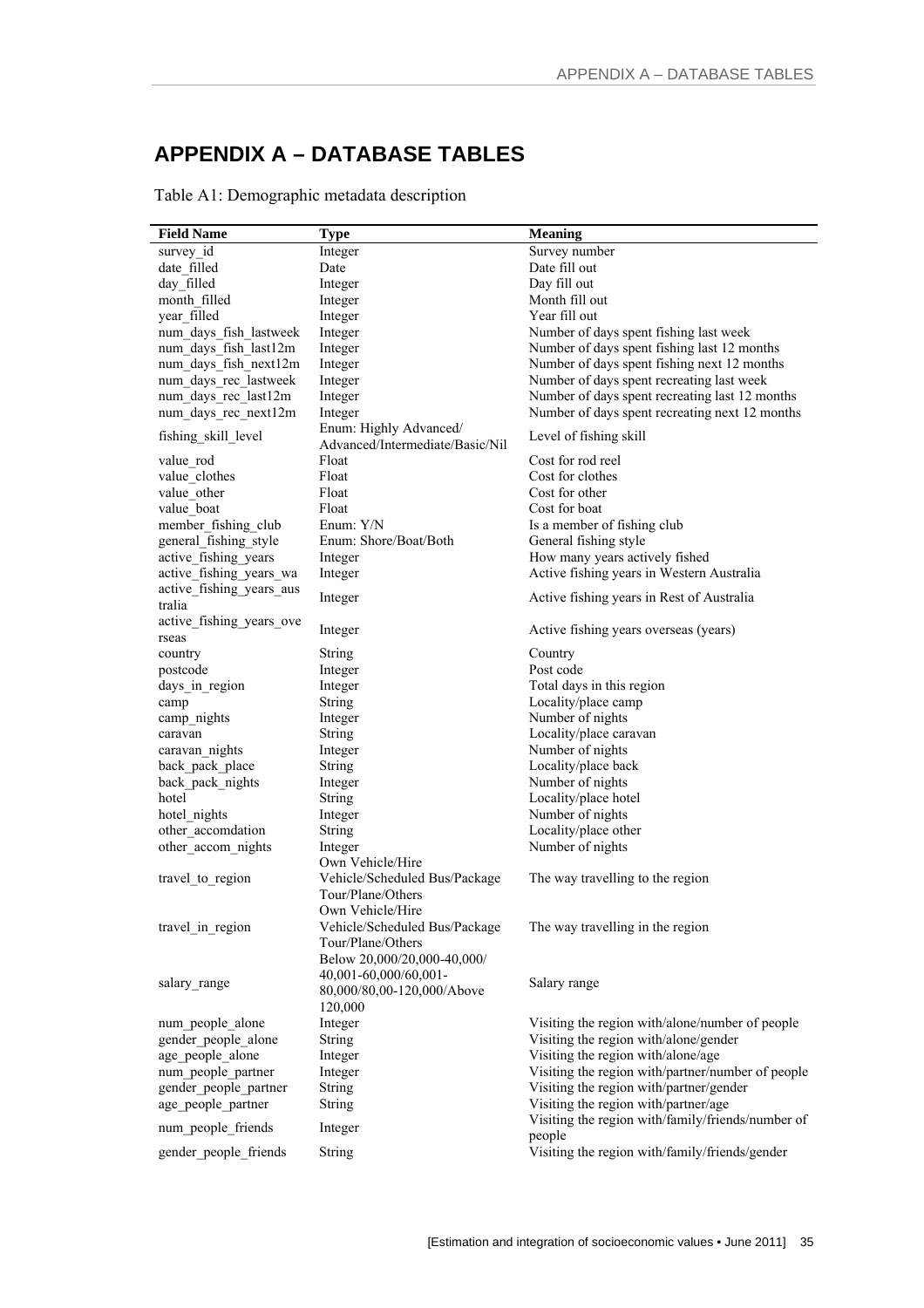# APPENDIX A – DATABASE TABLES

Table A1: Demographic metadata description

| Field Name | Type | Meaning |
|---|---|---|
| survey_id | Integer | Survey number |
| date_filled | Date | Date fill out |
| day_filled | Integer | Day fill out |
| month_filled | Integer | Month fill out |
| year_filled | Integer | Year fill out |
| num_days_fish_lastweek | Integer | Number of days spent fishing last week |
| num_days_fish_last12m | Integer | Number of days spent fishing last 12 months |
| num_days_fish_next12m | Integer | Number of days spent fishing next 12 months |
| num_days_rec_lastweek | Integer | Number of days spent recreating last week |
| num_days_rec_last12m | Integer | Number of days spent recreating last 12 months |
| num_days_rec_next12m | Integer | Number of days spent recreating next 12 months |
| fishing_skill_level | Enum: Highly Advanced/ Advanced/Intermediate/Basic/Nil | Level of fishing skill |
| value_rod | Float | Cost for rod reel |
| value_clothes | Float | Cost for clothes |
| value_other | Float | Cost for other |
| value_boat | Float | Cost for boat |
| member_fishing_club | Enum: Y/N | Is a member of fishing club |
| general_fishing_style | Enum: Shore/Boat/Both | General fishing style |
| active_fishing_years | Integer | How many years actively fished |
| active_fishing_years_wa | Integer | Active fishing years in Western Australia |
| active_fishing_years_australia | Integer | Active fishing years in Rest of Australia |
| active_fishing_years_overseas | Integer | Active fishing years overseas (years) |
| country | String | Country |
| postcode | Integer | Post code |
| days_in_region | Integer | Total days in this region |
| camp | String | Locality/place camp |
| camp_nights | Integer | Number of nights |
| caravan | String | Locality/place caravan |
| caravan_nights | Integer | Number of nights |
| back_pack_place | String | Locality/place back |
| back_pack_nights | Integer | Number of nights |
| hotel | String | Locality/place hotel |
| hotel_nights | Integer | Number of nights |
| other_accomdation | String | Locality/place other |
| other_accom_nights | Integer | Number of nights |
| travel_to_region | Own Vehicle/Hire Vehicle/Scheduled Bus/Package Tour/Plane/Others | The way travelling to the region |
| travel_in_region | Own Vehicle/Hire Vehicle/Scheduled Bus/Package Tour/Plane/Others | The way travelling in the region |
| salary_range | Below 20,000/20,000-40,000/ 40,001-60,000/60,001-80,000/80,00-120,000/Above 120,000 | Salary range |
| num_people_alone | Integer | Visiting the region with/alone/number of people |
| gender_people_alone | String | Visiting the region with/alone/gender |
| age_people_alone | Integer | Visiting the region with/alone/age |
| num_people_partner | Integer | Visiting the region with/partner/number of people |
| gender_people_partner | String | Visiting the region with/partner/gender |
| age_people_partner | String | Visiting the region with/partner/age |
| num_people_friends | Integer | Visiting the region with/family/friends/number of people |
| gender_people_friends | String | Visiting the region with/family/friends/gender |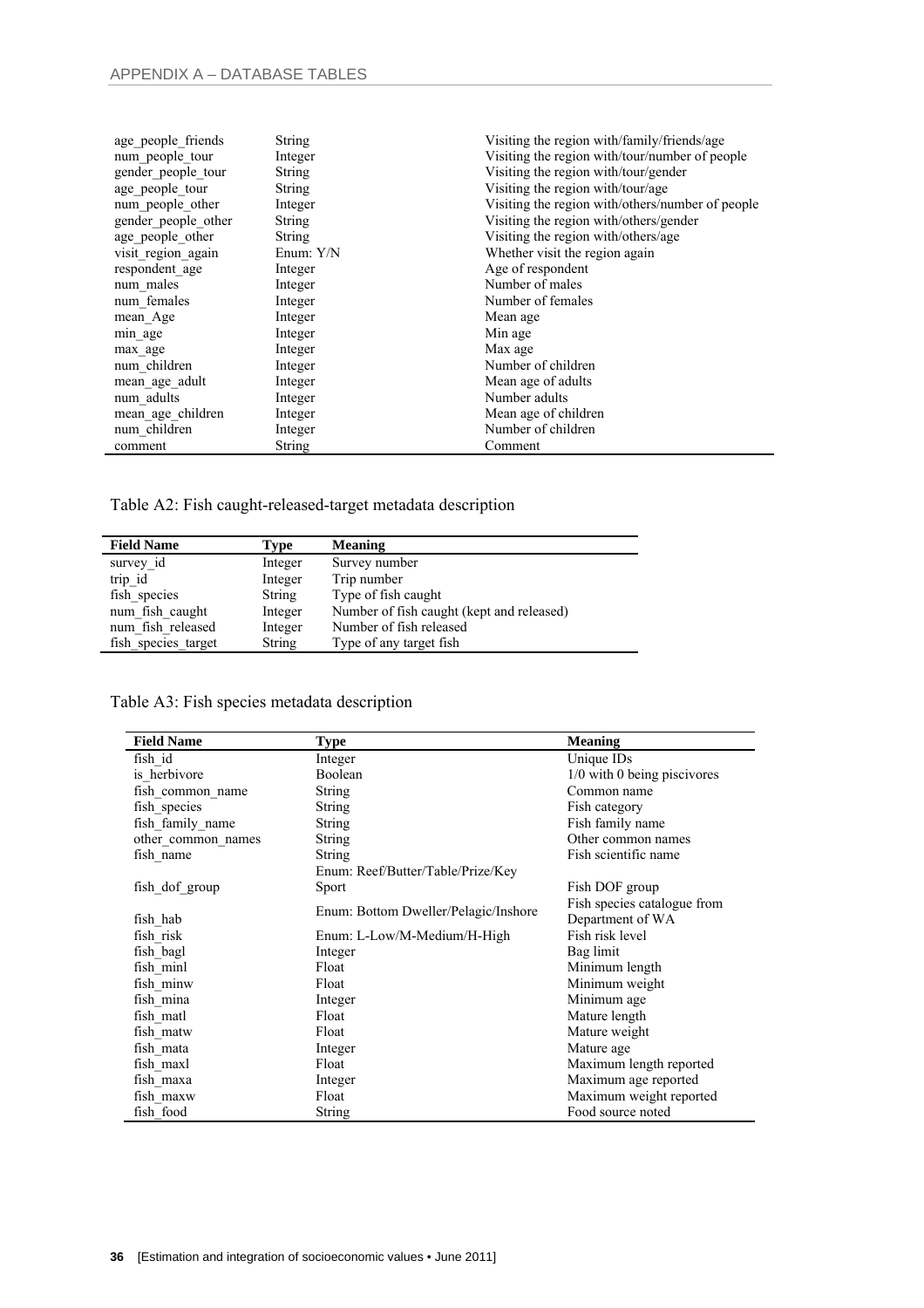| | | |
|---|---|---|
| age_people_friends | String | Visiting the region with/family/friends/age |
| num_people_tour | Integer | Visiting the region with/tour/number of people |
| gender_people_tour | String | Visiting the region with/tour/gender |
| age_people_tour | String | Visiting the region with/tour/age |
| num_people_other | Integer | Visiting the region with/others/number of people |
| gender_people_other | String | Visiting the region with/others/gender |
| age_people_other | String | Visiting the region with/others/age |
| visit_region_again | Enum: Y/N | Whether visit the region again |
| respondent_age | Integer | Age of respondent |
| num_males | Integer | Number of males |
| num_females | Integer | Number of females |
| mean_Age | Integer | Mean age |
| min_age | Integer | Min age |
| max_age | Integer | Max age |
| num_children | Integer | Number of children |
| mean_age_adult | Integer | Mean age of adults |
| num_adults | Integer | Number adults |
| mean_age_children | Integer | Mean age of children |
| num_children | Integer | Number of children |
| comment | String | Comment |

Table A2: Fish caught-released-target metadata description

| Field Name | Type | Meaning |
|---|---|---|
| survey_id | Integer | Survey number |
| trip_id | Integer | Trip number |
| fish_species | String | Type of fish caught |
| num_fish_caught | Integer | Number of fish caught (kept and released) |
| num_fish_released | Integer | Number of fish released |
| fish_species_target | String | Type of any target fish |

Table A3: Fish species metadata description

| Field Name | Type | Meaning |
|---|---|---|
| fish_id | Integer | Unique IDs |
| is_herbivore | Boolean | 1/0 with 0 being piscivores |
| fish_common_name | String | Common name |
| fish_species | String | Fish category |
| fish_family_name | String | Fish family name |
| other_common_names | String | Other common names |
| fish_name | String | Fish scientific name |
| fish_dof_group | Enum: Reef/Butter/Table/Prize/Key Sport | Fish DOF group |
| fish_hab | Enum: Bottom Dweller/Pelagic/Inshore | Fish species catalogue from Department of WA |
| fish_risk | Enum: L-Low/M-Medium/H-High | Fish risk level |
| fish_bagl | Integer | Bag limit |
| fish_minl | Float | Minimum length |
| fish_minw | Float | Minimum weight |
| fish_mina | Integer | Minimum age |
| fish_matl | Float | Mature length |
| fish_matw | Float | Mature weight |
| fish_mata | Integer | Mature age |
| fish_maxl | Float | Maximum length reported |
| fish_maxa | Integer | Maximum age reported |
| fish_maxw | Float | Maximum weight reported |
| fish_food | String | Food source noted |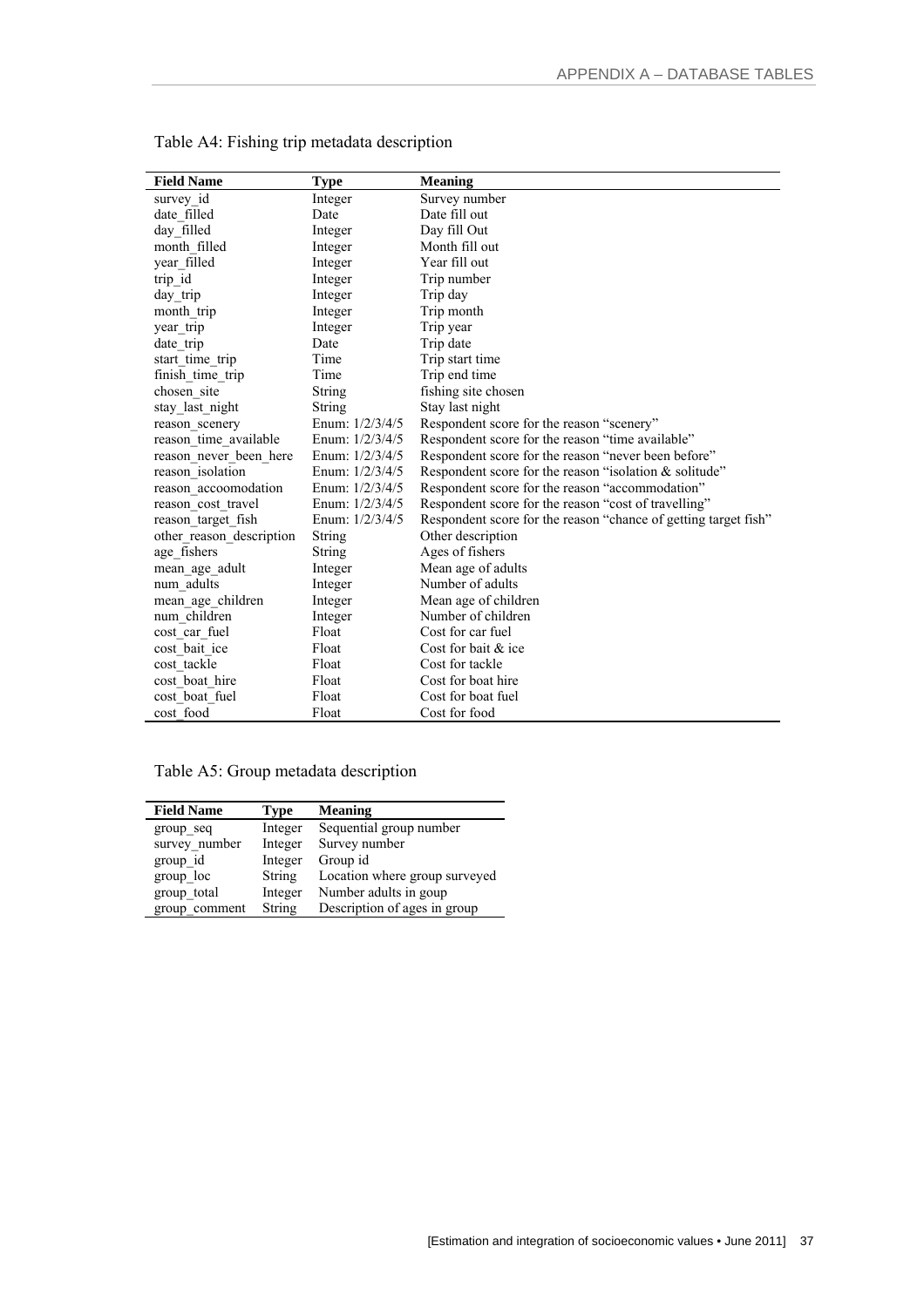Table A4: Fishing trip metadata description

| Field Name | Type | Meaning |
|---|---|---|
| survey_id | Integer | Survey number |
| date_filled | Date | Date fill out |
| day_filled | Integer | Day fill Out |
| month_filled | Integer | Month fill out |
| year_filled | Integer | Year fill out |
| trip_id | Integer | Trip number |
| day_trip | Integer | Trip day |
| month_trip | Integer | Trip month |
| year_trip | Integer | Trip year |
| date_trip | Date | Trip date |
| start_time_trip | Time | Trip start time |
| finish_time_trip | Time | Trip end time |
| chosen_site | String | fishing site chosen |
| stay_last_night | String | Stay last night |
| reason_scenery | Enum: 1/2/3/4/5 | Respondent score for the reason "scenery" |
| reason_time_available | Enum: 1/2/3/4/5 | Respondent score for the reason "time available" |
| reason_never_been_here | Enum: 1/2/3/4/5 | Respondent score for the reason "never been before" |
| reason_isolation | Enum: 1/2/3/4/5 | Respondent score for the reason "isolation & solitude" |
| reason_accoomodation | Enum: 1/2/3/4/5 | Respondent score for the reason "accommodation" |
| reason_cost_travel | Enum: 1/2/3/4/5 | Respondent score for the reason "cost of travelling" |
| reason_target_fish | Enum: 1/2/3/4/5 | Respondent score for the reason "chance of getting target fish" |
| other_reason_description | String | Other description |
| age_fishers | String | Ages of fishers |
| mean_age_adult | Integer | Mean age of adults |
| num_adults | Integer | Number of adults |
| mean_age_children | Integer | Mean age of children |
| num_children | Integer | Number of children |
| cost_car_fuel | Float | Cost for car fuel |
| cost_bait_ice | Float | Cost for bait & ice |
| cost_tackle | Float | Cost for tackle |
| cost_boat_hire | Float | Cost for boat hire |
| cost_boat_fuel | Float | Cost for boat fuel |
| cost_food | Float | Cost for food |

Table A5: Group metadata description

| Field Name | Type | Meaning |
|---|---|---|
| group_seq | Integer | Sequential group number |
| survey_number | Integer | Survey number |
| group_id | Integer | Group id |
| group_loc | String | Location where group surveyed |
| group_total | Integer | Number adults in goup |
| group_comment | String | Description of ages in group |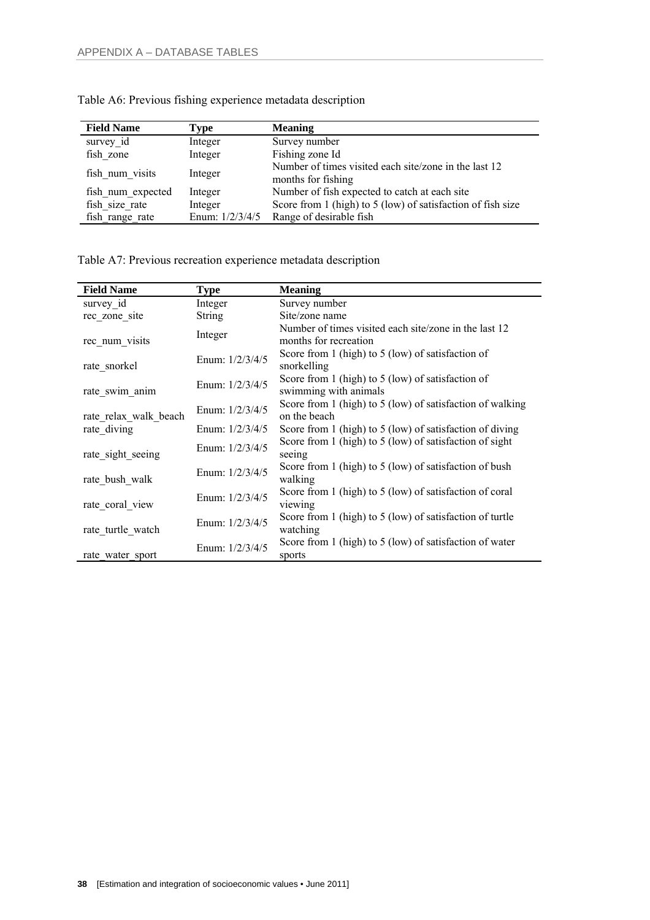Table A6: Previous fishing experience metadata description

| Field Name | Type | Meaning |
|---|---|---|
| survey_id | Integer | Survey number |
| fish_zone | Integer | Fishing zone Id |
| fish_num_visits | Integer | Number of times visited each site/zone in the last 12 months for fishing |
| fish_num_expected | Integer | Number of fish expected to catch at each site |
| fish_size_rate | Integer | Score from 1 (high) to 5 (low) of satisfaction of fish size |
| fish_range_rate | Enum: 1/2/3/4/5 | Range of desirable fish |

Table A7: Previous recreation experience metadata description

| Field Name | Type | Meaning |
|---|---|---|
| survey_id | Integer | Survey number |
| rec_zone_site | String | Site/zone name |
| rec_num_visits | Integer | Number of times visited each site/zone in the last 12 months for recreation |
| rate_snorkel | Enum: 1/2/3/4/5 | Score from 1 (high) to 5 (low) of satisfaction of snorkelling |
| rate_swim_anim | Enum: 1/2/3/4/5 | Score from 1 (high) to 5 (low) of satisfaction of swimming with animals |
| rate_relax_walk_beach | Enum: 1/2/3/4/5 | Score from 1 (high) to 5 (low) of satisfaction of walking on the beach |
| rate_diving | Enum: 1/2/3/4/5 | Score from 1 (high) to 5 (low) of satisfaction of diving |
| rate_sight_seeing | Enum: 1/2/3/4/5 | Score from 1 (high) to 5 (low) of satisfaction of sight seeing |
| rate_bush_walk | Enum: 1/2/3/4/5 | Score from 1 (high) to 5 (low) of satisfaction of bush walking |
| rate_coral_view | Enum: 1/2/3/4/5 | Score from 1 (high) to 5 (low) of satisfaction of coral viewing |
| rate_turtle_watch | Enum: 1/2/3/4/5 | Score from 1 (high) to 5 (low) of satisfaction of turtle watching |
| rate_water_sport | Enum: 1/2/3/4/5 | Score from 1 (high) to 5 (low) of satisfaction of water sports |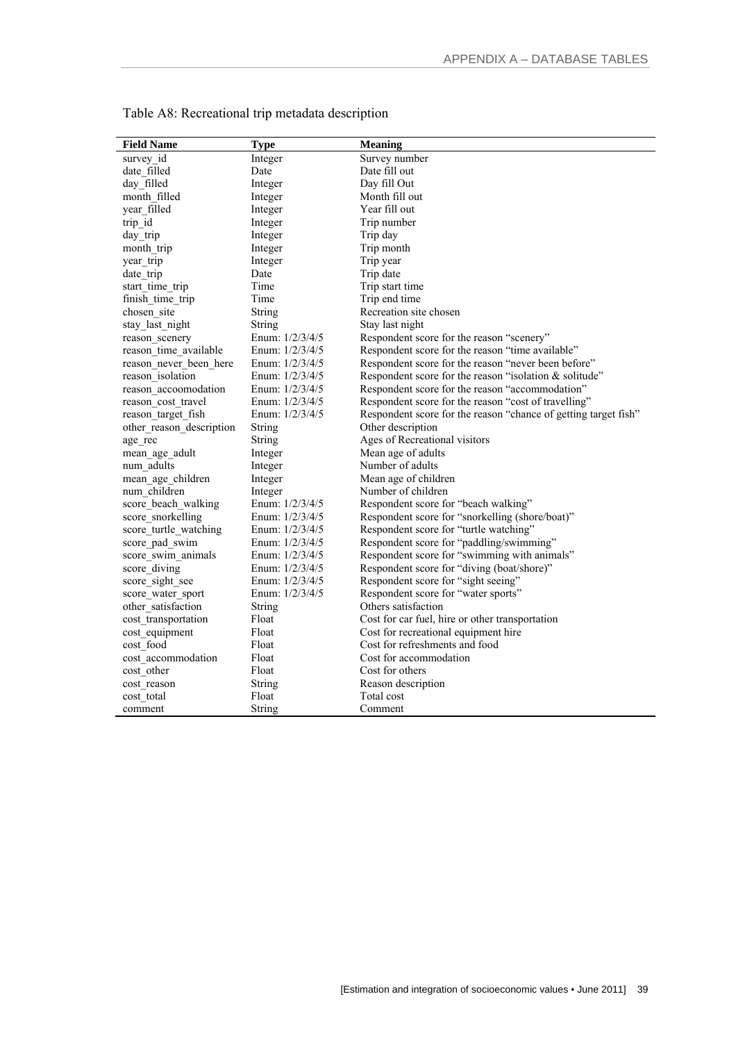Table A8: Recreational trip metadata description

| Field Name | Type | Meaning |
|---|---|---|
| survey_id | Integer | Survey number |
| date_filled | Date | Date fill out |
| day_filled | Integer | Day fill Out |
| month_filled | Integer | Month fill out |
| year_filled | Integer | Year fill out |
| trip_id | Integer | Trip number |
| day_trip | Integer | Trip day |
| month_trip | Integer | Trip month |
| year_trip | Integer | Trip year |
| date_trip | Date | Trip date |
| start_time_trip | Time | Trip start time |
| finish_time_trip | Time | Trip end time |
| chosen_site | String | Recreation site chosen |
| stay_last_night | String | Stay last night |
| reason_scenery | Enum: 1/2/3/4/5 | Respondent score for the reason "scenery" |
| reason_time_available | Enum: 1/2/3/4/5 | Respondent score for the reason "time available" |
| reason_never_been_here | Enum: 1/2/3/4/5 | Respondent score for the reason "never been before" |
| reason_isolation | Enum: 1/2/3/4/5 | Respondent score for the reason "isolation & solitude" |
| reason_accoomodation | Enum: 1/2/3/4/5 | Respondent score for the reason "accommodation" |
| reason_cost_travel | Enum: 1/2/3/4/5 | Respondent score for the reason "cost of travelling" |
| reason_target_fish | Enum: 1/2/3/4/5 | Respondent score for the reason "chance of getting target fish" |
| other_reason_description | String | Other description |
| age_rec | String | Ages of Recreational visitors |
| mean_age_adult | Integer | Mean age of adults |
| num_adults | Integer | Number of adults |
| mean_age_children | Integer | Mean age of children |
| num_children | Integer | Number of children |
| score_beach_walking | Enum: 1/2/3/4/5 | Respondent score for "beach walking" |
| score_snorkelling | Enum: 1/2/3/4/5 | Respondent score for "snorkelling (shore/boat)" |
| score_turtle_watching | Enum: 1/2/3/4/5 | Respondent score for "turtle watching" |
| score_pad_swim | Enum: 1/2/3/4/5 | Respondent score for "paddling/swimming" |
| score_swim_animals | Enum: 1/2/3/4/5 | Respondent score for "swimming with animals" |
| score_diving | Enum: 1/2/3/4/5 | Respondent score for "diving (boat/shore)" |
| score_sight_see | Enum: 1/2/3/4/5 | Respondent score for "sight seeing" |
| score_water_sport | Enum: 1/2/3/4/5 | Respondent score for "water sports" |
| other_satisfaction | String | Others satisfaction |
| cost_transportation | Float | Cost for car fuel, hire or other transportation |
| cost_equipment | Float | Cost for recreational equipment hire |
| cost_food | Float | Cost for refreshments and food |
| cost_accommodation | Float | Cost for accommodation |
| cost_other | Float | Cost for others |
| cost_reason | String | Reason description |
| cost_total | Float | Total cost |
| comment | String | Comment |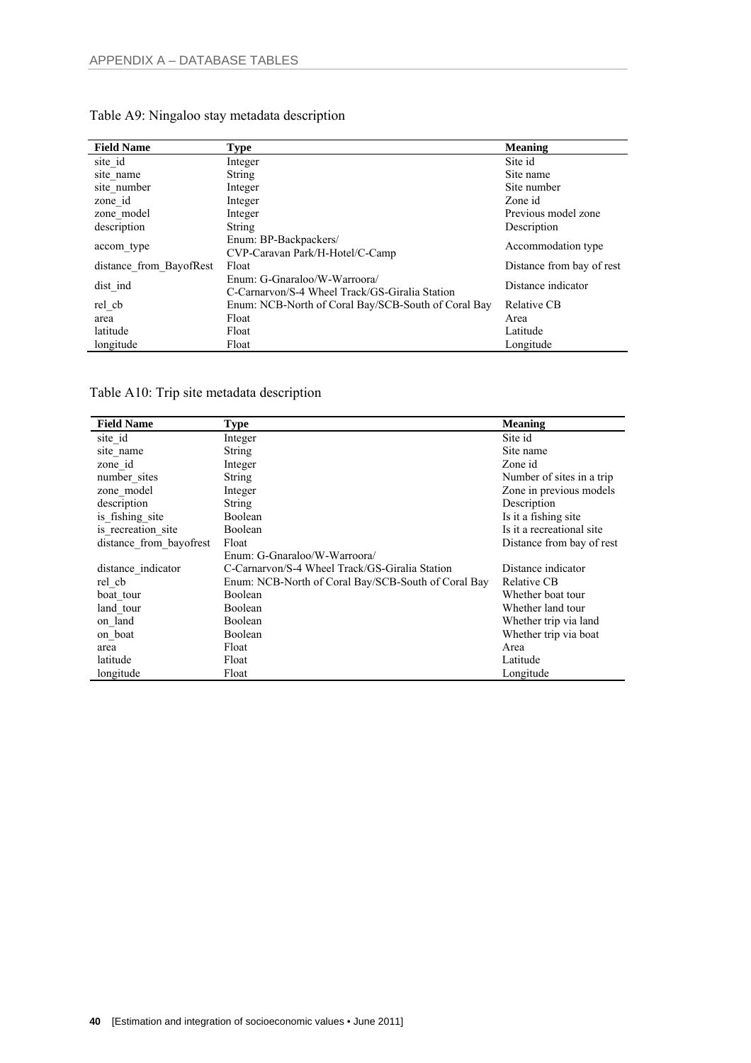Table A9: Ningaloo stay metadata description

| Field Name | Type | Meaning |
|---|---|---|
| site_id | Integer | Site id |
| site_name | String | Site name |
| site_number | Integer | Site number |
| zone_id | Integer | Zone id |
| zone_model | Integer | Previous model zone |
| description | String | Description |
| accom_type | Enum: BP-Backpackers/ CVP-Caravan Park/H-Hotel/C-Camp | Accommodation type |
| distance_from_BayofRest | Float | Distance from bay of rest |
| dist_ind | Enum: G-Gnaraloo/W-Warroora/ C-Carnarvon/S-4 Wheel Track/GS-Giralia Station | Distance indicator |
| rel_cb | Enum: NCB-North of Coral Bay/SCB-South of Coral Bay | Relative CB |
| area | Float | Area |
| latitude | Float | Latitude |
| longitude | Float | Longitude |

Table A10: Trip site metadata description

| Field Name | Type | Meaning |
|---|---|---|
| site_id | Integer | Site id |
| site_name | String | Site name |
| zone_id | Integer | Zone id |
| number_sites | String | Number of sites in a trip |
| zone_model | Integer | Zone in previous models |
| description | String | Description |
| is_fishing_site | Boolean | Is it a fishing site |
| is_recreation_site | Boolean | Is it a recreational site |
| distance_from_bayofrest | Float | Distance from bay of rest |
| distance_indicator | Enum: G-Gnaraloo/W-Warroora/ C-Carnarvon/S-4 Wheel Track/GS-Giralia Station | Distance indicator |
| rel_cb | Enum: NCB-North of Coral Bay/SCB-South of Coral Bay | Relative CB |
| boat_tour | Boolean | Whether boat tour |
| land_tour | Boolean | Whether land tour |
| on_land | Boolean | Whether trip via land |
| on_boat | Boolean | Whether trip via boat |
| area | Float | Area |
| latitude | Float | Latitude |
| longitude | Float | Longitude |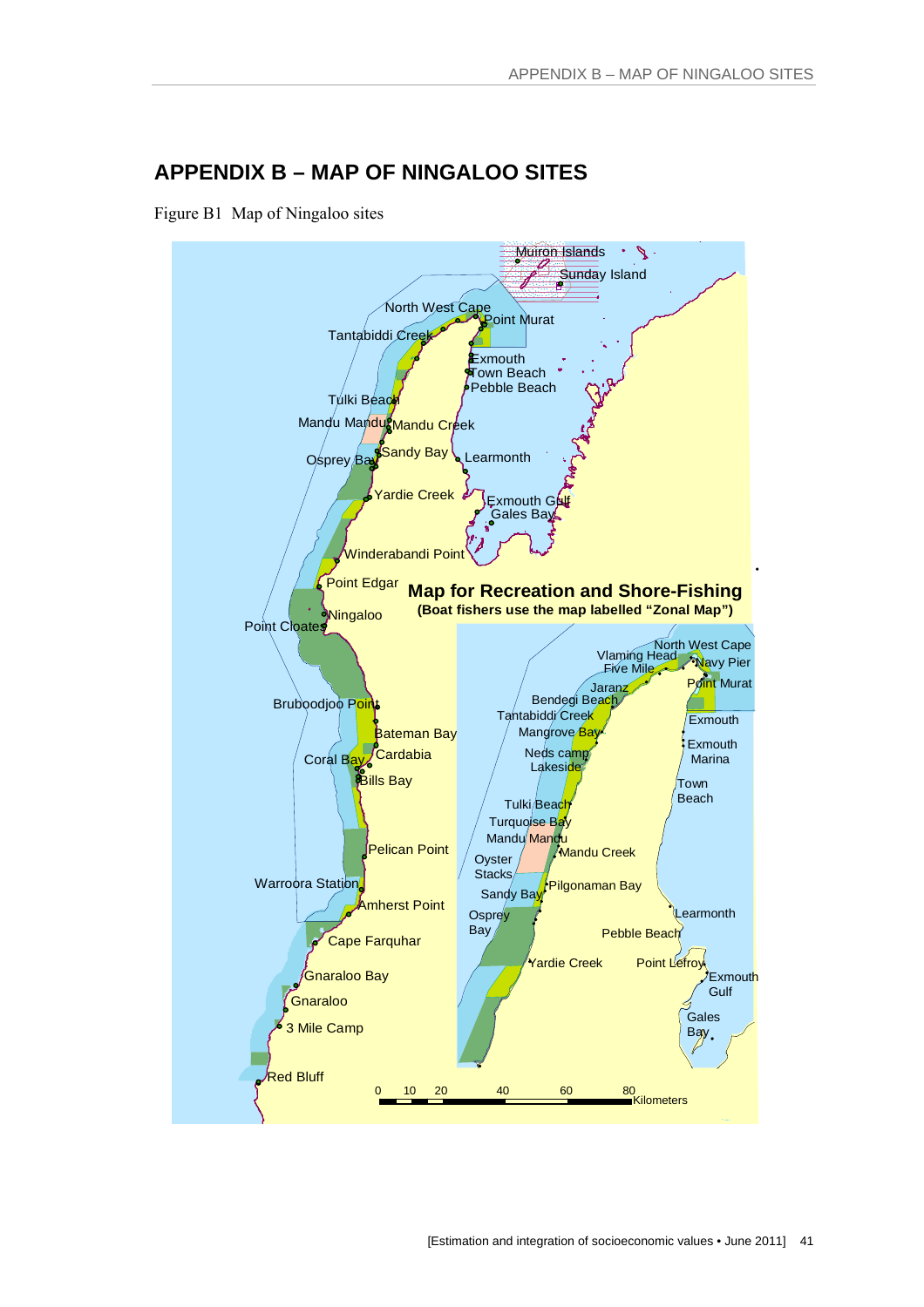# APPENDIX B – MAP OF NINGALOO SITES

Figure B1 Map of Ningaloo sites

**Map for Recreation and Shore-Fishing**

**(Boat fishers use the map labelled "Zonal Map")**

Muiron Islands, Sunday Island, North West Cape, Point Murat, Tantabiddi Creek, Exmouth, Town Beach, Pebble Beach, Tulki Beach, Mandu Mandu, Mandu Creek, Osprey Bay, Sandy Bay, Learmonth, Yardie Creek, Exmouth Gulf, Gales Bay, Winderabandi Point, Point Edgar, Ningaloo, Point Cloates, Bruboodjoo Point, Bateman Bay, Coral Bay, Cardabia, Bills Bay, Pelican Point, Warroora Station, Amherst Point, Cape Farquhar, Gnaraloo Bay, Gnaraloo, 3 Mile Camp, Red Bluff

North West Cape, Vlaming Head, Navy Pier, Five Mile, Jaranz, Point Murat, Bendegi Beach, Tantabiddi Creek, Exmouth, Mangrove Bay, Exmouth Marina, Neds camp, Lakeside, Town Beach, Tulki Beach, Turquoise Bay, Mandu Mandu, Mandu Creek, Oyster Stacks, Sandy Bay, Pilgonaman Bay, Osprey Bay, Learmonth, Pebble Beach, Yardie Creek, Point Lefroy, Exmouth Gulf, Gales Bay

0 10 20 40 60 80 Kilometers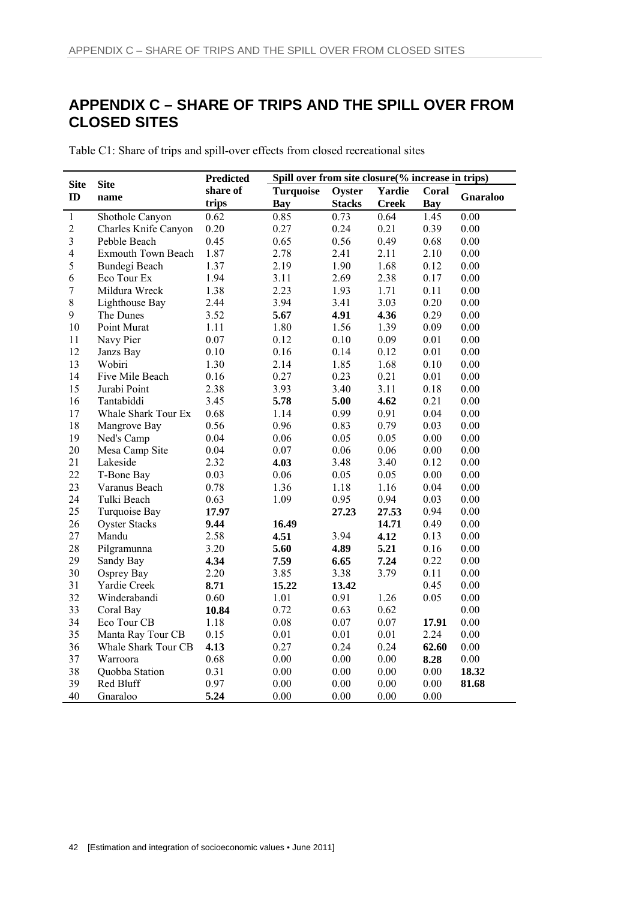# APPENDIX C – SHARE OF TRIPS AND THE SPILL OVER FROM CLOSED SITES

Table C1: Share of trips and spill-over effects from closed recreational sites

| Site ID | Site name | Predicted share of trips | Spill over from site closure(% increase in trips) | | | | |
|---|---|---|---|---|---|---|---|
| | | | Turquoise Bay | Oyster Stacks | Yardie Creek | Coral Bay | Gnaraloo |
| 1 | Shothole Canyon | 0.62 | 0.85 | 0.73 | 0.64 | 1.45 | 0.00 |
| 2 | Charles Knife Canyon | 0.20 | 0.27 | 0.24 | 0.21 | 0.39 | 0.00 |
| 3 | Pebble Beach | 0.45 | 0.65 | 0.56 | 0.49 | 0.68 | 0.00 |
| 4 | Exmouth Town Beach | 1.87 | 2.78 | 2.41 | 2.11 | 2.10 | 0.00 |
| 5 | Bundegi Beach | 1.37 | 2.19 | 1.90 | 1.68 | 0.12 | 0.00 |
| 6 | Eco Tour Ex | 1.94 | 3.11 | 2.69 | 2.38 | 0.17 | 0.00 |
| 7 | Mildura Wreck | 1.38 | 2.23 | 1.93 | 1.71 | 0.11 | 0.00 |
| 8 | Lighthouse Bay | 2.44 | 3.94 | 3.41 | 3.03 | 0.20 | 0.00 |
| 9 | The Dunes | 3.52 | **5.67** | **4.91** | **4.36** | 0.29 | 0.00 |
| 10 | Point Murat | 1.11 | 1.80 | 1.56 | 1.39 | 0.09 | 0.00 |
| 11 | Navy Pier | 0.07 | 0.12 | 0.10 | 0.09 | 0.01 | 0.00 |
| 12 | Janzs Bay | 0.10 | 0.16 | 0.14 | 0.12 | 0.01 | 0.00 |
| 13 | Wobiri | 1.30 | 2.14 | 1.85 | 1.68 | 0.10 | 0.00 |
| 14 | Five Mile Beach | 0.16 | 0.27 | 0.23 | 0.21 | 0.01 | 0.00 |
| 15 | Jurabi Point | 2.38 | 3.93 | 3.40 | 3.11 | 0.18 | 0.00 |
| 16 | Tantabiddi | 3.45 | **5.78** | **5.00** | **4.62** | 0.21 | 0.00 |
| 17 | Whale Shark Tour Ex | 0.68 | 1.14 | 0.99 | 0.91 | 0.04 | 0.00 |
| 18 | Mangrove Bay | 0.56 | 0.96 | 0.83 | 0.79 | 0.03 | 0.00 |
| 19 | Ned's Camp | 0.04 | 0.06 | 0.05 | 0.05 | 0.00 | 0.00 |
| 20 | Mesa Camp Site | 0.04 | 0.07 | 0.06 | 0.06 | 0.00 | 0.00 |
| 21 | Lakeside | 2.32 | **4.03** | 3.48 | 3.40 | 0.12 | 0.00 |
| 22 | T-Bone Bay | 0.03 | 0.06 | 0.05 | 0.05 | 0.00 | 0.00 |
| 23 | Varanus Beach | 0.78 | 1.36 | 1.18 | 1.16 | 0.04 | 0.00 |
| 24 | Tulki Beach | 0.63 | 1.09 | 0.95 | 0.94 | 0.03 | 0.00 |
| 25 | Turquoise Bay | **17.97** | | **27.23** | **27.53** | 0.94 | 0.00 |
| 26 | Oyster Stacks | **9.44** | **16.49** | | **14.71** | 0.49 | 0.00 |
| 27 | Mandu | 2.58 | **4.51** | 3.94 | **4.12** | 0.13 | 0.00 |
| 28 | Pilgramunna | 3.20 | **5.60** | **4.89** | **5.21** | 0.16 | 0.00 |
| 29 | Sandy Bay | **4.34** | **7.59** | **6.65** | **7.24** | 0.22 | 0.00 |
| 30 | Osprey Bay | 2.20 | 3.85 | 3.38 | 3.79 | 0.11 | 0.00 |
| 31 | Yardie Creek | **8.71** | **15.22** | **13.42** | | 0.45 | 0.00 |
| 32 | Winderabandi | 0.60 | 1.01 | 0.91 | 1.26 | 0.05 | 0.00 |
| 33 | Coral Bay | **10.84** | 0.72 | 0.63 | 0.62 | | 0.00 |
| 34 | Eco Tour CB | 1.18 | 0.08 | 0.07 | 0.07 | **17.91** | 0.00 |
| 35 | Manta Ray Tour CB | 0.15 | 0.01 | 0.01 | 0.01 | 2.24 | 0.00 |
| 36 | Whale Shark Tour CB | **4.13** | 0.27 | 0.24 | 0.24 | **62.60** | 0.00 |
| 37 | Warroora | 0.68 | 0.00 | 0.00 | 0.00 | **8.28** | 0.00 |
| 38 | Quobba Station | 0.31 | 0.00 | 0.00 | 0.00 | 0.00 | **18.32** |
| 39 | Red Bluff | 0.97 | 0.00 | 0.00 | 0.00 | 0.00 | **81.68** |
| 40 | Gnaraloo | **5.24** | 0.00 | 0.00 | 0.00 | 0.00 | |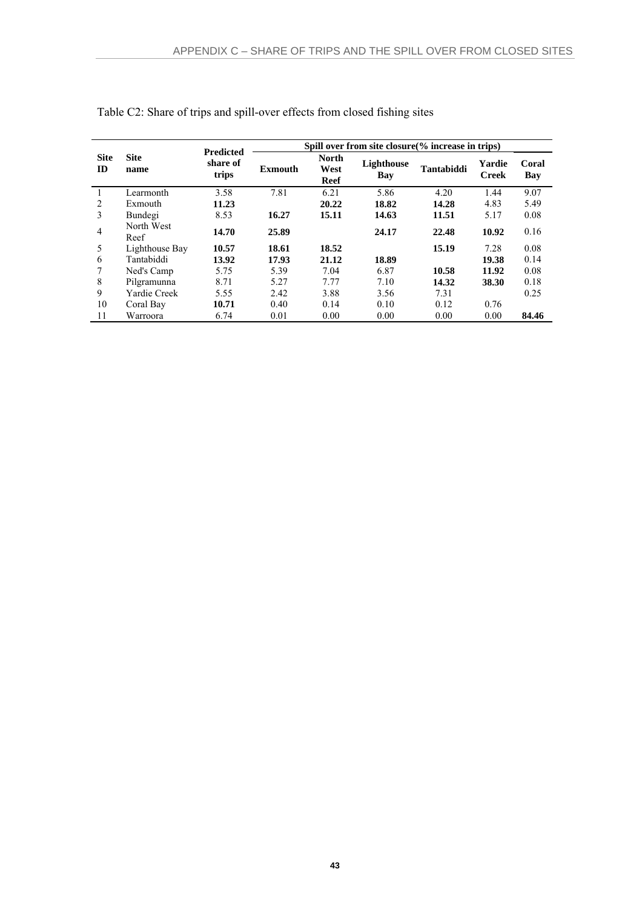Table C2: Share of trips and spill-over effects from closed fishing sites

| Site ID | Site name | Predicted share of trips | Spill over from site closure(% increase in trips) | | | | | |
|---|---|---|---|---|---|---|---|---|
| | | | Exmouth | North West Reef | Lighthouse Bay | Tantabiddi | Yardie Creek | Coral Bay |
| 1 | Learmonth | 3.58 | 7.81 | 6.21 | 5.86 | 4.20 | 1.44 | 9.07 |
| 2 | Exmouth | **11.23** | | **20.22** | **18.82** | **14.28** | 4.83 | 5.49 |
| 3 | Bundegi | 8.53 | **16.27** | **15.11** | **14.63** | **11.51** | 5.17 | 0.08 |
| 4 | North West Reef | **14.70** | **25.89** | | **24.17** | **22.48** | **10.92** | 0.16 |
| 5 | Lighthouse Bay | **10.57** | **18.61** | **18.52** | | **15.19** | 7.28 | 0.08 |
| 6 | Tantabiddi | **13.92** | **17.93** | **21.12** | **18.89** | | **19.38** | 0.14 |
| 7 | Ned's Camp | 5.75 | 5.39 | 7.04 | 6.87 | **10.58** | **11.92** | 0.08 |
| 8 | Pilgramunna | 8.71 | 5.27 | 7.77 | 7.10 | **14.32** | **38.30** | 0.18 |
| 9 | Yardie Creek | 5.55 | 2.42 | 3.88 | 3.56 | 7.31 | | 0.25 |
| 10 | Coral Bay | **10.71** | 0.40 | 0.14 | 0.10 | 0.12 | 0.76 | |
| 11 | Warroora | 6.74 | 0.01 | 0.00 | 0.00 | 0.00 | 0.00 | **84.46** |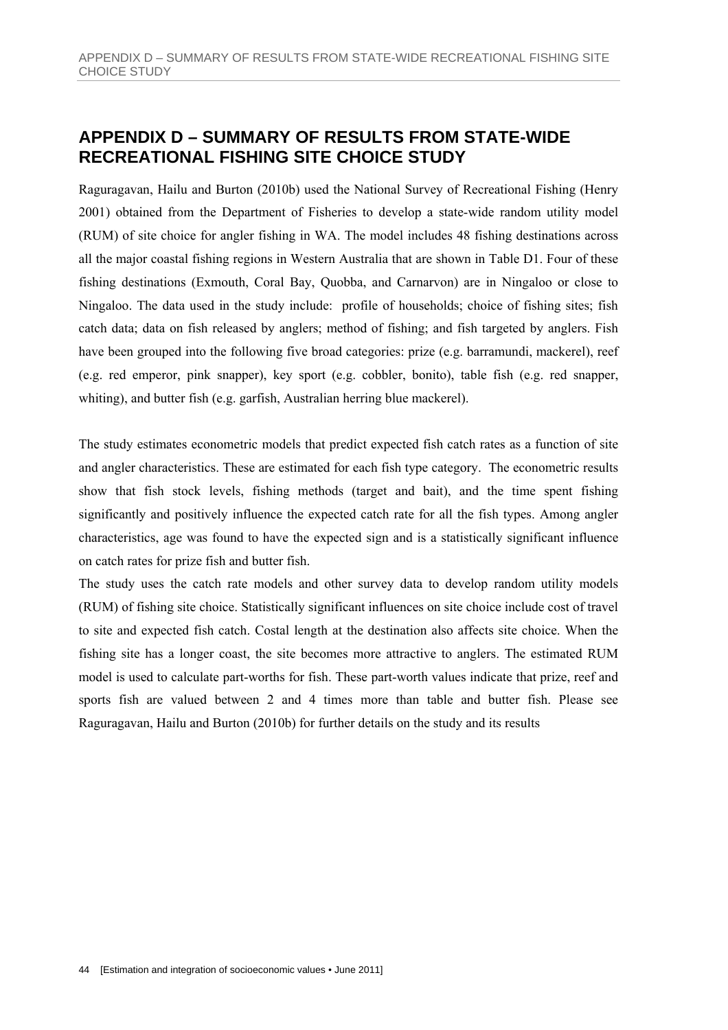# APPENDIX D – SUMMARY OF RESULTS FROM STATE-WIDE RECREATIONAL FISHING SITE CHOICE STUDY

Raguragavan, Hailu and Burton (2010b) used the National Survey of Recreational Fishing (Henry 2001) obtained from the Department of Fisheries to develop a state-wide random utility model (RUM) of site choice for angler fishing in WA. The model includes 48 fishing destinations across all the major coastal fishing regions in Western Australia that are shown in Table D1. Four of these fishing destinations (Exmouth, Coral Bay, Quobba, and Carnarvon) are in Ningaloo or close to Ningaloo. The data used in the study include: profile of households; choice of fishing sites; fish catch data; data on fish released by anglers; method of fishing; and fish targeted by anglers. Fish have been grouped into the following five broad categories: prize (e.g. barramundi, mackerel), reef (e.g. red emperor, pink snapper), key sport (e.g. cobbler, bonito), table fish (e.g. red snapper, whiting), and butter fish (e.g. garfish, Australian herring blue mackerel).

The study estimates econometric models that predict expected fish catch rates as a function of site and angler characteristics. These are estimated for each fish type category. The econometric results show that fish stock levels, fishing methods (target and bait), and the time spent fishing significantly and positively influence the expected catch rate for all the fish types. Among angler characteristics, age was found to have the expected sign and is a statistically significant influence on catch rates for prize fish and butter fish.

The study uses the catch rate models and other survey data to develop random utility models (RUM) of fishing site choice. Statistically significant influences on site choice include cost of travel to site and expected fish catch. Costal length at the destination also affects site choice. When the fishing site has a longer coast, the site becomes more attractive to anglers. The estimated RUM model is used to calculate part-worths for fish. These part-worth values indicate that prize, reef and sports fish are valued between 2 and 4 times more than table and butter fish. Please see Raguragavan, Hailu and Burton (2010b) for further details on the study and its results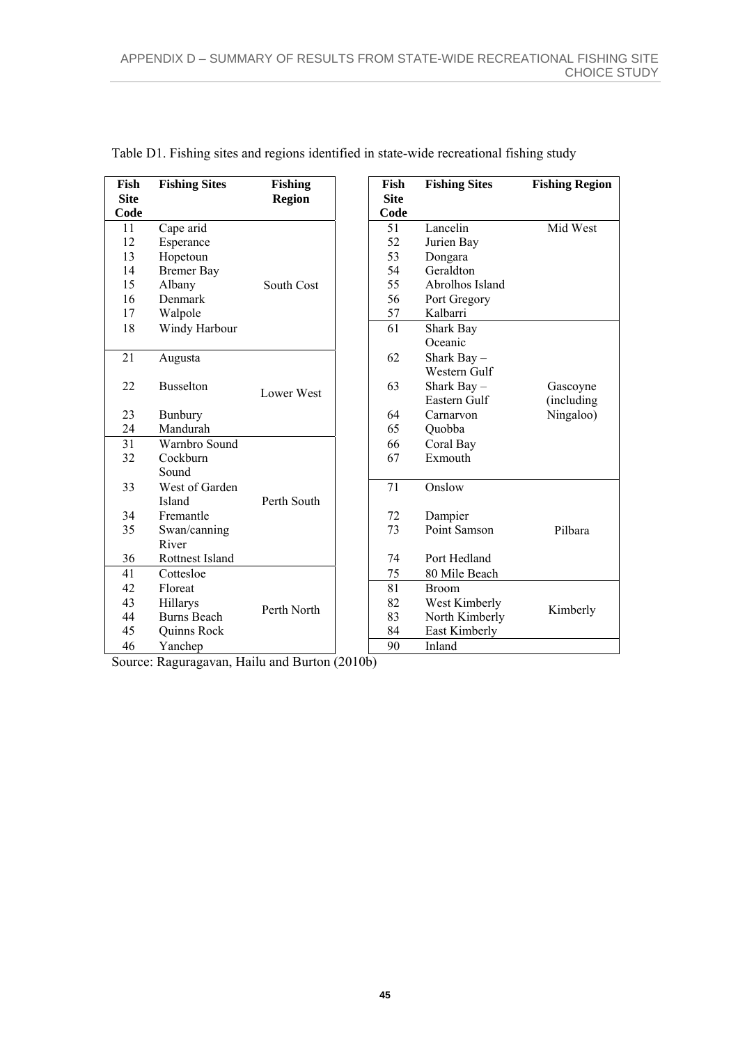Table D1. Fishing sites and regions identified in state-wide recreational fishing study

| Fish Site Code | Fishing Sites | Fishing Region |
|---|---|---|
| 11 | Cape arid | South Cost |
| 12 | Esperance | |
| 13 | Hopetoun | |
| 14 | Bremer Bay | |
| 15 | Albany | |
| 16 | Denmark | |
| 17 | Walpole | |
| 18 | Windy Harbour | |
| 21 | Augusta | Lower West |
| 22 | Busselton | |
| 23 | Bunbury | |
| 24 | Mandurah | |
| 31 | Warnbro Sound | Perth South |
| 32 | Cockburn Sound | |
| 33 | West of Garden Island | |
| 34 | Fremantle | |
| 35 | Swan/canning River | |
| 36 | Rottnest Island | |
| 41 | Cottesloe | Perth North |
| 42 | Floreat | |
| 43 | Hillarys | |
| 44 | Burns Beach | |
| 45 | Quinns Rock | |
| 46 | Yanchep | |

| Fish Site Code | Fishing Sites | Fishing Region |
|---|---|---|
| 51 | Lancelin | Mid West |
| 52 | Jurien Bay | |
| 53 | Dongara | |
| 54 | Geraldton | |
| 55 | Abrolhos Island | |
| 56 | Port Gregory | |
| 57 | Kalbarri | |
| 61 | Shark Bay Oceanic | Gascoyne (including Ningaloo) |
| 62 | Shark Bay – Western Gulf | |
| 63 | Shark Bay – Eastern Gulf | |
| 64 | Carnarvon | |
| 65 | Quobba | |
| 66 | Coral Bay | |
| 67 | Exmouth | |
| 71 | Onslow | Pilbara |
| 72 | Dampier | |
| 73 | Point Samson | |
| 74 | Port Hedland | |
| 75 | 80 Mile Beach | |
| 81 | Broom | Kimberly |
| 82 | West Kimberly | |
| 83 | North Kimberly | |
| 84 | East Kimberly | |
| 90 | Inland | |

Source: Raguragavan, Hailu and Burton (2010b)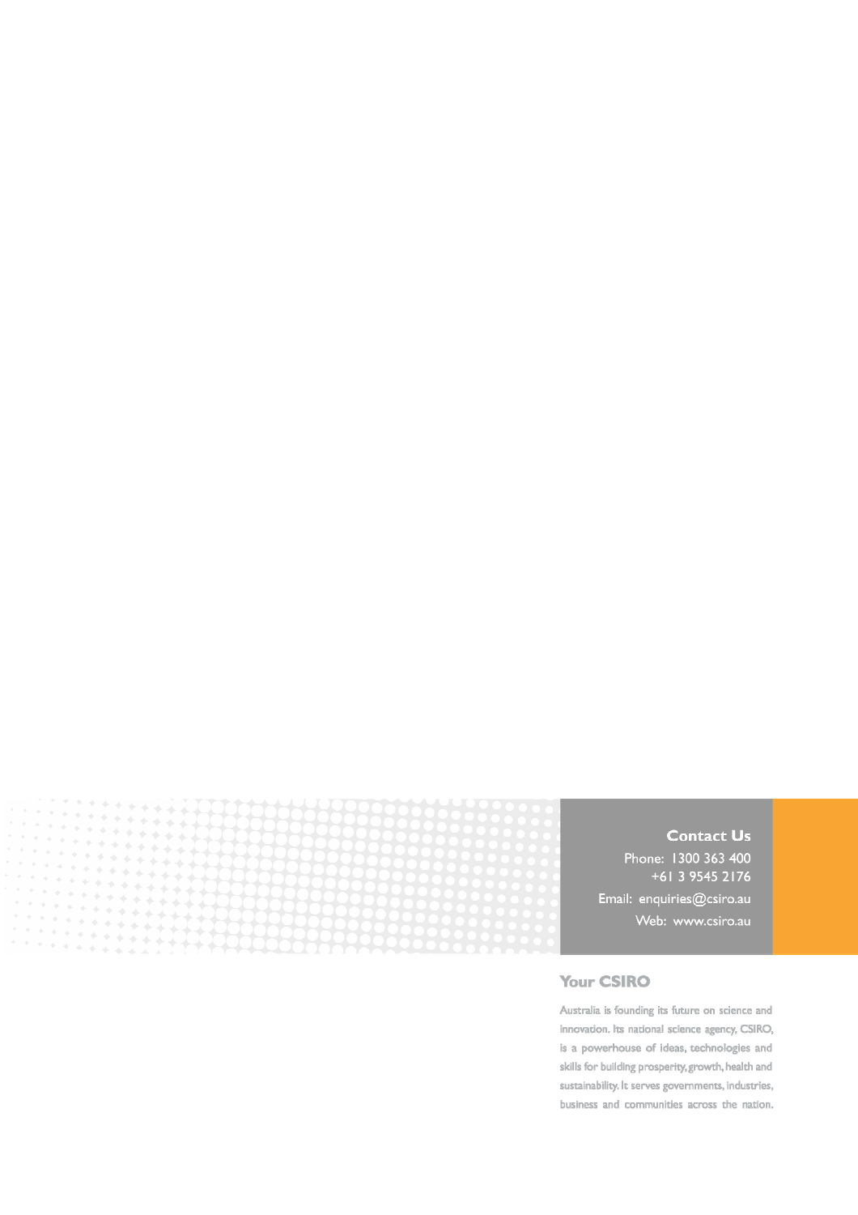## Contact Us

Phone: 1300 363 400
+61 3 9545 2176

Email: enquiries@csiro.au

Web: www.csiro.au

## Your CSIRO

Australia is founding its future on science and innovation. Its national science agency, CSIRO, is a powerhouse of ideas, technologies and skills for building prosperity, growth, health and sustainability. It serves governments, industries, business and communities across the nation.